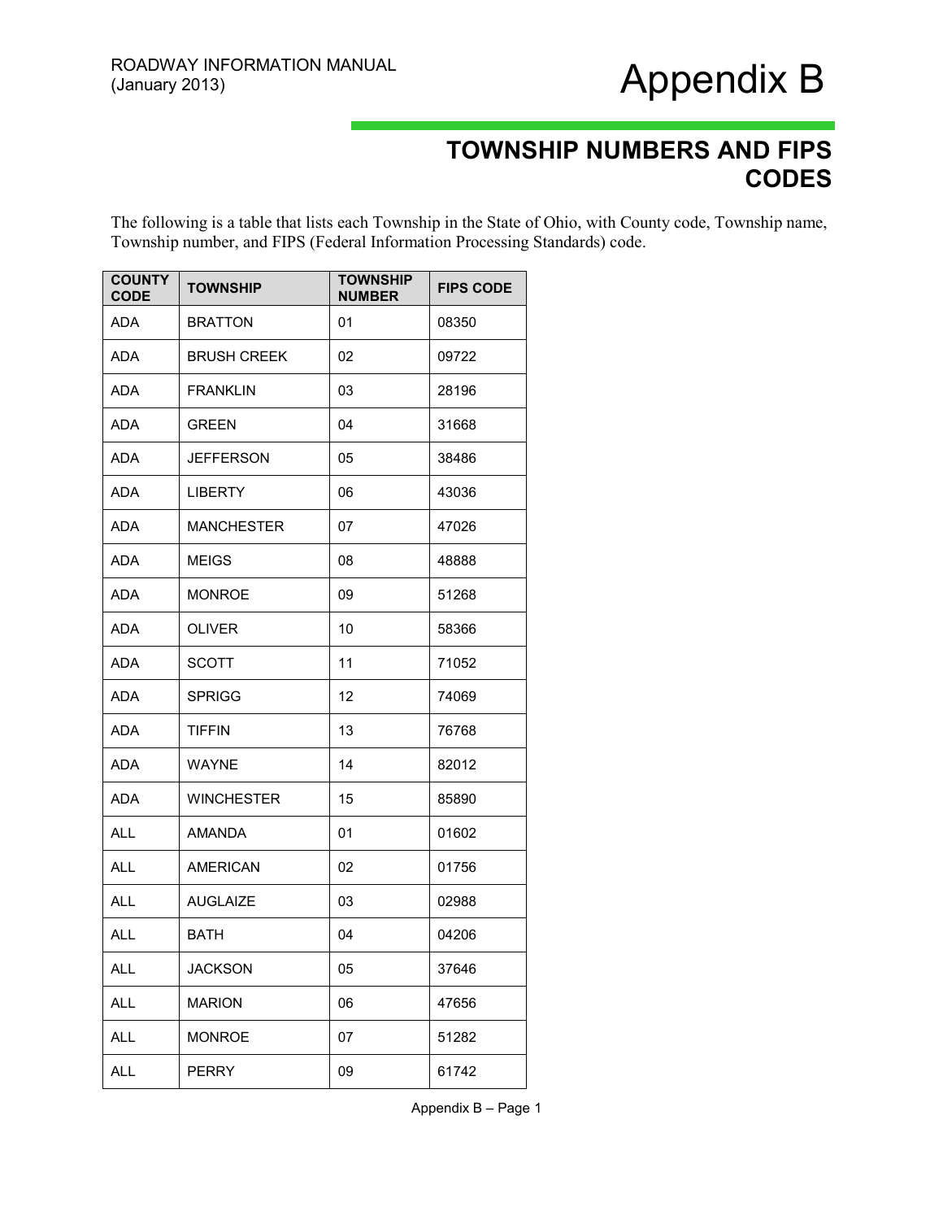ROADWAY INFORMATION MANUAL
(January 2013)

# Appendix B

## TOWNSHIP NUMBERS AND FIPS CODES

The following is a table that lists each Township in the State of Ohio, with County code, Township name, Township number, and FIPS (Federal Information Processing Standards) code.

| COUNTY CODE | TOWNSHIP | TOWNSHIP NUMBER | FIPS CODE |
|---|---|---|---|
| ADA | BRATTON | 01 | 08350 |
| ADA | BRUSH CREEK | 02 | 09722 |
| ADA | FRANKLIN | 03 | 28196 |
| ADA | GREEN | 04 | 31668 |
| ADA | JEFFERSON | 05 | 38486 |
| ADA | LIBERTY | 06 | 43036 |
| ADA | MANCHESTER | 07 | 47026 |
| ADA | MEIGS | 08 | 48888 |
| ADA | MONROE | 09 | 51268 |
| ADA | OLIVER | 10 | 58366 |
| ADA | SCOTT | 11 | 71052 |
| ADA | SPRIGG | 12 | 74069 |
| ADA | TIFFIN | 13 | 76768 |
| ADA | WAYNE | 14 | 82012 |
| ADA | WINCHESTER | 15 | 85890 |
| ALL | AMANDA | 01 | 01602 |
| ALL | AMERICAN | 02 | 01756 |
| ALL | AUGLAIZE | 03 | 02988 |
| ALL | BATH | 04 | 04206 |
| ALL | JACKSON | 05 | 37646 |
| ALL | MARION | 06 | 47656 |
| ALL | MONROE | 07 | 51282 |
| ALL | PERRY | 09 | 61742 |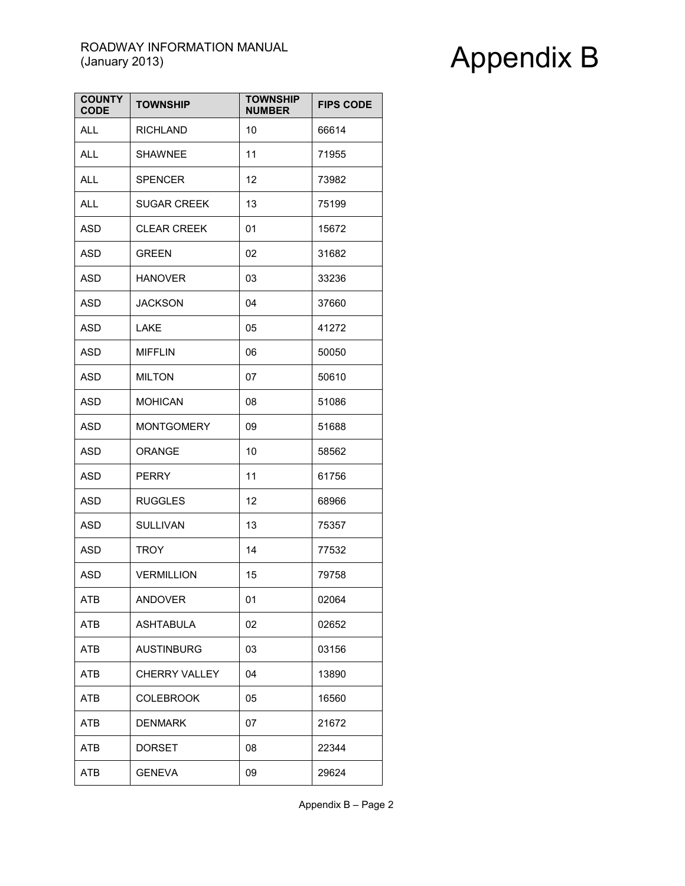| COUNTY CODE | TOWNSHIP | TOWNSHIP NUMBER | FIPS CODE |
|---|---|---|---|
| ALL | RICHLAND | 10 | 66614 |
| ALL | SHAWNEE | 11 | 71955 |
| ALL | SPENCER | 12 | 73982 |
| ALL | SUGAR CREEK | 13 | 75199 |
| ASD | CLEAR CREEK | 01 | 15672 |
| ASD | GREEN | 02 | 31682 |
| ASD | HANOVER | 03 | 33236 |
| ASD | JACKSON | 04 | 37660 |
| ASD | LAKE | 05 | 41272 |
| ASD | MIFFLIN | 06 | 50050 |
| ASD | MILTON | 07 | 50610 |
| ASD | MOHICAN | 08 | 51086 |
| ASD | MONTGOMERY | 09 | 51688 |
| ASD | ORANGE | 10 | 58562 |
| ASD | PERRY | 11 | 61756 |
| ASD | RUGGLES | 12 | 68966 |
| ASD | SULLIVAN | 13 | 75357 |
| ASD | TROY | 14 | 77532 |
| ASD | VERMILLION | 15 | 79758 |
| ATB | ANDOVER | 01 | 02064 |
| ATB | ASHTABULA | 02 | 02652 |
| ATB | AUSTINBURG | 03 | 03156 |
| ATB | CHERRY VALLEY | 04 | 13890 |
| ATB | COLEBROOK | 05 | 16560 |
| ATB | DENMARK | 07 | 21672 |
| ATB | DORSET | 08 | 22344 |
| ATB | GENEVA | 09 | 29624 |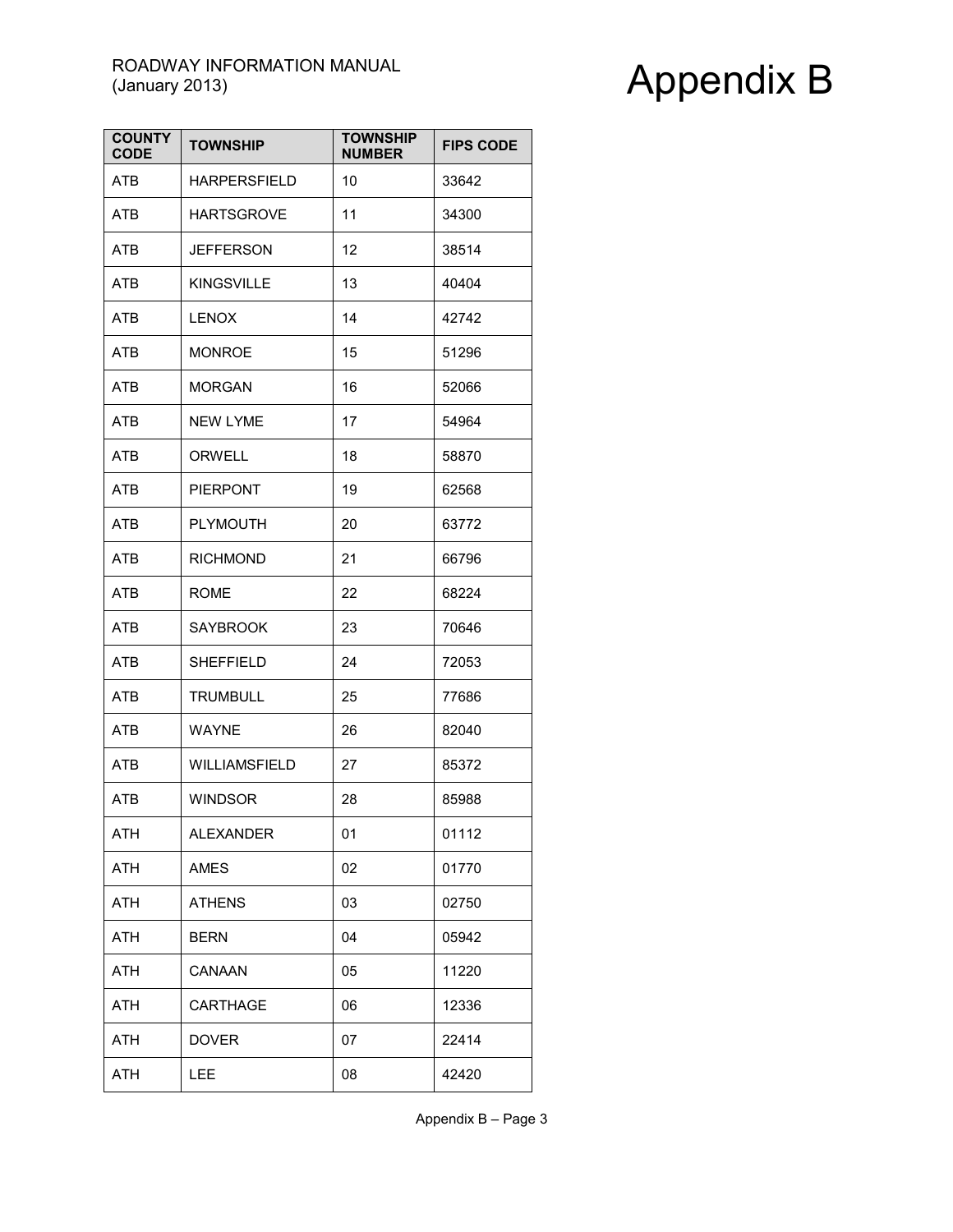| COUNTY CODE | TOWNSHIP | TOWNSHIP NUMBER | FIPS CODE |
|---|---|---|---|
| ATB | HARPERSFIELD | 10 | 33642 |
| ATB | HARTSGROVE | 11 | 34300 |
| ATB | JEFFERSON | 12 | 38514 |
| ATB | KINGSVILLE | 13 | 40404 |
| ATB | LENOX | 14 | 42742 |
| ATB | MONROE | 15 | 51296 |
| ATB | MORGAN | 16 | 52066 |
| ATB | NEW LYME | 17 | 54964 |
| ATB | ORWELL | 18 | 58870 |
| ATB | PIERPONT | 19 | 62568 |
| ATB | PLYMOUTH | 20 | 63772 |
| ATB | RICHMOND | 21 | 66796 |
| ATB | ROME | 22 | 68224 |
| ATB | SAYBROOK | 23 | 70646 |
| ATB | SHEFFIELD | 24 | 72053 |
| ATB | TRUMBULL | 25 | 77686 |
| ATB | WAYNE | 26 | 82040 |
| ATB | WILLIAMSFIELD | 27 | 85372 |
| ATB | WINDSOR | 28 | 85988 |
| ATH | ALEXANDER | 01 | 01112 |
| ATH | AMES | 02 | 01770 |
| ATH | ATHENS | 03 | 02750 |
| ATH | BERN | 04 | 05942 |
| ATH | CANAAN | 05 | 11220 |
| ATH | CARTHAGE | 06 | 12336 |
| ATH | DOVER | 07 | 22414 |
| ATH | LEE | 08 | 42420 |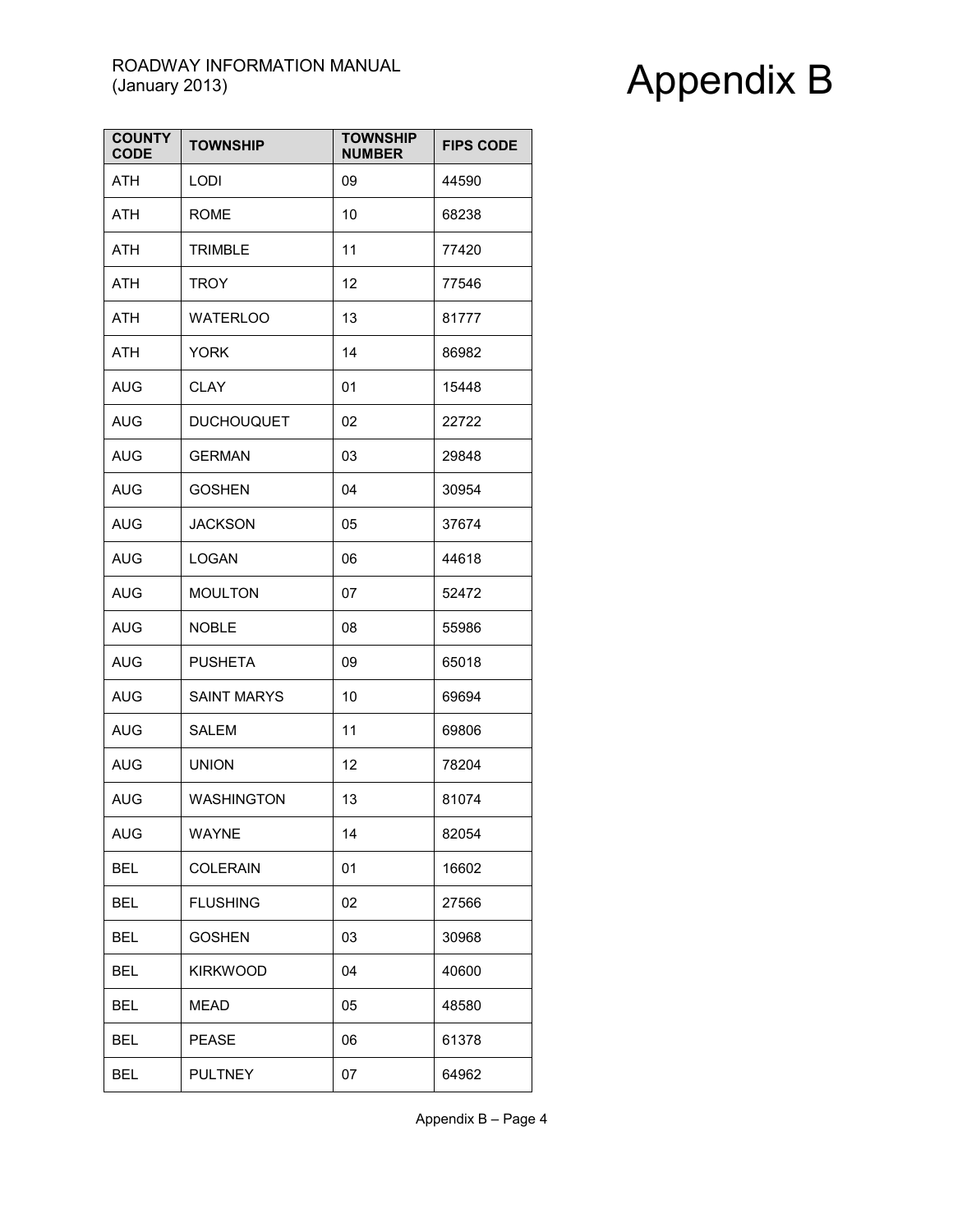| COUNTY CODE | TOWNSHIP | TOWNSHIP NUMBER | FIPS CODE |
|---|---|---|---|
| ATH | LODI | 09 | 44590 |
| ATH | ROME | 10 | 68238 |
| ATH | TRIMBLE | 11 | 77420 |
| ATH | TROY | 12 | 77546 |
| ATH | WATERLOO | 13 | 81777 |
| ATH | YORK | 14 | 86982 |
| AUG | CLAY | 01 | 15448 |
| AUG | DUCHOUQUET | 02 | 22722 |
| AUG | GERMAN | 03 | 29848 |
| AUG | GOSHEN | 04 | 30954 |
| AUG | JACKSON | 05 | 37674 |
| AUG | LOGAN | 06 | 44618 |
| AUG | MOULTON | 07 | 52472 |
| AUG | NOBLE | 08 | 55986 |
| AUG | PUSHETA | 09 | 65018 |
| AUG | SAINT MARYS | 10 | 69694 |
| AUG | SALEM | 11 | 69806 |
| AUG | UNION | 12 | 78204 |
| AUG | WASHINGTON | 13 | 81074 |
| AUG | WAYNE | 14 | 82054 |
| BEL | COLERAIN | 01 | 16602 |
| BEL | FLUSHING | 02 | 27566 |
| BEL | GOSHEN | 03 | 30968 |
| BEL | KIRKWOOD | 04 | 40600 |
| BEL | MEAD | 05 | 48580 |
| BEL | PEASE | 06 | 61378 |
| BEL | PULTNEY | 07 | 64962 |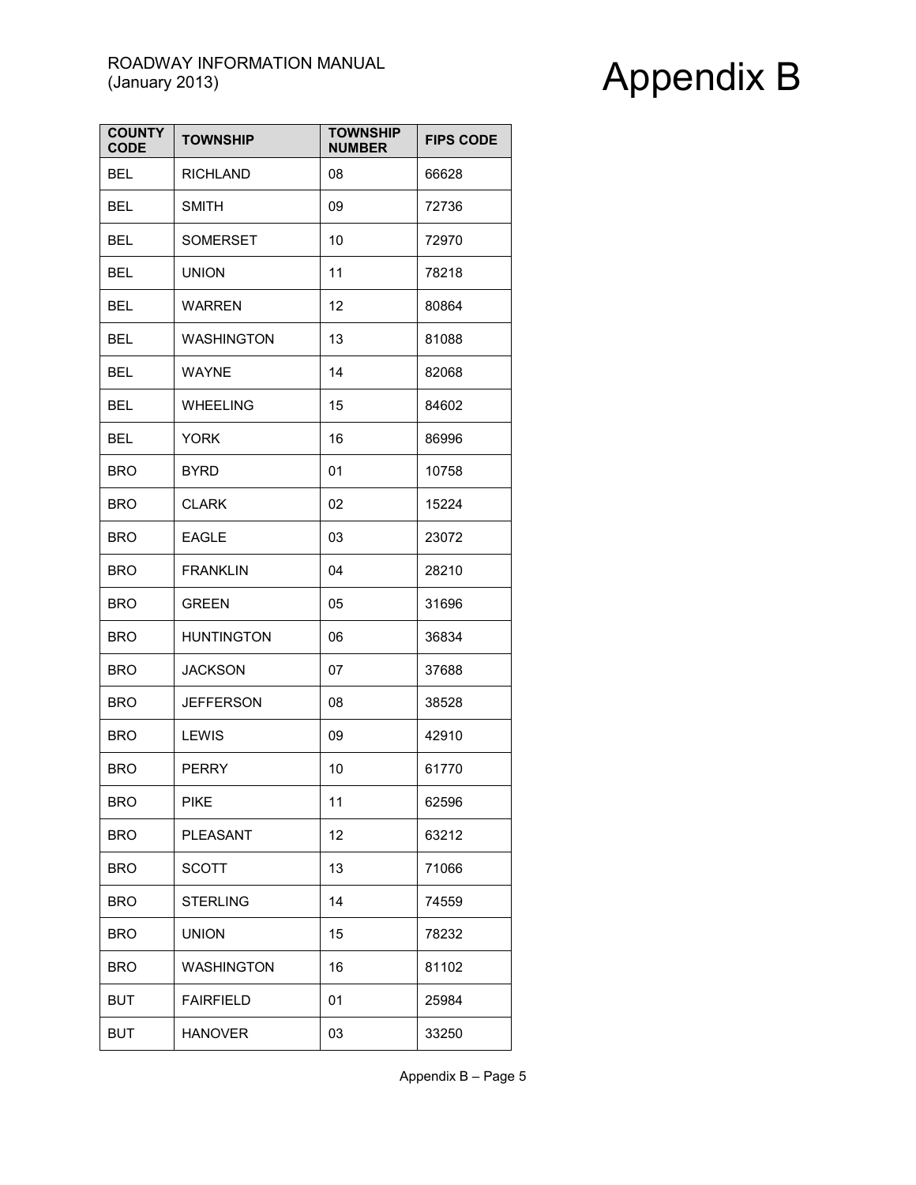| COUNTY CODE | TOWNSHIP | TOWNSHIP NUMBER | FIPS CODE |
|---|---|---|---|
| BEL | RICHLAND | 08 | 66628 |
| BEL | SMITH | 09 | 72736 |
| BEL | SOMERSET | 10 | 72970 |
| BEL | UNION | 11 | 78218 |
| BEL | WARREN | 12 | 80864 |
| BEL | WASHINGTON | 13 | 81088 |
| BEL | WAYNE | 14 | 82068 |
| BEL | WHEELING | 15 | 84602 |
| BEL | YORK | 16 | 86996 |
| BRO | BYRD | 01 | 10758 |
| BRO | CLARK | 02 | 15224 |
| BRO | EAGLE | 03 | 23072 |
| BRO | FRANKLIN | 04 | 28210 |
| BRO | GREEN | 05 | 31696 |
| BRO | HUNTINGTON | 06 | 36834 |
| BRO | JACKSON | 07 | 37688 |
| BRO | JEFFERSON | 08 | 38528 |
| BRO | LEWIS | 09 | 42910 |
| BRO | PERRY | 10 | 61770 |
| BRO | PIKE | 11 | 62596 |
| BRO | PLEASANT | 12 | 63212 |
| BRO | SCOTT | 13 | 71066 |
| BRO | STERLING | 14 | 74559 |
| BRO | UNION | 15 | 78232 |
| BRO | WASHINGTON | 16 | 81102 |
| BUT | FAIRFIELD | 01 | 25984 |
| BUT | HANOVER | 03 | 33250 |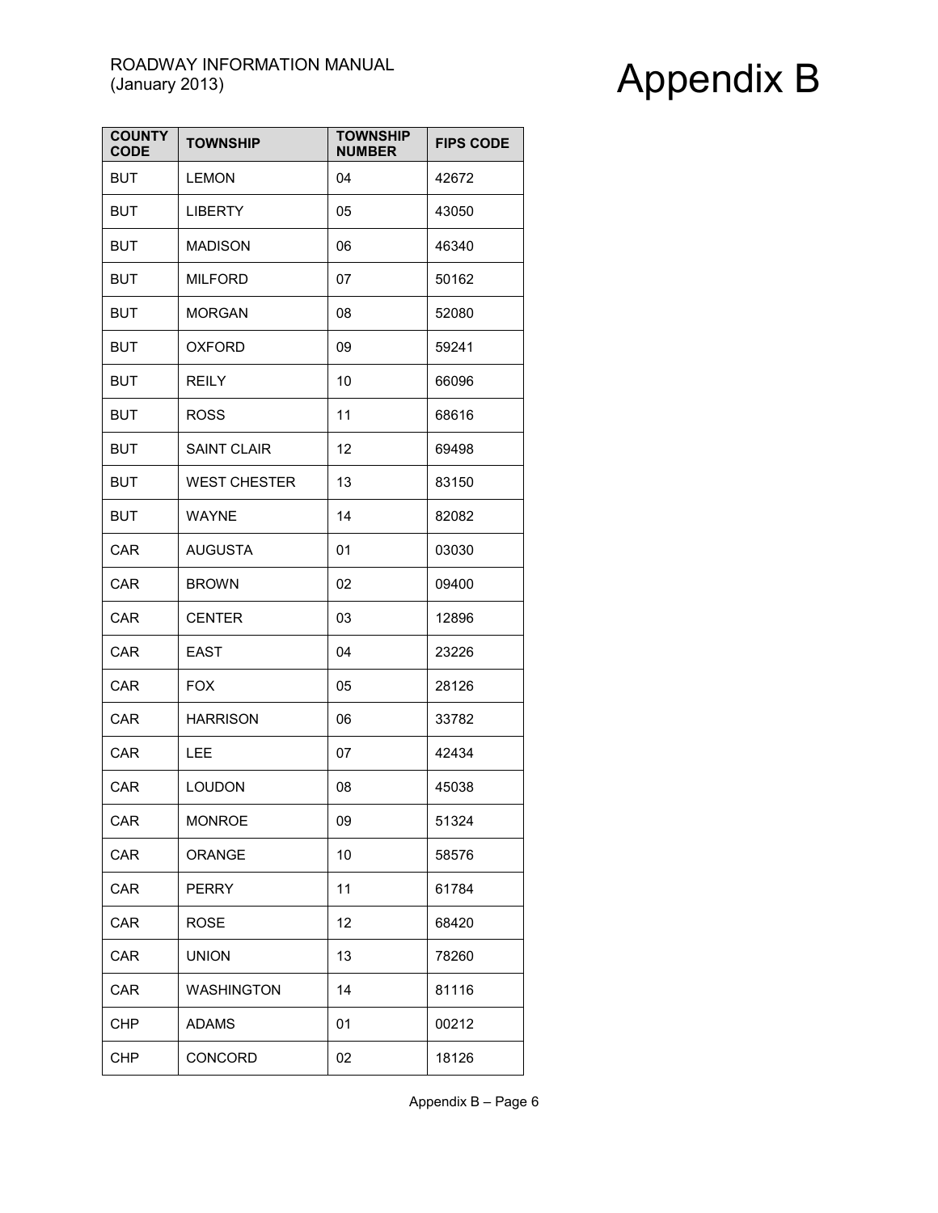| COUNTY CODE | TOWNSHIP | TOWNSHIP NUMBER | FIPS CODE |
|---|---|---|---|
| BUT | LEMON | 04 | 42672 |
| BUT | LIBERTY | 05 | 43050 |
| BUT | MADISON | 06 | 46340 |
| BUT | MILFORD | 07 | 50162 |
| BUT | MORGAN | 08 | 52080 |
| BUT | OXFORD | 09 | 59241 |
| BUT | REILY | 10 | 66096 |
| BUT | ROSS | 11 | 68616 |
| BUT | SAINT CLAIR | 12 | 69498 |
| BUT | WEST CHESTER | 13 | 83150 |
| BUT | WAYNE | 14 | 82082 |
| CAR | AUGUSTA | 01 | 03030 |
| CAR | BROWN | 02 | 09400 |
| CAR | CENTER | 03 | 12896 |
| CAR | EAST | 04 | 23226 |
| CAR | FOX | 05 | 28126 |
| CAR | HARRISON | 06 | 33782 |
| CAR | LEE | 07 | 42434 |
| CAR | LOUDON | 08 | 45038 |
| CAR | MONROE | 09 | 51324 |
| CAR | ORANGE | 10 | 58576 |
| CAR | PERRY | 11 | 61784 |
| CAR | ROSE | 12 | 68420 |
| CAR | UNION | 13 | 78260 |
| CAR | WASHINGTON | 14 | 81116 |
| CHP | ADAMS | 01 | 00212 |
| CHP | CONCORD | 02 | 18126 |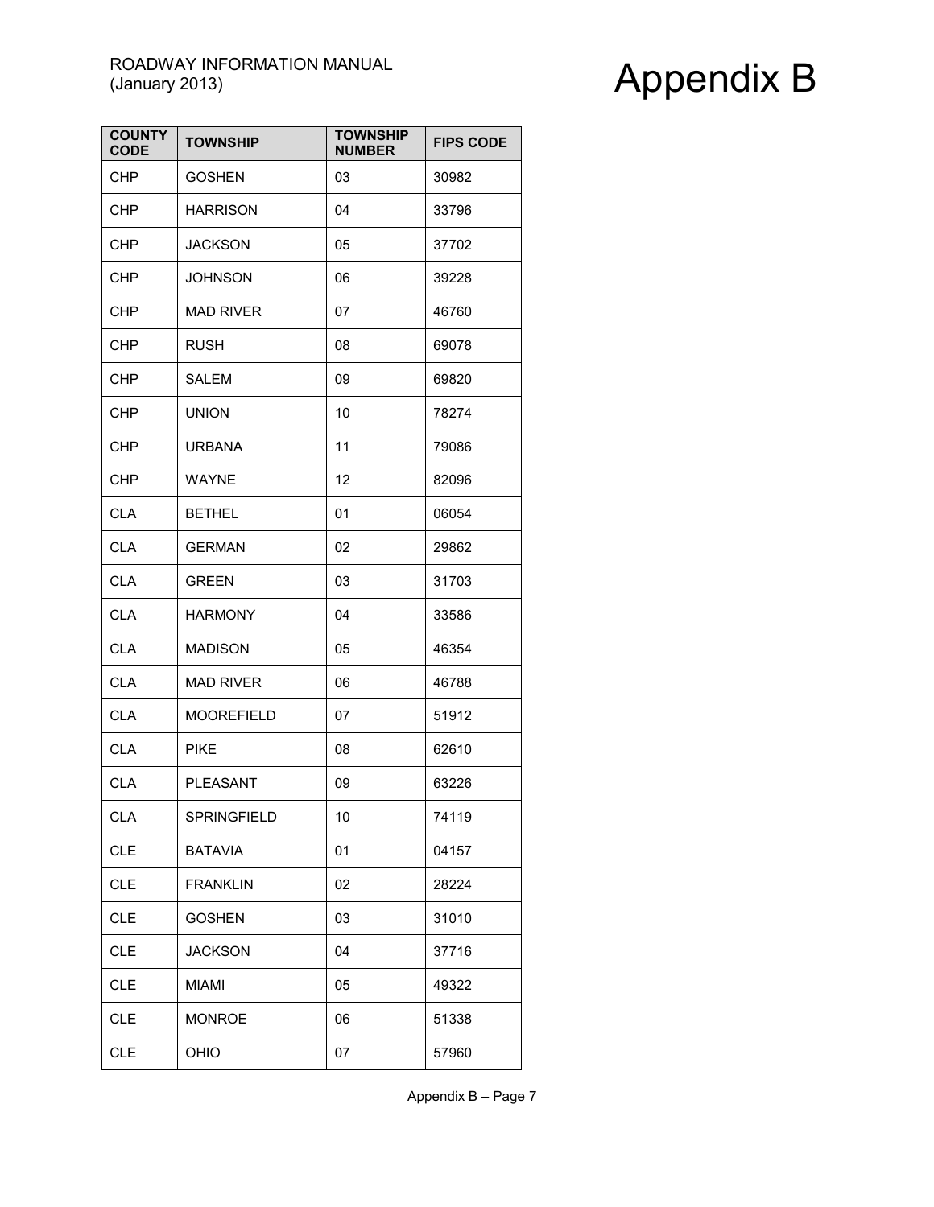| COUNTY CODE | TOWNSHIP | TOWNSHIP NUMBER | FIPS CODE |
| --- | --- | --- | --- |
| CHP | GOSHEN | 03 | 30982 |
| CHP | HARRISON | 04 | 33796 |
| CHP | JACKSON | 05 | 37702 |
| CHP | JOHNSON | 06 | 39228 |
| CHP | MAD RIVER | 07 | 46760 |
| CHP | RUSH | 08 | 69078 |
| CHP | SALEM | 09 | 69820 |
| CHP | UNION | 10 | 78274 |
| CHP | URBANA | 11 | 79086 |
| CHP | WAYNE | 12 | 82096 |
| CLA | BETHEL | 01 | 06054 |
| CLA | GERMAN | 02 | 29862 |
| CLA | GREEN | 03 | 31703 |
| CLA | HARMONY | 04 | 33586 |
| CLA | MADISON | 05 | 46354 |
| CLA | MAD RIVER | 06 | 46788 |
| CLA | MOOREFIELD | 07 | 51912 |
| CLA | PIKE | 08 | 62610 |
| CLA | PLEASANT | 09 | 63226 |
| CLA | SPRINGFIELD | 10 | 74119 |
| CLE | BATAVIA | 01 | 04157 |
| CLE | FRANKLIN | 02 | 28224 |
| CLE | GOSHEN | 03 | 31010 |
| CLE | JACKSON | 04 | 37716 |
| CLE | MIAMI | 05 | 49322 |
| CLE | MONROE | 06 | 51338 |
| CLE | OHIO | 07 | 57960 |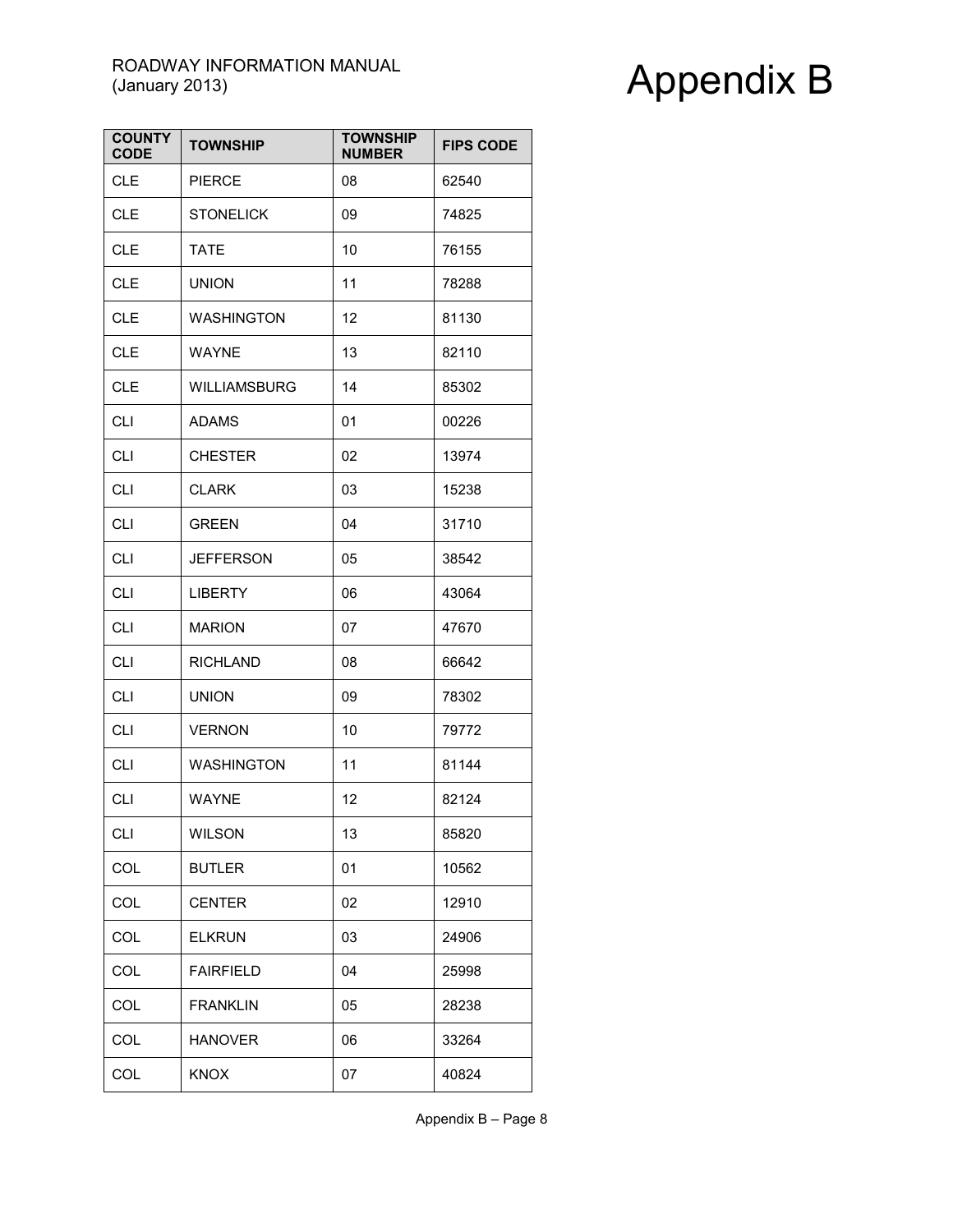| COUNTY CODE | TOWNSHIP | TOWNSHIP NUMBER | FIPS CODE |
|---|---|---|---|
| CLE | PIERCE | 08 | 62540 |
| CLE | STONELICK | 09 | 74825 |
| CLE | TATE | 10 | 76155 |
| CLE | UNION | 11 | 78288 |
| CLE | WASHINGTON | 12 | 81130 |
| CLE | WAYNE | 13 | 82110 |
| CLE | WILLIAMSBURG | 14 | 85302 |
| CLI | ADAMS | 01 | 00226 |
| CLI | CHESTER | 02 | 13974 |
| CLI | CLARK | 03 | 15238 |
| CLI | GREEN | 04 | 31710 |
| CLI | JEFFERSON | 05 | 38542 |
| CLI | LIBERTY | 06 | 43064 |
| CLI | MARION | 07 | 47670 |
| CLI | RICHLAND | 08 | 66642 |
| CLI | UNION | 09 | 78302 |
| CLI | VERNON | 10 | 79772 |
| CLI | WASHINGTON | 11 | 81144 |
| CLI | WAYNE | 12 | 82124 |
| CLI | WILSON | 13 | 85820 |
| COL | BUTLER | 01 | 10562 |
| COL | CENTER | 02 | 12910 |
| COL | ELKRUN | 03 | 24906 |
| COL | FAIRFIELD | 04 | 25998 |
| COL | FRANKLIN | 05 | 28238 |
| COL | HANOVER | 06 | 33264 |
| COL | KNOX | 07 | 40824 |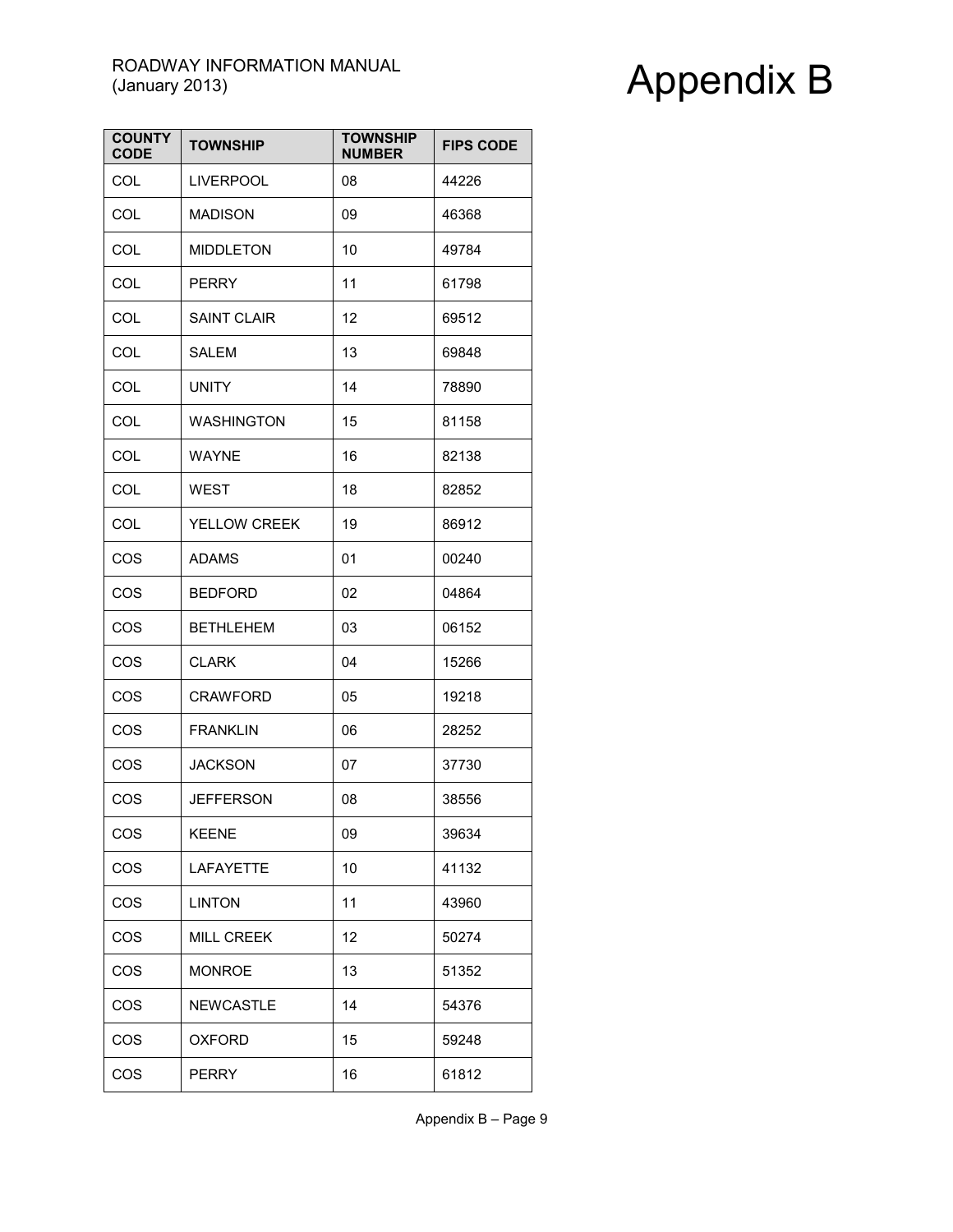| COUNTY CODE | TOWNSHIP | TOWNSHIP NUMBER | FIPS CODE |
|---|---|---|---|
| COL | LIVERPOOL | 08 | 44226 |
| COL | MADISON | 09 | 46368 |
| COL | MIDDLETON | 10 | 49784 |
| COL | PERRY | 11 | 61798 |
| COL | SAINT CLAIR | 12 | 69512 |
| COL | SALEM | 13 | 69848 |
| COL | UNITY | 14 | 78890 |
| COL | WASHINGTON | 15 | 81158 |
| COL | WAYNE | 16 | 82138 |
| COL | WEST | 18 | 82852 |
| COL | YELLOW CREEK | 19 | 86912 |
| COS | ADAMS | 01 | 00240 |
| COS | BEDFORD | 02 | 04864 |
| COS | BETHLEHEM | 03 | 06152 |
| COS | CLARK | 04 | 15266 |
| COS | CRAWFORD | 05 | 19218 |
| COS | FRANKLIN | 06 | 28252 |
| COS | JACKSON | 07 | 37730 |
| COS | JEFFERSON | 08 | 38556 |
| COS | KEENE | 09 | 39634 |
| COS | LAFAYETTE | 10 | 41132 |
| COS | LINTON | 11 | 43960 |
| COS | MILL CREEK | 12 | 50274 |
| COS | MONROE | 13 | 51352 |
| COS | NEWCASTLE | 14 | 54376 |
| COS | OXFORD | 15 | 59248 |
| COS | PERRY | 16 | 61812 |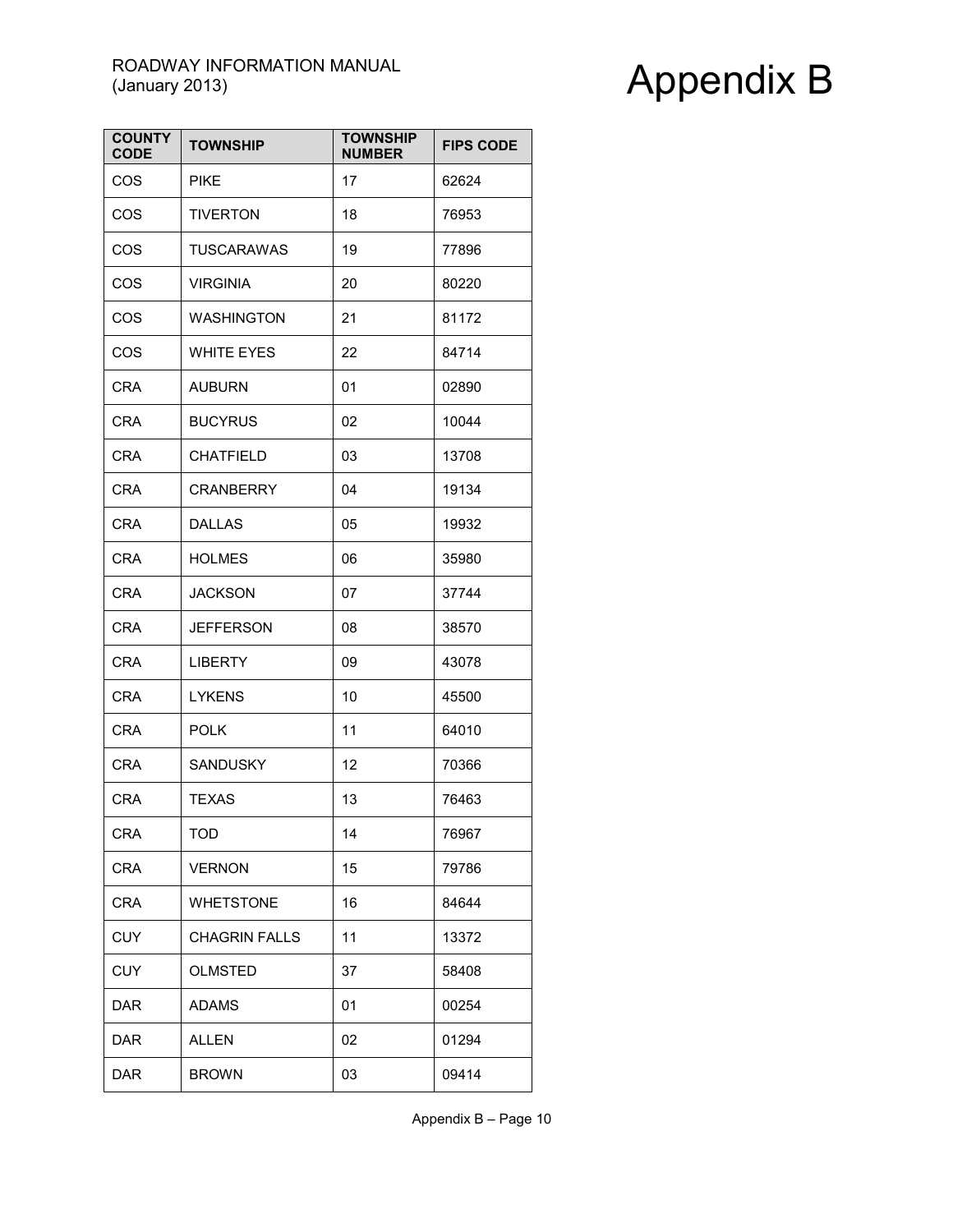| COUNTY CODE | TOWNSHIP | TOWNSHIP NUMBER | FIPS CODE |
|---|---|---|---|
| COS | PIKE | 17 | 62624 |
| COS | TIVERTON | 18 | 76953 |
| COS | TUSCARAWAS | 19 | 77896 |
| COS | VIRGINIA | 20 | 80220 |
| COS | WASHINGTON | 21 | 81172 |
| COS | WHITE EYES | 22 | 84714 |
| CRA | AUBURN | 01 | 02890 |
| CRA | BUCYRUS | 02 | 10044 |
| CRA | CHATFIELD | 03 | 13708 |
| CRA | CRANBERRY | 04 | 19134 |
| CRA | DALLAS | 05 | 19932 |
| CRA | HOLMES | 06 | 35980 |
| CRA | JACKSON | 07 | 37744 |
| CRA | JEFFERSON | 08 | 38570 |
| CRA | LIBERTY | 09 | 43078 |
| CRA | LYKENS | 10 | 45500 |
| CRA | POLK | 11 | 64010 |
| CRA | SANDUSKY | 12 | 70366 |
| CRA | TEXAS | 13 | 76463 |
| CRA | TOD | 14 | 76967 |
| CRA | VERNON | 15 | 79786 |
| CRA | WHETSTONE | 16 | 84644 |
| CUY | CHAGRIN FALLS | 11 | 13372 |
| CUY | OLMSTED | 37 | 58408 |
| DAR | ADAMS | 01 | 00254 |
| DAR | ALLEN | 02 | 01294 |
| DAR | BROWN | 03 | 09414 |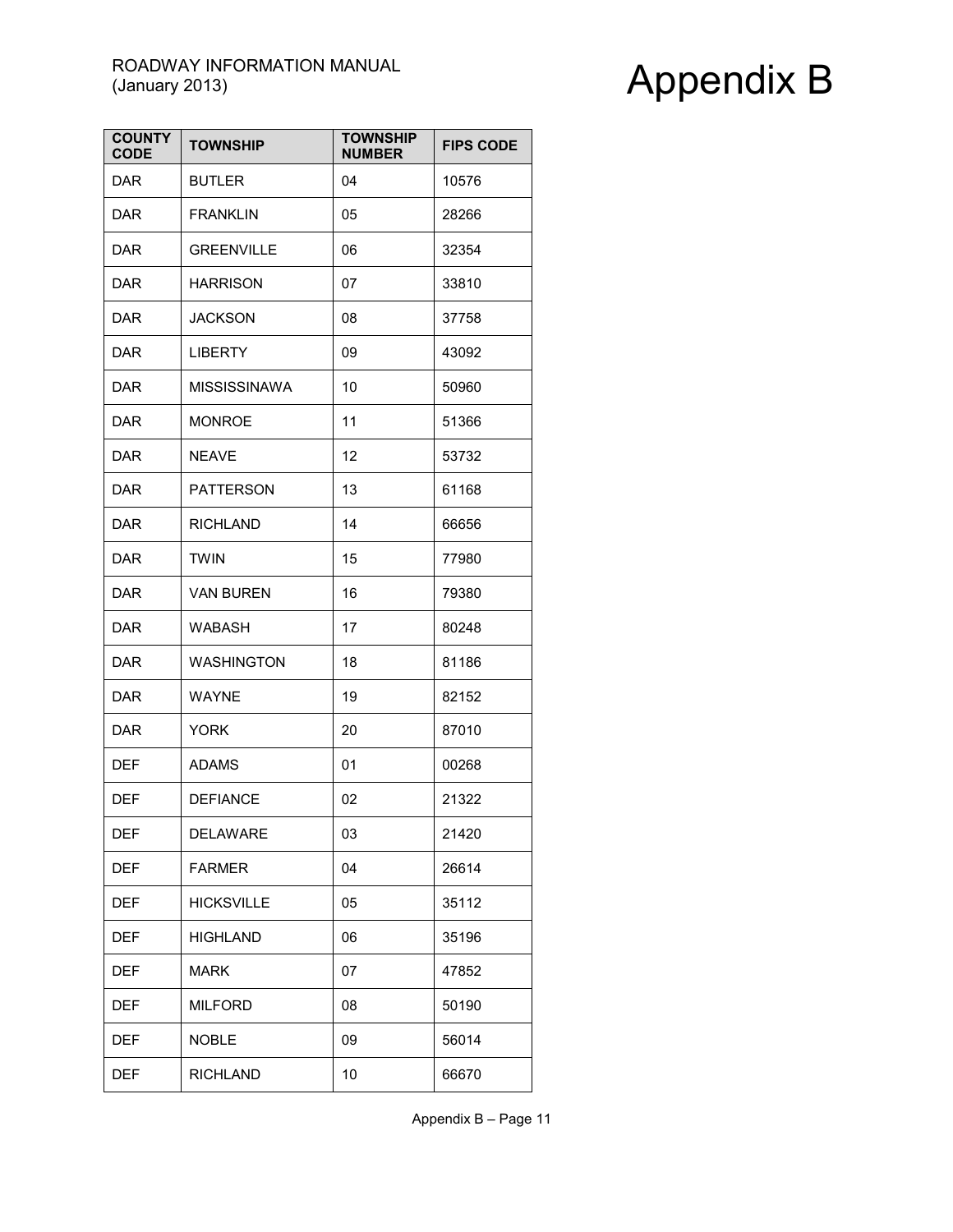| COUNTY CODE | TOWNSHIP | TOWNSHIP NUMBER | FIPS CODE |
|---|---|---|---|
| DAR | BUTLER | 04 | 10576 |
| DAR | FRANKLIN | 05 | 28266 |
| DAR | GREENVILLE | 06 | 32354 |
| DAR | HARRISON | 07 | 33810 |
| DAR | JACKSON | 08 | 37758 |
| DAR | LIBERTY | 09 | 43092 |
| DAR | MISSISSINAWA | 10 | 50960 |
| DAR | MONROE | 11 | 51366 |
| DAR | NEAVE | 12 | 53732 |
| DAR | PATTERSON | 13 | 61168 |
| DAR | RICHLAND | 14 | 66656 |
| DAR | TWIN | 15 | 77980 |
| DAR | VAN BUREN | 16 | 79380 |
| DAR | WABASH | 17 | 80248 |
| DAR | WASHINGTON | 18 | 81186 |
| DAR | WAYNE | 19 | 82152 |
| DAR | YORK | 20 | 87010 |
| DEF | ADAMS | 01 | 00268 |
| DEF | DEFIANCE | 02 | 21322 |
| DEF | DELAWARE | 03 | 21420 |
| DEF | FARMER | 04 | 26614 |
| DEF | HICKSVILLE | 05 | 35112 |
| DEF | HIGHLAND | 06 | 35196 |
| DEF | MARK | 07 | 47852 |
| DEF | MILFORD | 08 | 50190 |
| DEF | NOBLE | 09 | 56014 |
| DEF | RICHLAND | 10 | 66670 |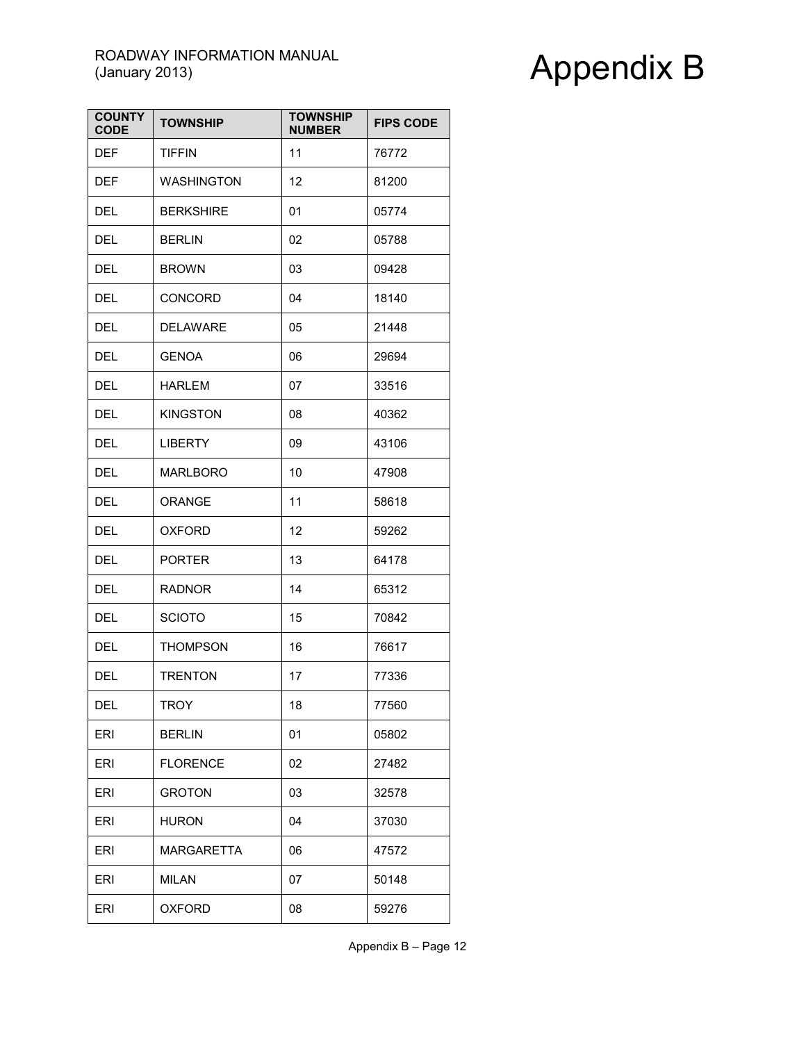| COUNTY CODE | TOWNSHIP | TOWNSHIP NUMBER | FIPS CODE |
|---|---|---|---|
| DEF | TIFFIN | 11 | 76772 |
| DEF | WASHINGTON | 12 | 81200 |
| DEL | BERKSHIRE | 01 | 05774 |
| DEL | BERLIN | 02 | 05788 |
| DEL | BROWN | 03 | 09428 |
| DEL | CONCORD | 04 | 18140 |
| DEL | DELAWARE | 05 | 21448 |
| DEL | GENOA | 06 | 29694 |
| DEL | HARLEM | 07 | 33516 |
| DEL | KINGSTON | 08 | 40362 |
| DEL | LIBERTY | 09 | 43106 |
| DEL | MARLBORO | 10 | 47908 |
| DEL | ORANGE | 11 | 58618 |
| DEL | OXFORD | 12 | 59262 |
| DEL | PORTER | 13 | 64178 |
| DEL | RADNOR | 14 | 65312 |
| DEL | SCIOTO | 15 | 70842 |
| DEL | THOMPSON | 16 | 76617 |
| DEL | TRENTON | 17 | 77336 |
| DEL | TROY | 18 | 77560 |
| ERI | BERLIN | 01 | 05802 |
| ERI | FLORENCE | 02 | 27482 |
| ERI | GROTON | 03 | 32578 |
| ERI | HURON | 04 | 37030 |
| ERI | MARGARETTA | 06 | 47572 |
| ERI | MILAN | 07 | 50148 |
| ERI | OXFORD | 08 | 59276 |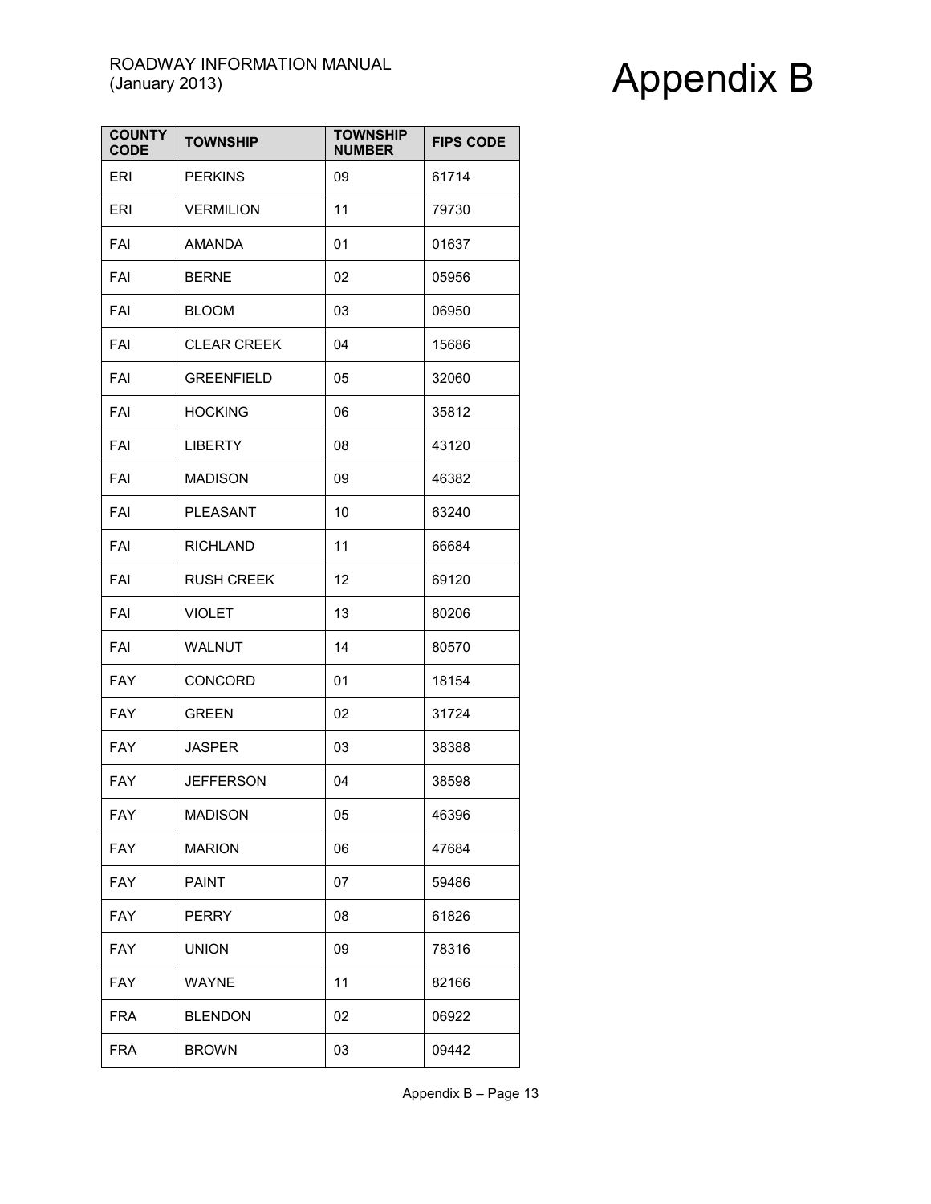| COUNTY CODE | TOWNSHIP | TOWNSHIP NUMBER | FIPS CODE |
|---|---|---|---|
| ERI | PERKINS | 09 | 61714 |
| ERI | VERMILION | 11 | 79730 |
| FAI | AMANDA | 01 | 01637 |
| FAI | BERNE | 02 | 05956 |
| FAI | BLOOM | 03 | 06950 |
| FAI | CLEAR CREEK | 04 | 15686 |
| FAI | GREENFIELD | 05 | 32060 |
| FAI | HOCKING | 06 | 35812 |
| FAI | LIBERTY | 08 | 43120 |
| FAI | MADISON | 09 | 46382 |
| FAI | PLEASANT | 10 | 63240 |
| FAI | RICHLAND | 11 | 66684 |
| FAI | RUSH CREEK | 12 | 69120 |
| FAI | VIOLET | 13 | 80206 |
| FAI | WALNUT | 14 | 80570 |
| FAY | CONCORD | 01 | 18154 |
| FAY | GREEN | 02 | 31724 |
| FAY | JASPER | 03 | 38388 |
| FAY | JEFFERSON | 04 | 38598 |
| FAY | MADISON | 05 | 46396 |
| FAY | MARION | 06 | 47684 |
| FAY | PAINT | 07 | 59486 |
| FAY | PERRY | 08 | 61826 |
| FAY | UNION | 09 | 78316 |
| FAY | WAYNE | 11 | 82166 |
| FRA | BLENDON | 02 | 06922 |
| FRA | BROWN | 03 | 09442 |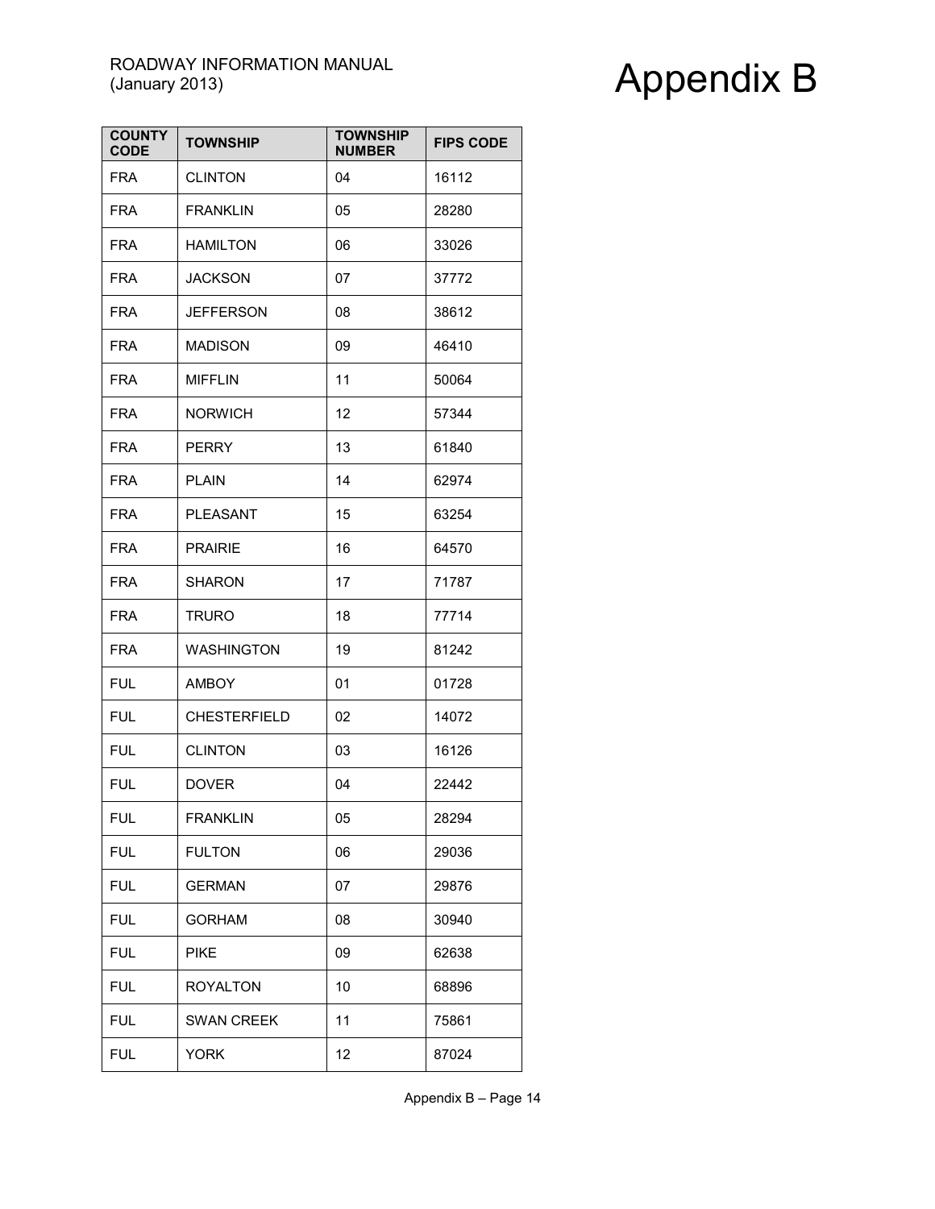| COUNTY CODE | TOWNSHIP | TOWNSHIP NUMBER | FIPS CODE |
|---|---|---|---|
| FRA | CLINTON | 04 | 16112 |
| FRA | FRANKLIN | 05 | 28280 |
| FRA | HAMILTON | 06 | 33026 |
| FRA | JACKSON | 07 | 37772 |
| FRA | JEFFERSON | 08 | 38612 |
| FRA | MADISON | 09 | 46410 |
| FRA | MIFFLIN | 11 | 50064 |
| FRA | NORWICH | 12 | 57344 |
| FRA | PERRY | 13 | 61840 |
| FRA | PLAIN | 14 | 62974 |
| FRA | PLEASANT | 15 | 63254 |
| FRA | PRAIRIE | 16 | 64570 |
| FRA | SHARON | 17 | 71787 |
| FRA | TRURO | 18 | 77714 |
| FRA | WASHINGTON | 19 | 81242 |
| FUL | AMBOY | 01 | 01728 |
| FUL | CHESTERFIELD | 02 | 14072 |
| FUL | CLINTON | 03 | 16126 |
| FUL | DOVER | 04 | 22442 |
| FUL | FRANKLIN | 05 | 28294 |
| FUL | FULTON | 06 | 29036 |
| FUL | GERMAN | 07 | 29876 |
| FUL | GORHAM | 08 | 30940 |
| FUL | PIKE | 09 | 62638 |
| FUL | ROYALTON | 10 | 68896 |
| FUL | SWAN CREEK | 11 | 75861 |
| FUL | YORK | 12 | 87024 |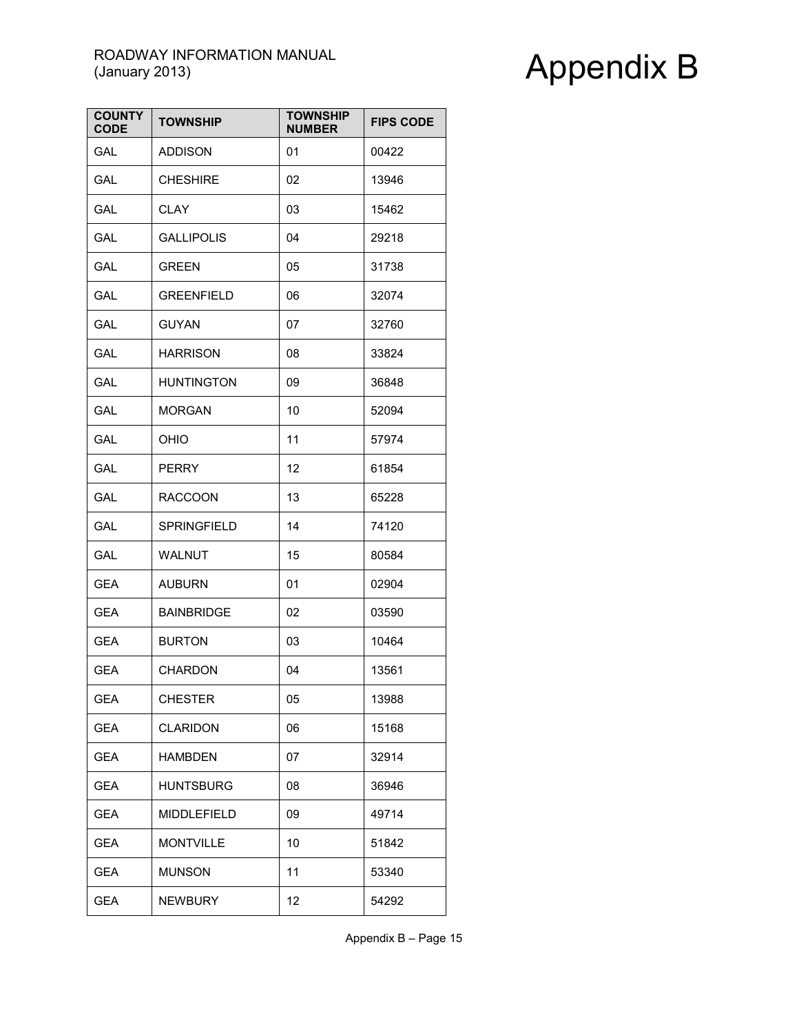| COUNTY CODE | TOWNSHIP | TOWNSHIP NUMBER | FIPS CODE |
|---|---|---|---|
| GAL | ADDISON | 01 | 00422 |
| GAL | CHESHIRE | 02 | 13946 |
| GAL | CLAY | 03 | 15462 |
| GAL | GALLIPOLIS | 04 | 29218 |
| GAL | GREEN | 05 | 31738 |
| GAL | GREENFIELD | 06 | 32074 |
| GAL | GUYAN | 07 | 32760 |
| GAL | HARRISON | 08 | 33824 |
| GAL | HUNTINGTON | 09 | 36848 |
| GAL | MORGAN | 10 | 52094 |
| GAL | OHIO | 11 | 57974 |
| GAL | PERRY | 12 | 61854 |
| GAL | RACCOON | 13 | 65228 |
| GAL | SPRINGFIELD | 14 | 74120 |
| GAL | WALNUT | 15 | 80584 |
| GEA | AUBURN | 01 | 02904 |
| GEA | BAINBRIDGE | 02 | 03590 |
| GEA | BURTON | 03 | 10464 |
| GEA | CHARDON | 04 | 13561 |
| GEA | CHESTER | 05 | 13988 |
| GEA | CLARIDON | 06 | 15168 |
| GEA | HAMBDEN | 07 | 32914 |
| GEA | HUNTSBURG | 08 | 36946 |
| GEA | MIDDLEFIELD | 09 | 49714 |
| GEA | MONTVILLE | 10 | 51842 |
| GEA | MUNSON | 11 | 53340 |
| GEA | NEWBURY | 12 | 54292 |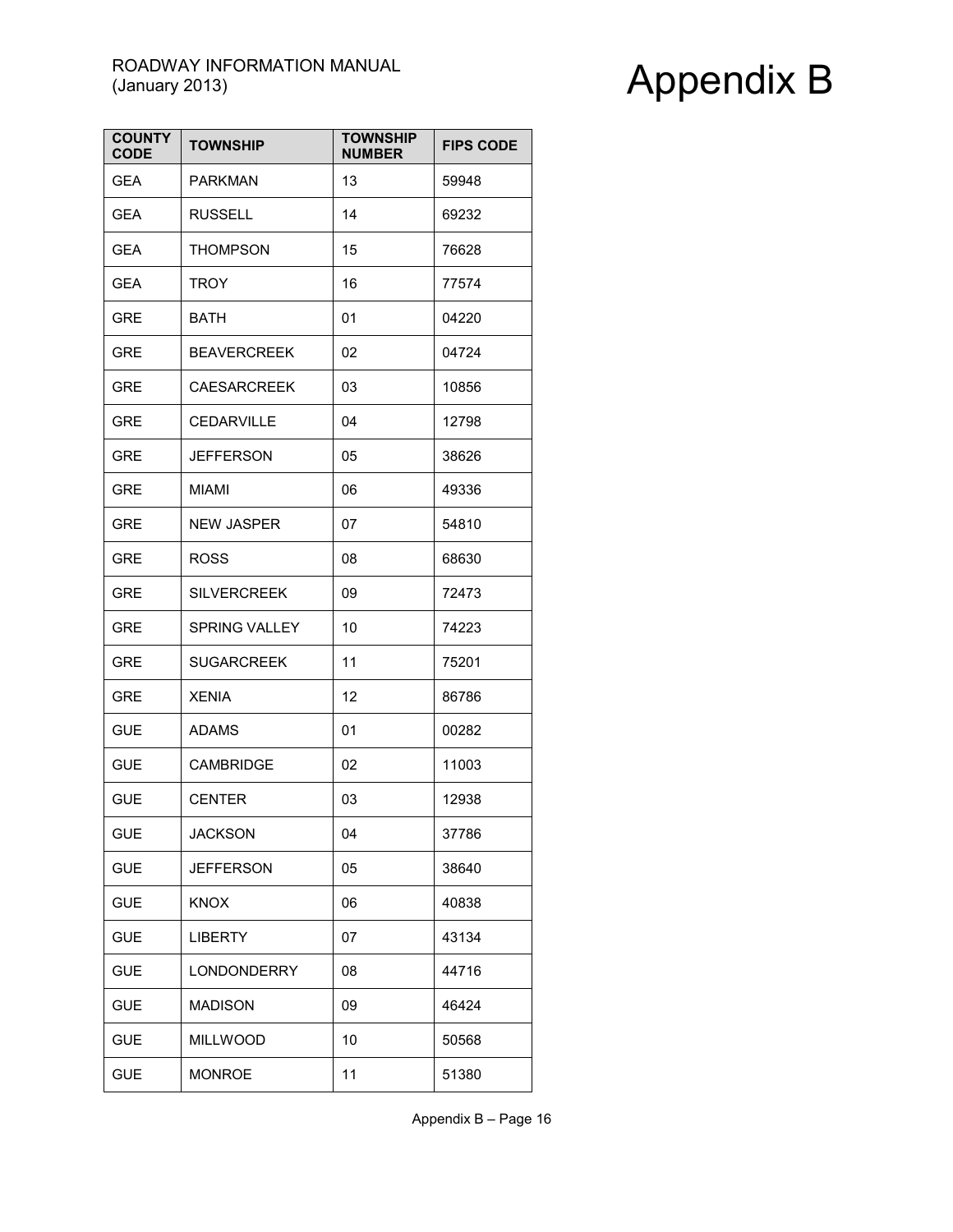| COUNTY CODE | TOWNSHIP | TOWNSHIP NUMBER | FIPS CODE |
|---|---|---|---|
| GEA | PARKMAN | 13 | 59948 |
| GEA | RUSSELL | 14 | 69232 |
| GEA | THOMPSON | 15 | 76628 |
| GEA | TROY | 16 | 77574 |
| GRE | BATH | 01 | 04220 |
| GRE | BEAVERCREEK | 02 | 04724 |
| GRE | CAESARCREEK | 03 | 10856 |
| GRE | CEDARVILLE | 04 | 12798 |
| GRE | JEFFERSON | 05 | 38626 |
| GRE | MIAMI | 06 | 49336 |
| GRE | NEW JASPER | 07 | 54810 |
| GRE | ROSS | 08 | 68630 |
| GRE | SILVERCREEK | 09 | 72473 |
| GRE | SPRING VALLEY | 10 | 74223 |
| GRE | SUGARCREEK | 11 | 75201 |
| GRE | XENIA | 12 | 86786 |
| GUE | ADAMS | 01 | 00282 |
| GUE | CAMBRIDGE | 02 | 11003 |
| GUE | CENTER | 03 | 12938 |
| GUE | JACKSON | 04 | 37786 |
| GUE | JEFFERSON | 05 | 38640 |
| GUE | KNOX | 06 | 40838 |
| GUE | LIBERTY | 07 | 43134 |
| GUE | LONDONDERRY | 08 | 44716 |
| GUE | MADISON | 09 | 46424 |
| GUE | MILLWOOD | 10 | 50568 |
| GUE | MONROE | 11 | 51380 |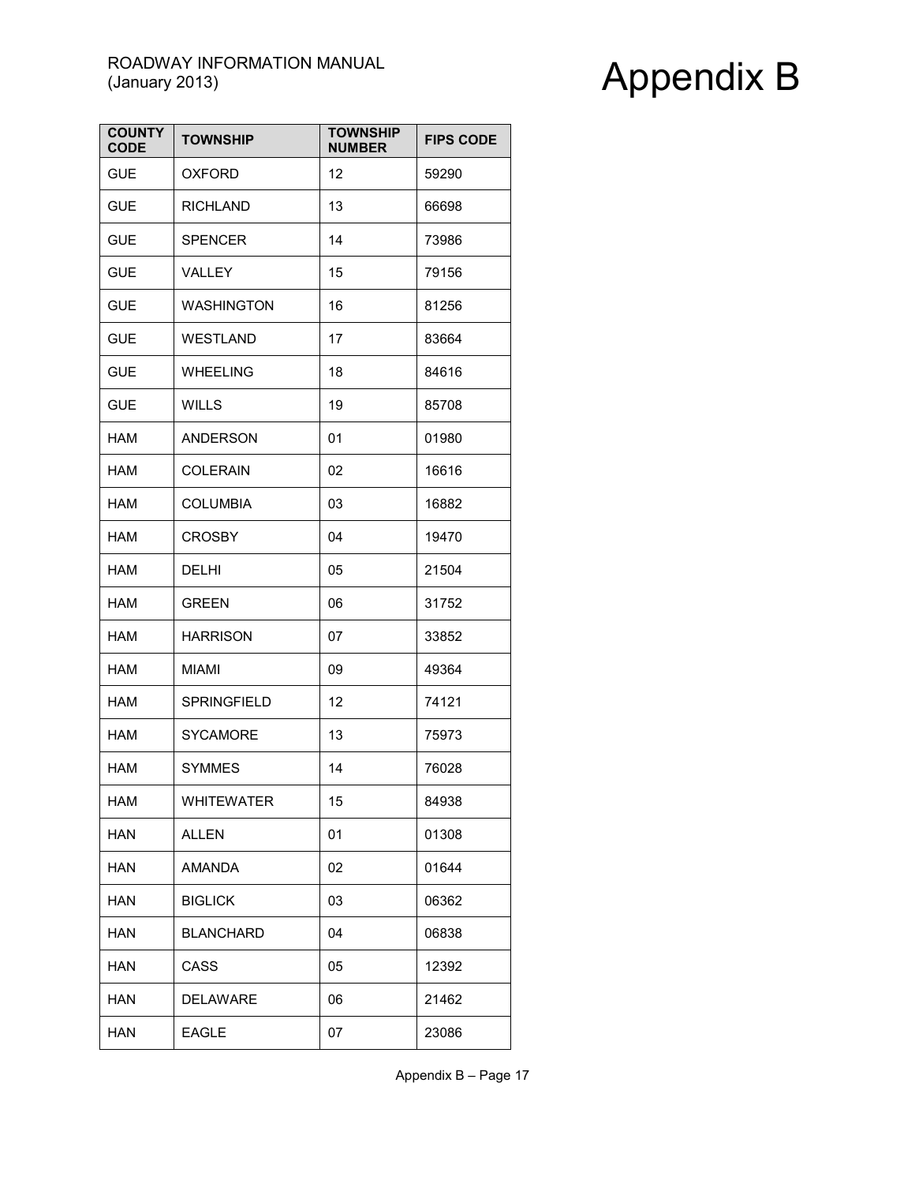| COUNTY CODE | TOWNSHIP | TOWNSHIP NUMBER | FIPS CODE |
|---|---|---|---|
| GUE | OXFORD | 12 | 59290 |
| GUE | RICHLAND | 13 | 66698 |
| GUE | SPENCER | 14 | 73986 |
| GUE | VALLEY | 15 | 79156 |
| GUE | WASHINGTON | 16 | 81256 |
| GUE | WESTLAND | 17 | 83664 |
| GUE | WHEELING | 18 | 84616 |
| GUE | WILLS | 19 | 85708 |
| HAM | ANDERSON | 01 | 01980 |
| HAM | COLERAIN | 02 | 16616 |
| HAM | COLUMBIA | 03 | 16882 |
| HAM | CROSBY | 04 | 19470 |
| HAM | DELHI | 05 | 21504 |
| HAM | GREEN | 06 | 31752 |
| HAM | HARRISON | 07 | 33852 |
| HAM | MIAMI | 09 | 49364 |
| HAM | SPRINGFIELD | 12 | 74121 |
| HAM | SYCAMORE | 13 | 75973 |
| HAM | SYMMES | 14 | 76028 |
| HAM | WHITEWATER | 15 | 84938 |
| HAN | ALLEN | 01 | 01308 |
| HAN | AMANDA | 02 | 01644 |
| HAN | BIGLICK | 03 | 06362 |
| HAN | BLANCHARD | 04 | 06838 |
| HAN | CASS | 05 | 12392 |
| HAN | DELAWARE | 06 | 21462 |
| HAN | EAGLE | 07 | 23086 |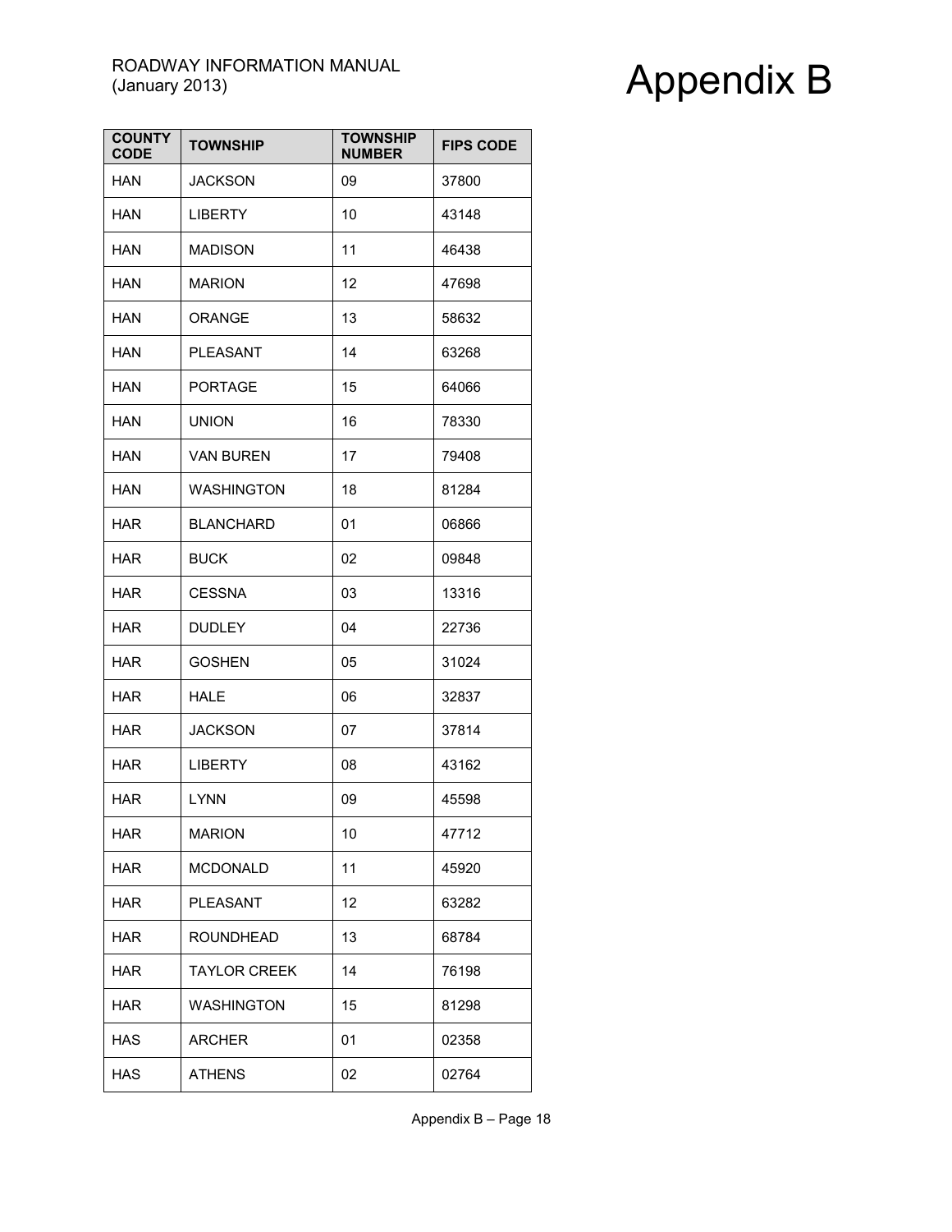| COUNTY CODE | TOWNSHIP | TOWNSHIP NUMBER | FIPS CODE |
|---|---|---|---|
| HAN | JACKSON | 09 | 37800 |
| HAN | LIBERTY | 10 | 43148 |
| HAN | MADISON | 11 | 46438 |
| HAN | MARION | 12 | 47698 |
| HAN | ORANGE | 13 | 58632 |
| HAN | PLEASANT | 14 | 63268 |
| HAN | PORTAGE | 15 | 64066 |
| HAN | UNION | 16 | 78330 |
| HAN | VAN BUREN | 17 | 79408 |
| HAN | WASHINGTON | 18 | 81284 |
| HAR | BLANCHARD | 01 | 06866 |
| HAR | BUCK | 02 | 09848 |
| HAR | CESSNA | 03 | 13316 |
| HAR | DUDLEY | 04 | 22736 |
| HAR | GOSHEN | 05 | 31024 |
| HAR | HALE | 06 | 32837 |
| HAR | JACKSON | 07 | 37814 |
| HAR | LIBERTY | 08 | 43162 |
| HAR | LYNN | 09 | 45598 |
| HAR | MARION | 10 | 47712 |
| HAR | MCDONALD | 11 | 45920 |
| HAR | PLEASANT | 12 | 63282 |
| HAR | ROUNDHEAD | 13 | 68784 |
| HAR | TAYLOR CREEK | 14 | 76198 |
| HAR | WASHINGTON | 15 | 81298 |
| HAS | ARCHER | 01 | 02358 |
| HAS | ATHENS | 02 | 02764 |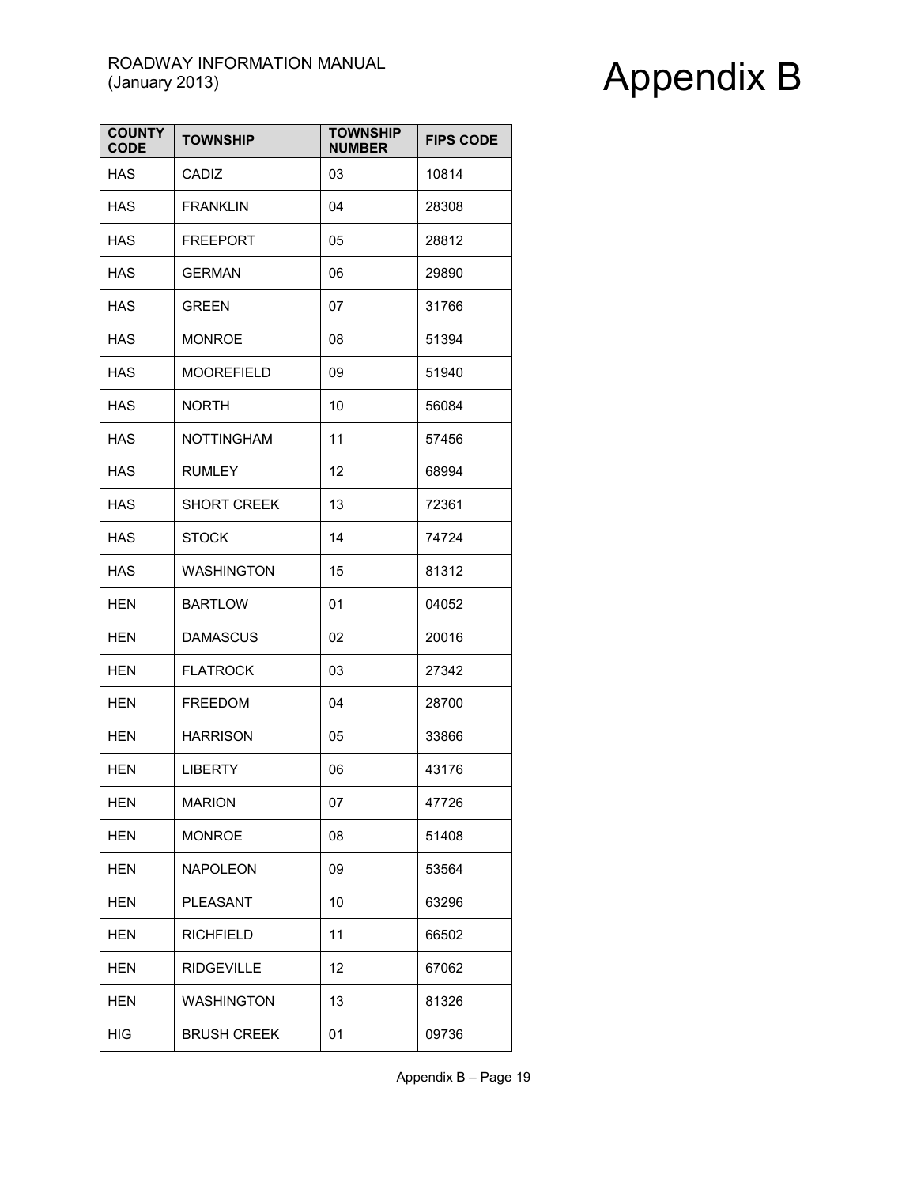| COUNTY CODE | TOWNSHIP | TOWNSHIP NUMBER | FIPS CODE |
|---|---|---|---|
| HAS | CADIZ | 03 | 10814 |
| HAS | FRANKLIN | 04 | 28308 |
| HAS | FREEPORT | 05 | 28812 |
| HAS | GERMAN | 06 | 29890 |
| HAS | GREEN | 07 | 31766 |
| HAS | MONROE | 08 | 51394 |
| HAS | MOOREFIELD | 09 | 51940 |
| HAS | NORTH | 10 | 56084 |
| HAS | NOTTINGHAM | 11 | 57456 |
| HAS | RUMLEY | 12 | 68994 |
| HAS | SHORT CREEK | 13 | 72361 |
| HAS | STOCK | 14 | 74724 |
| HAS | WASHINGTON | 15 | 81312 |
| HEN | BARTLOW | 01 | 04052 |
| HEN | DAMASCUS | 02 | 20016 |
| HEN | FLATROCK | 03 | 27342 |
| HEN | FREEDOM | 04 | 28700 |
| HEN | HARRISON | 05 | 33866 |
| HEN | LIBERTY | 06 | 43176 |
| HEN | MARION | 07 | 47726 |
| HEN | MONROE | 08 | 51408 |
| HEN | NAPOLEON | 09 | 53564 |
| HEN | PLEASANT | 10 | 63296 |
| HEN | RICHFIELD | 11 | 66502 |
| HEN | RIDGEVILLE | 12 | 67062 |
| HEN | WASHINGTON | 13 | 81326 |
| HIG | BRUSH CREEK | 01 | 09736 |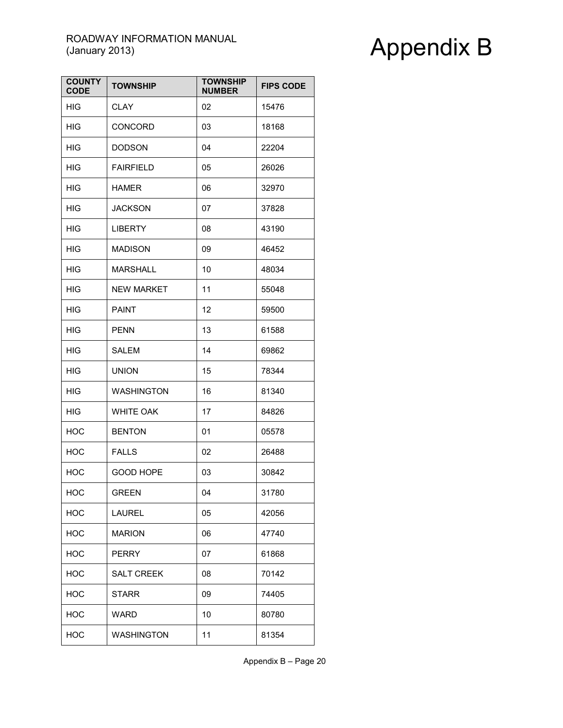| COUNTY CODE | TOWNSHIP | TOWNSHIP NUMBER | FIPS CODE |
|---|---|---|---|
| HIG | CLAY | 02 | 15476 |
| HIG | CONCORD | 03 | 18168 |
| HIG | DODSON | 04 | 22204 |
| HIG | FAIRFIELD | 05 | 26026 |
| HIG | HAMER | 06 | 32970 |
| HIG | JACKSON | 07 | 37828 |
| HIG | LIBERTY | 08 | 43190 |
| HIG | MADISON | 09 | 46452 |
| HIG | MARSHALL | 10 | 48034 |
| HIG | NEW MARKET | 11 | 55048 |
| HIG | PAINT | 12 | 59500 |
| HIG | PENN | 13 | 61588 |
| HIG | SALEM | 14 | 69862 |
| HIG | UNION | 15 | 78344 |
| HIG | WASHINGTON | 16 | 81340 |
| HIG | WHITE OAK | 17 | 84826 |
| HOC | BENTON | 01 | 05578 |
| HOC | FALLS | 02 | 26488 |
| HOC | GOOD HOPE | 03 | 30842 |
| HOC | GREEN | 04 | 31780 |
| HOC | LAUREL | 05 | 42056 |
| HOC | MARION | 06 | 47740 |
| HOC | PERRY | 07 | 61868 |
| HOC | SALT CREEK | 08 | 70142 |
| HOC | STARR | 09 | 74405 |
| HOC | WARD | 10 | 80780 |
| HOC | WASHINGTON | 11 | 81354 |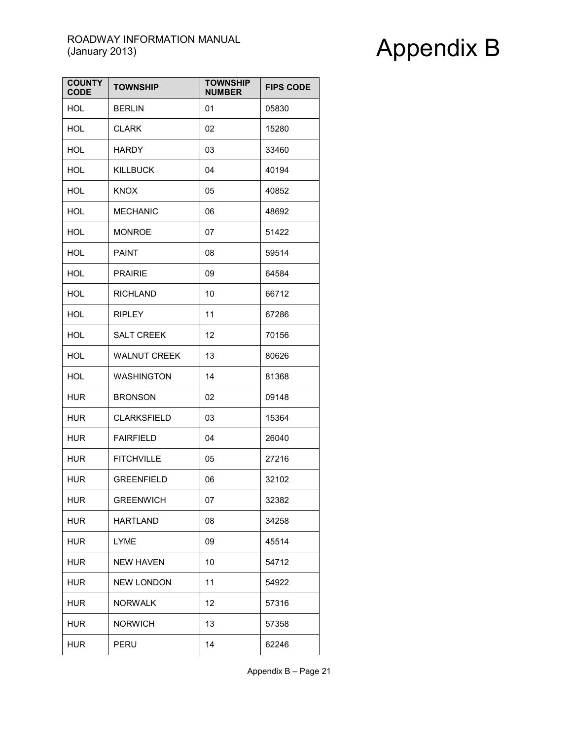| COUNTY CODE | TOWNSHIP | TOWNSHIP NUMBER | FIPS CODE |
|---|---|---|---|
| HOL | BERLIN | 01 | 05830 |
| HOL | CLARK | 02 | 15280 |
| HOL | HARDY | 03 | 33460 |
| HOL | KILLBUCK | 04 | 40194 |
| HOL | KNOX | 05 | 40852 |
| HOL | MECHANIC | 06 | 48692 |
| HOL | MONROE | 07 | 51422 |
| HOL | PAINT | 08 | 59514 |
| HOL | PRAIRIE | 09 | 64584 |
| HOL | RICHLAND | 10 | 66712 |
| HOL | RIPLEY | 11 | 67286 |
| HOL | SALT CREEK | 12 | 70156 |
| HOL | WALNUT CREEK | 13 | 80626 |
| HOL | WASHINGTON | 14 | 81368 |
| HUR | BRONSON | 02 | 09148 |
| HUR | CLARKSFIELD | 03 | 15364 |
| HUR | FAIRFIELD | 04 | 26040 |
| HUR | FITCHVILLE | 05 | 27216 |
| HUR | GREENFIELD | 06 | 32102 |
| HUR | GREENWICH | 07 | 32382 |
| HUR | HARTLAND | 08 | 34258 |
| HUR | LYME | 09 | 45514 |
| HUR | NEW HAVEN | 10 | 54712 |
| HUR | NEW LONDON | 11 | 54922 |
| HUR | NORWALK | 12 | 57316 |
| HUR | NORWICH | 13 | 57358 |
| HUR | PERU | 14 | 62246 |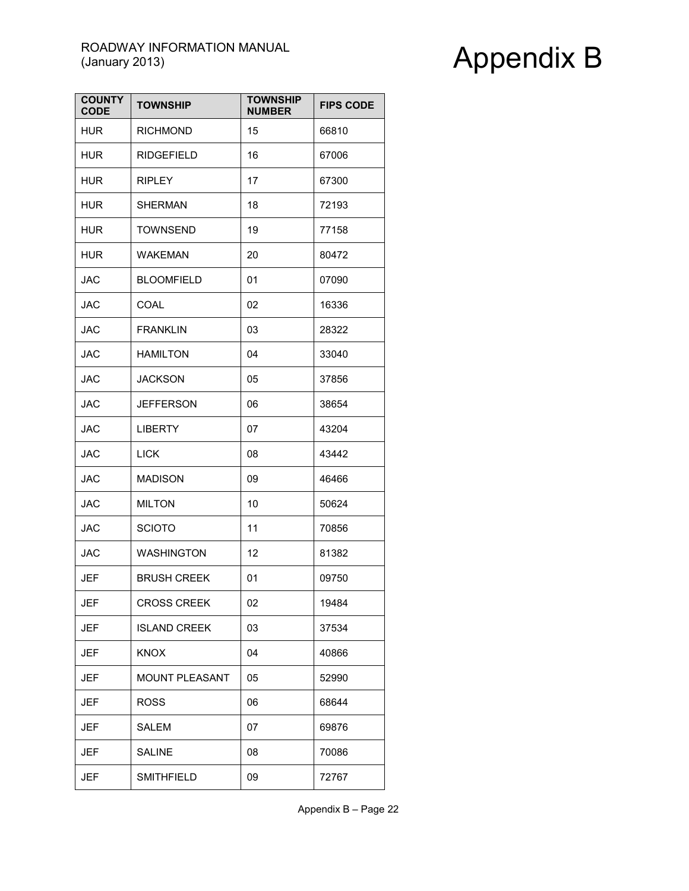| COUNTY CODE | TOWNSHIP | TOWNSHIP NUMBER | FIPS CODE |
|---|---|---|---|
| HUR | RICHMOND | 15 | 66810 |
| HUR | RIDGEFIELD | 16 | 67006 |
| HUR | RIPLEY | 17 | 67300 |
| HUR | SHERMAN | 18 | 72193 |
| HUR | TOWNSEND | 19 | 77158 |
| HUR | WAKEMAN | 20 | 80472 |
| JAC | BLOOMFIELD | 01 | 07090 |
| JAC | COAL | 02 | 16336 |
| JAC | FRANKLIN | 03 | 28322 |
| JAC | HAMILTON | 04 | 33040 |
| JAC | JACKSON | 05 | 37856 |
| JAC | JEFFERSON | 06 | 38654 |
| JAC | LIBERTY | 07 | 43204 |
| JAC | LICK | 08 | 43442 |
| JAC | MADISON | 09 | 46466 |
| JAC | MILTON | 10 | 50624 |
| JAC | SCIOTO | 11 | 70856 |
| JAC | WASHINGTON | 12 | 81382 |
| JEF | BRUSH CREEK | 01 | 09750 |
| JEF | CROSS CREEK | 02 | 19484 |
| JEF | ISLAND CREEK | 03 | 37534 |
| JEF | KNOX | 04 | 40866 |
| JEF | MOUNT PLEASANT | 05 | 52990 |
| JEF | ROSS | 06 | 68644 |
| JEF | SALEM | 07 | 69876 |
| JEF | SALINE | 08 | 70086 |
| JEF | SMITHFIELD | 09 | 72767 |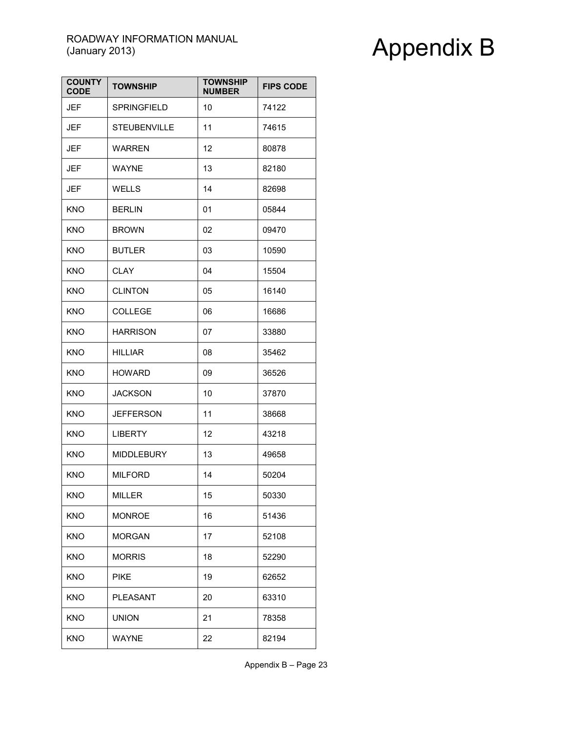| COUNTY CODE | TOWNSHIP | TOWNSHIP NUMBER | FIPS CODE |
|---|---|---|---|
| JEF | SPRINGFIELD | 10 | 74122 |
| JEF | STEUBENVILLE | 11 | 74615 |
| JEF | WARREN | 12 | 80878 |
| JEF | WAYNE | 13 | 82180 |
| JEF | WELLS | 14 | 82698 |
| KNO | BERLIN | 01 | 05844 |
| KNO | BROWN | 02 | 09470 |
| KNO | BUTLER | 03 | 10590 |
| KNO | CLAY | 04 | 15504 |
| KNO | CLINTON | 05 | 16140 |
| KNO | COLLEGE | 06 | 16686 |
| KNO | HARRISON | 07 | 33880 |
| KNO | HILLIAR | 08 | 35462 |
| KNO | HOWARD | 09 | 36526 |
| KNO | JACKSON | 10 | 37870 |
| KNO | JEFFERSON | 11 | 38668 |
| KNO | LIBERTY | 12 | 43218 |
| KNO | MIDDLEBURY | 13 | 49658 |
| KNO | MILFORD | 14 | 50204 |
| KNO | MILLER | 15 | 50330 |
| KNO | MONROE | 16 | 51436 |
| KNO | MORGAN | 17 | 52108 |
| KNO | MORRIS | 18 | 52290 |
| KNO | PIKE | 19 | 62652 |
| KNO | PLEASANT | 20 | 63310 |
| KNO | UNION | 21 | 78358 |
| KNO | WAYNE | 22 | 82194 |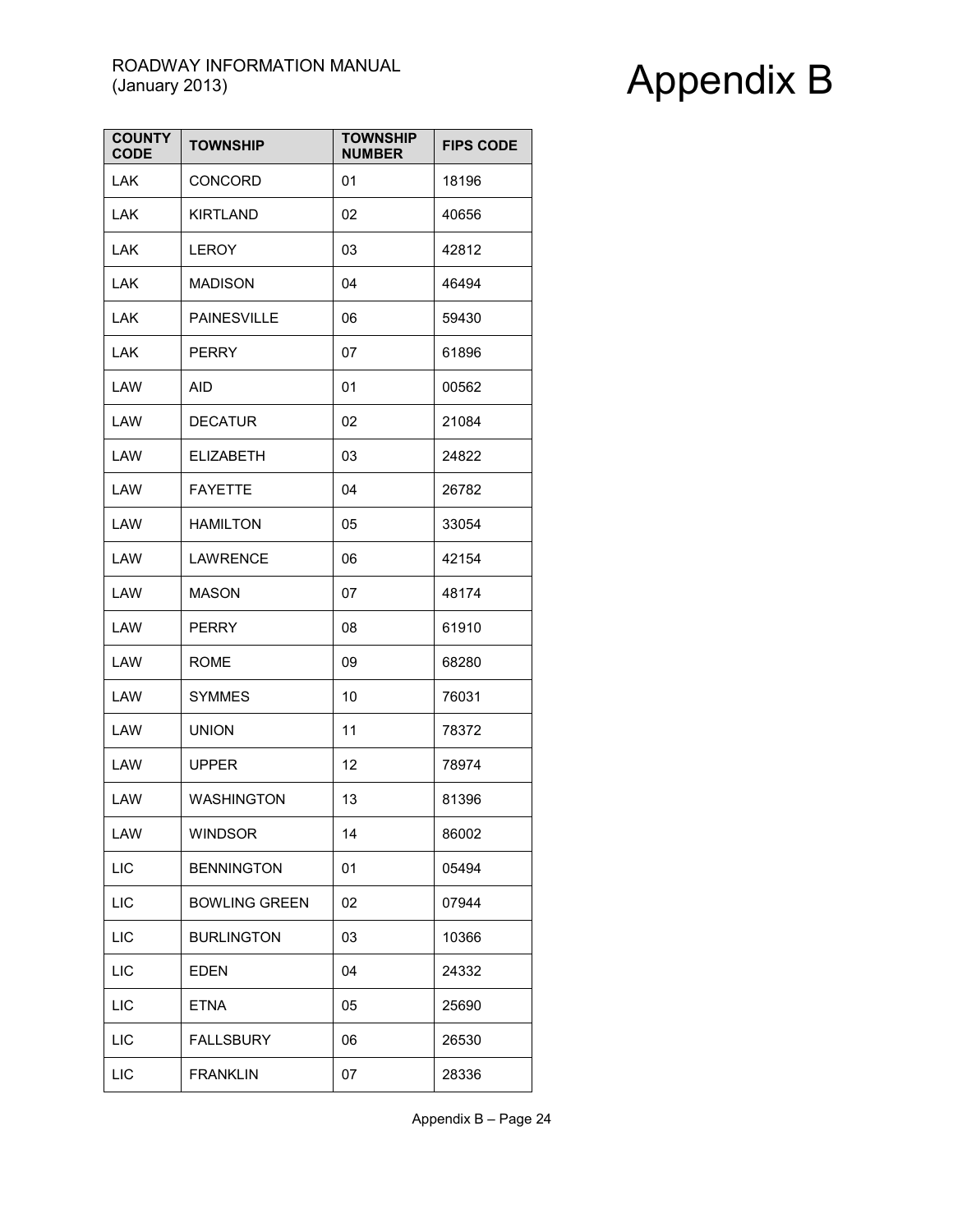| COUNTY CODE | TOWNSHIP | TOWNSHIP NUMBER | FIPS CODE |
|---|---|---|---|
| LAK | CONCORD | 01 | 18196 |
| LAK | KIRTLAND | 02 | 40656 |
| LAK | LEROY | 03 | 42812 |
| LAK | MADISON | 04 | 46494 |
| LAK | PAINESVILLE | 06 | 59430 |
| LAK | PERRY | 07 | 61896 |
| LAW | AID | 01 | 00562 |
| LAW | DECATUR | 02 | 21084 |
| LAW | ELIZABETH | 03 | 24822 |
| LAW | FAYETTE | 04 | 26782 |
| LAW | HAMILTON | 05 | 33054 |
| LAW | LAWRENCE | 06 | 42154 |
| LAW | MASON | 07 | 48174 |
| LAW | PERRY | 08 | 61910 |
| LAW | ROME | 09 | 68280 |
| LAW | SYMMES | 10 | 76031 |
| LAW | UNION | 11 | 78372 |
| LAW | UPPER | 12 | 78974 |
| LAW | WASHINGTON | 13 | 81396 |
| LAW | WINDSOR | 14 | 86002 |
| LIC | BENNINGTON | 01 | 05494 |
| LIC | BOWLING GREEN | 02 | 07944 |
| LIC | BURLINGTON | 03 | 10366 |
| LIC | EDEN | 04 | 24332 |
| LIC | ETNA | 05 | 25690 |
| LIC | FALLSBURY | 06 | 26530 |
| LIC | FRANKLIN | 07 | 28336 |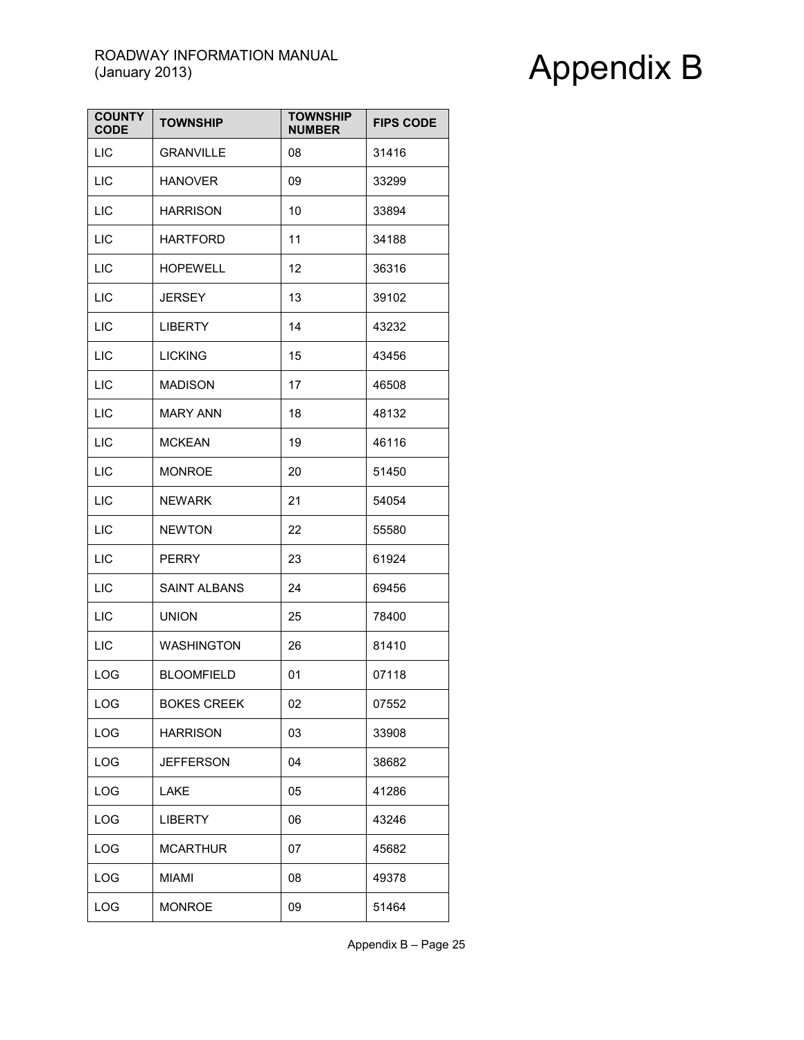| COUNTY CODE | TOWNSHIP | TOWNSHIP NUMBER | FIPS CODE |
|---|---|---|---|
| LIC | GRANVILLE | 08 | 31416 |
| LIC | HANOVER | 09 | 33299 |
| LIC | HARRISON | 10 | 33894 |
| LIC | HARTFORD | 11 | 34188 |
| LIC | HOPEWELL | 12 | 36316 |
| LIC | JERSEY | 13 | 39102 |
| LIC | LIBERTY | 14 | 43232 |
| LIC | LICKING | 15 | 43456 |
| LIC | MADISON | 17 | 46508 |
| LIC | MARY ANN | 18 | 48132 |
| LIC | MCKEAN | 19 | 46116 |
| LIC | MONROE | 20 | 51450 |
| LIC | NEWARK | 21 | 54054 |
| LIC | NEWTON | 22 | 55580 |
| LIC | PERRY | 23 | 61924 |
| LIC | SAINT ALBANS | 24 | 69456 |
| LIC | UNION | 25 | 78400 |
| LIC | WASHINGTON | 26 | 81410 |
| LOG | BLOOMFIELD | 01 | 07118 |
| LOG | BOKES CREEK | 02 | 07552 |
| LOG | HARRISON | 03 | 33908 |
| LOG | JEFFERSON | 04 | 38682 |
| LOG | LAKE | 05 | 41286 |
| LOG | LIBERTY | 06 | 43246 |
| LOG | MCARTHUR | 07 | 45682 |
| LOG | MIAMI | 08 | 49378 |
| LOG | MONROE | 09 | 51464 |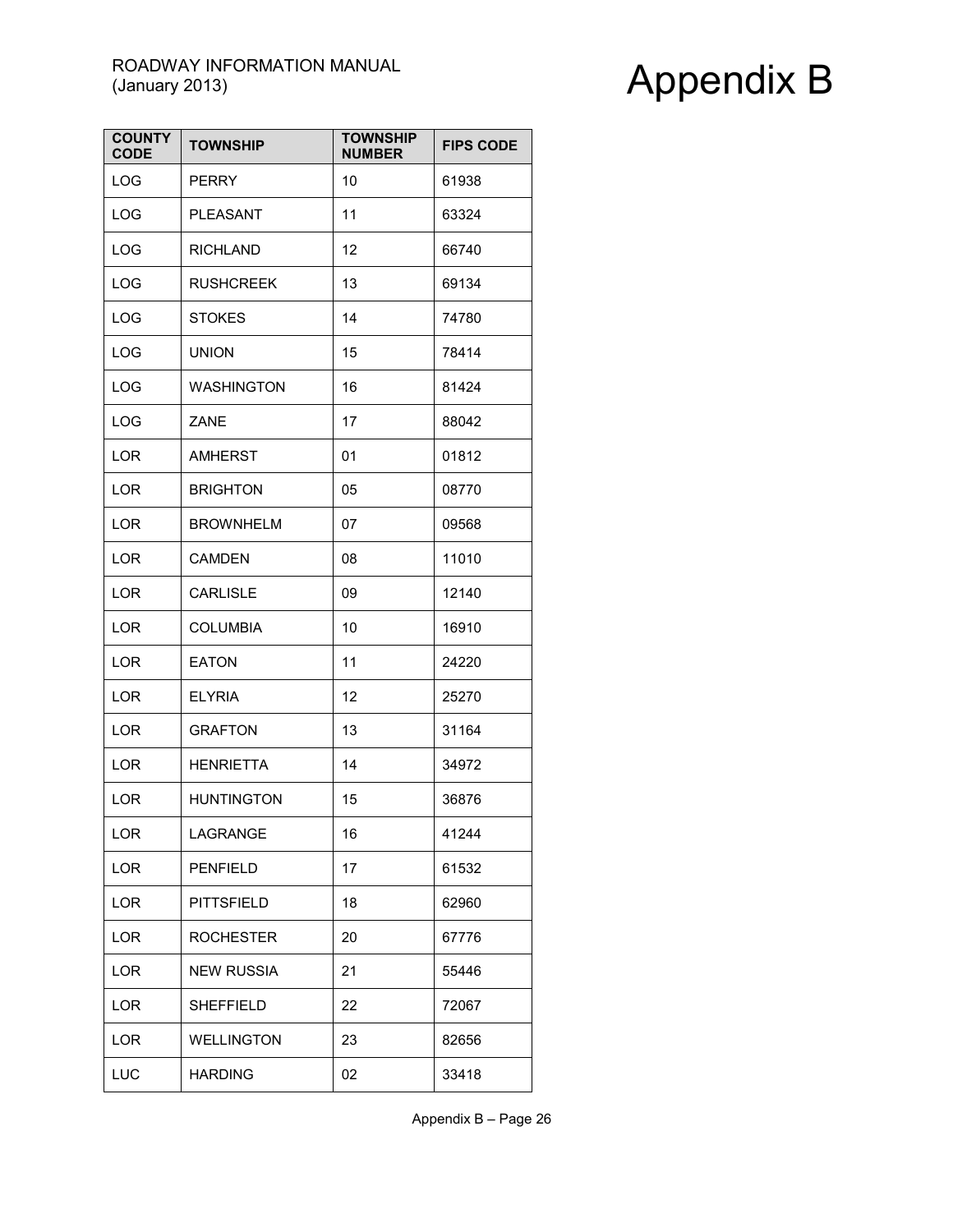| COUNTY CODE | TOWNSHIP | TOWNSHIP NUMBER | FIPS CODE |
| --- | --- | --- | --- |
| LOG | PERRY | 10 | 61938 |
| LOG | PLEASANT | 11 | 63324 |
| LOG | RICHLAND | 12 | 66740 |
| LOG | RUSHCREEK | 13 | 69134 |
| LOG | STOKES | 14 | 74780 |
| LOG | UNION | 15 | 78414 |
| LOG | WASHINGTON | 16 | 81424 |
| LOG | ZANE | 17 | 88042 |
| LOR | AMHERST | 01 | 01812 |
| LOR | BRIGHTON | 05 | 08770 |
| LOR | BROWNHELM | 07 | 09568 |
| LOR | CAMDEN | 08 | 11010 |
| LOR | CARLISLE | 09 | 12140 |
| LOR | COLUMBIA | 10 | 16910 |
| LOR | EATON | 11 | 24220 |
| LOR | ELYRIA | 12 | 25270 |
| LOR | GRAFTON | 13 | 31164 |
| LOR | HENRIETTA | 14 | 34972 |
| LOR | HUNTINGTON | 15 | 36876 |
| LOR | LAGRANGE | 16 | 41244 |
| LOR | PENFIELD | 17 | 61532 |
| LOR | PITTSFIELD | 18 | 62960 |
| LOR | ROCHESTER | 20 | 67776 |
| LOR | NEW RUSSIA | 21 | 55446 |
| LOR | SHEFFIELD | 22 | 72067 |
| LOR | WELLINGTON | 23 | 82656 |
| LUC | HARDING | 02 | 33418 |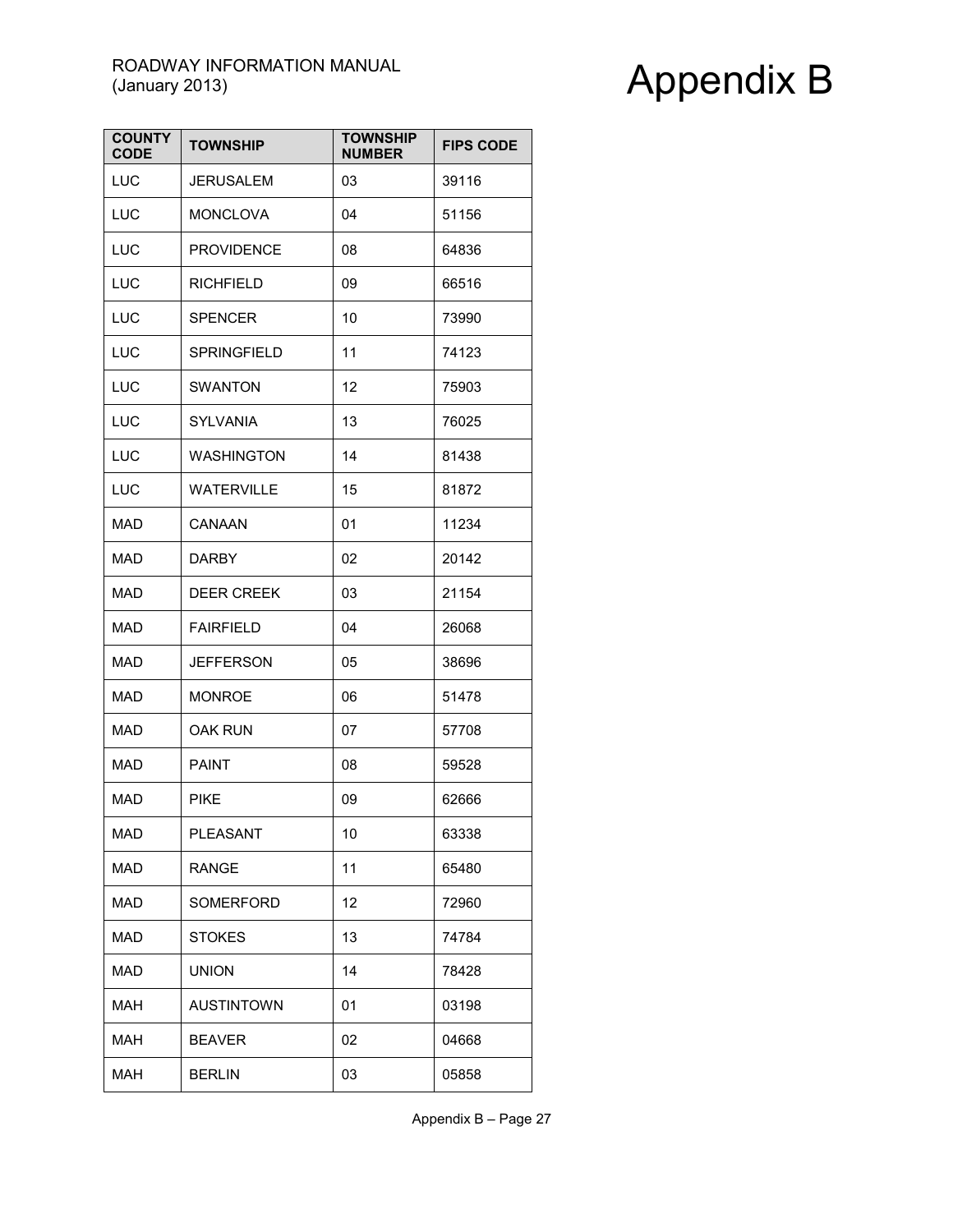| COUNTY CODE | TOWNSHIP | TOWNSHIP NUMBER | FIPS CODE |
| --- | --- | --- | --- |
| LUC | JERUSALEM | 03 | 39116 |
| LUC | MONCLOVA | 04 | 51156 |
| LUC | PROVIDENCE | 08 | 64836 |
| LUC | RICHFIELD | 09 | 66516 |
| LUC | SPENCER | 10 | 73990 |
| LUC | SPRINGFIELD | 11 | 74123 |
| LUC | SWANTON | 12 | 75903 |
| LUC | SYLVANIA | 13 | 76025 |
| LUC | WASHINGTON | 14 | 81438 |
| LUC | WATERVILLE | 15 | 81872 |
| MAD | CANAAN | 01 | 11234 |
| MAD | DARBY | 02 | 20142 |
| MAD | DEER CREEK | 03 | 21154 |
| MAD | FAIRFIELD | 04 | 26068 |
| MAD | JEFFERSON | 05 | 38696 |
| MAD | MONROE | 06 | 51478 |
| MAD | OAK RUN | 07 | 57708 |
| MAD | PAINT | 08 | 59528 |
| MAD | PIKE | 09 | 62666 |
| MAD | PLEASANT | 10 | 63338 |
| MAD | RANGE | 11 | 65480 |
| MAD | SOMERFORD | 12 | 72960 |
| MAD | STOKES | 13 | 74784 |
| MAD | UNION | 14 | 78428 |
| MAH | AUSTINTOWN | 01 | 03198 |
| MAH | BEAVER | 02 | 04668 |
| MAH | BERLIN | 03 | 05858 |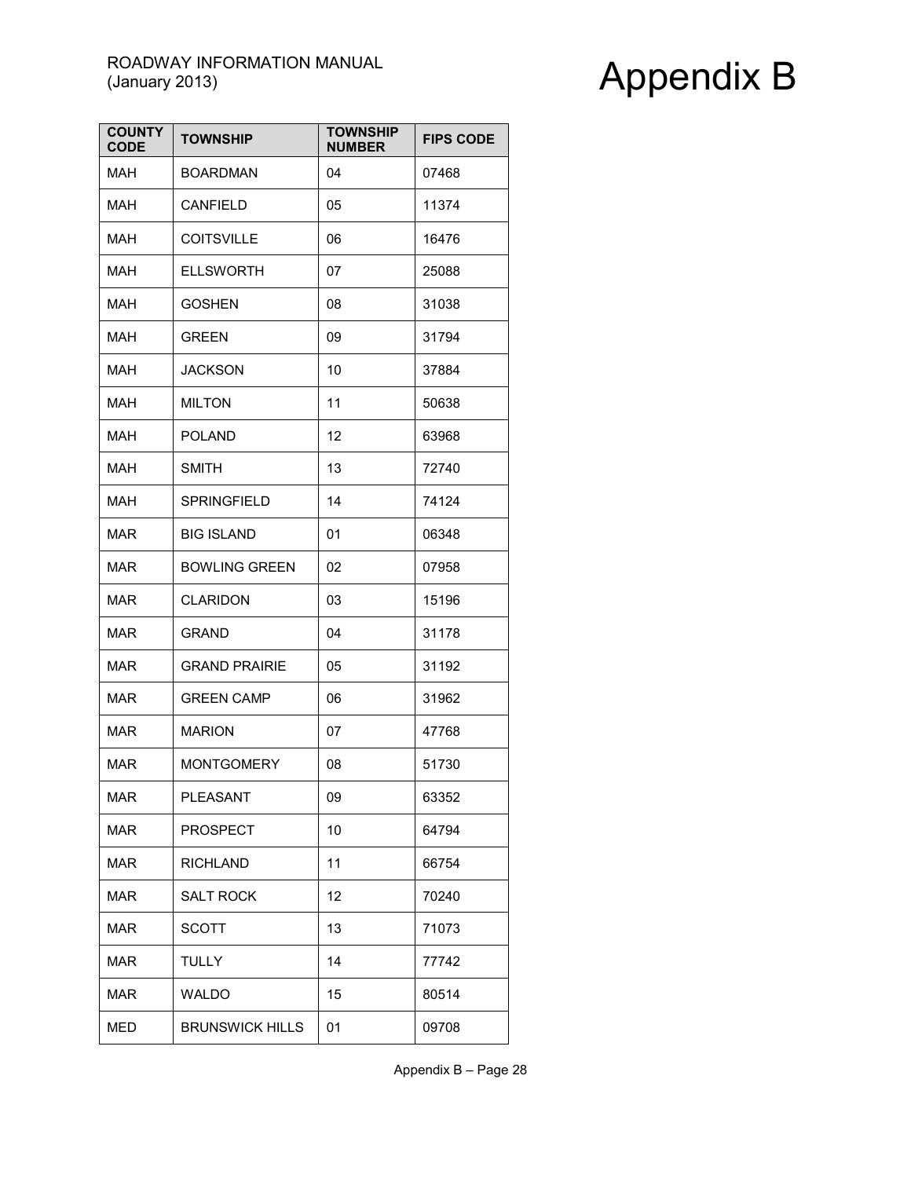| COUNTY CODE | TOWNSHIP | TOWNSHIP NUMBER | FIPS CODE |
|---|---|---|---|
| MAH | BOARDMAN | 04 | 07468 |
| MAH | CANFIELD | 05 | 11374 |
| MAH | COITSVILLE | 06 | 16476 |
| MAH | ELLSWORTH | 07 | 25088 |
| MAH | GOSHEN | 08 | 31038 |
| MAH | GREEN | 09 | 31794 |
| MAH | JACKSON | 10 | 37884 |
| MAH | MILTON | 11 | 50638 |
| MAH | POLAND | 12 | 63968 |
| MAH | SMITH | 13 | 72740 |
| MAH | SPRINGFIELD | 14 | 74124 |
| MAR | BIG ISLAND | 01 | 06348 |
| MAR | BOWLING GREEN | 02 | 07958 |
| MAR | CLARIDON | 03 | 15196 |
| MAR | GRAND | 04 | 31178 |
| MAR | GRAND PRAIRIE | 05 | 31192 |
| MAR | GREEN CAMP | 06 | 31962 |
| MAR | MARION | 07 | 47768 |
| MAR | MONTGOMERY | 08 | 51730 |
| MAR | PLEASANT | 09 | 63352 |
| MAR | PROSPECT | 10 | 64794 |
| MAR | RICHLAND | 11 | 66754 |
| MAR | SALT ROCK | 12 | 70240 |
| MAR | SCOTT | 13 | 71073 |
| MAR | TULLY | 14 | 77742 |
| MAR | WALDO | 15 | 80514 |
| MED | BRUNSWICK HILLS | 01 | 09708 |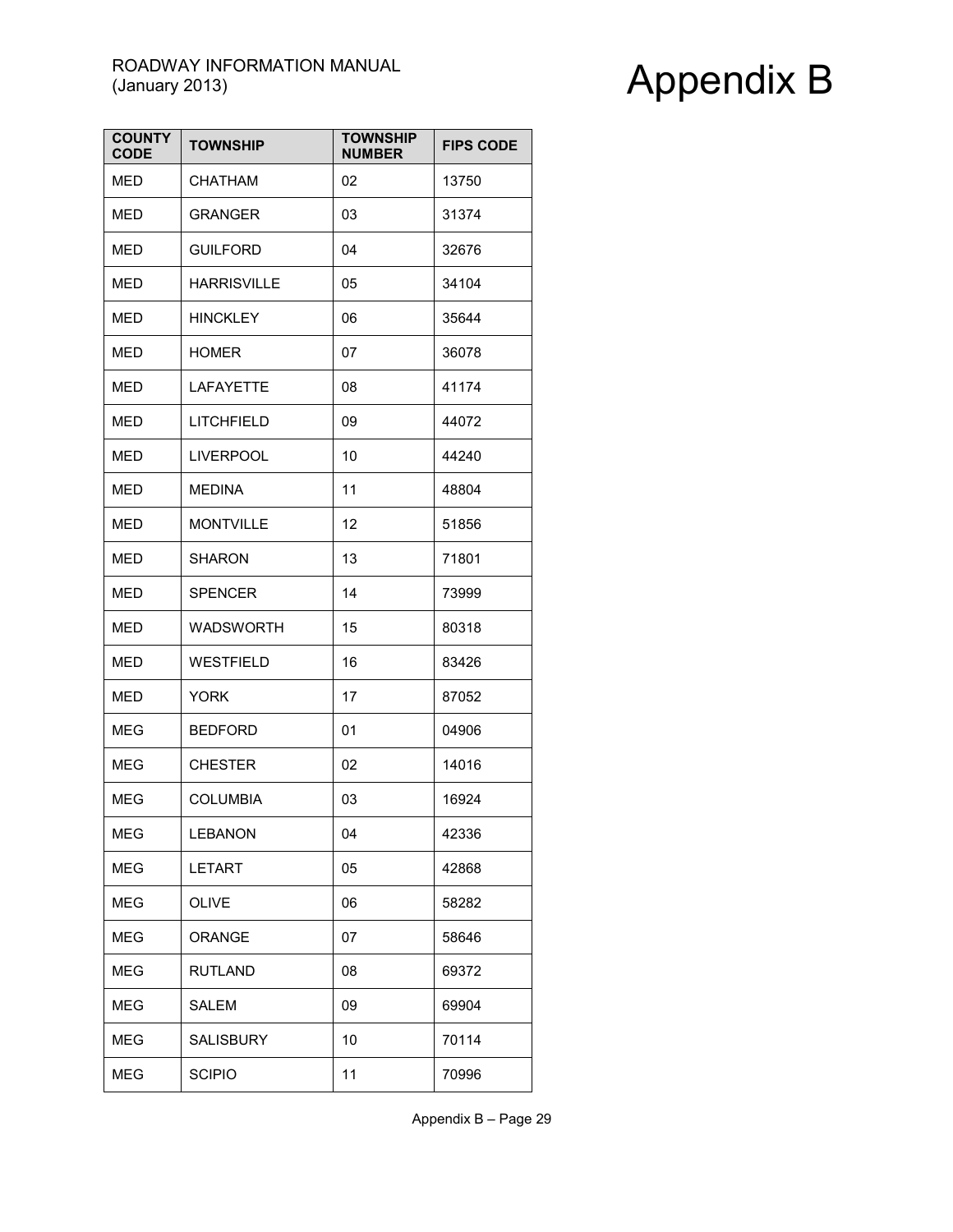| COUNTY CODE | TOWNSHIP | TOWNSHIP NUMBER | FIPS CODE |
|---|---|---|---|
| MED | CHATHAM | 02 | 13750 |
| MED | GRANGER | 03 | 31374 |
| MED | GUILFORD | 04 | 32676 |
| MED | HARRISVILLE | 05 | 34104 |
| MED | HINCKLEY | 06 | 35644 |
| MED | HOMER | 07 | 36078 |
| MED | LAFAYETTE | 08 | 41174 |
| MED | LITCHFIELD | 09 | 44072 |
| MED | LIVERPOOL | 10 | 44240 |
| MED | MEDINA | 11 | 48804 |
| MED | MONTVILLE | 12 | 51856 |
| MED | SHARON | 13 | 71801 |
| MED | SPENCER | 14 | 73999 |
| MED | WADSWORTH | 15 | 80318 |
| MED | WESTFIELD | 16 | 83426 |
| MED | YORK | 17 | 87052 |
| MEG | BEDFORD | 01 | 04906 |
| MEG | CHESTER | 02 | 14016 |
| MEG | COLUMBIA | 03 | 16924 |
| MEG | LEBANON | 04 | 42336 |
| MEG | LETART | 05 | 42868 |
| MEG | OLIVE | 06 | 58282 |
| MEG | ORANGE | 07 | 58646 |
| MEG | RUTLAND | 08 | 69372 |
| MEG | SALEM | 09 | 69904 |
| MEG | SALISBURY | 10 | 70114 |
| MEG | SCIPIO | 11 | 70996 |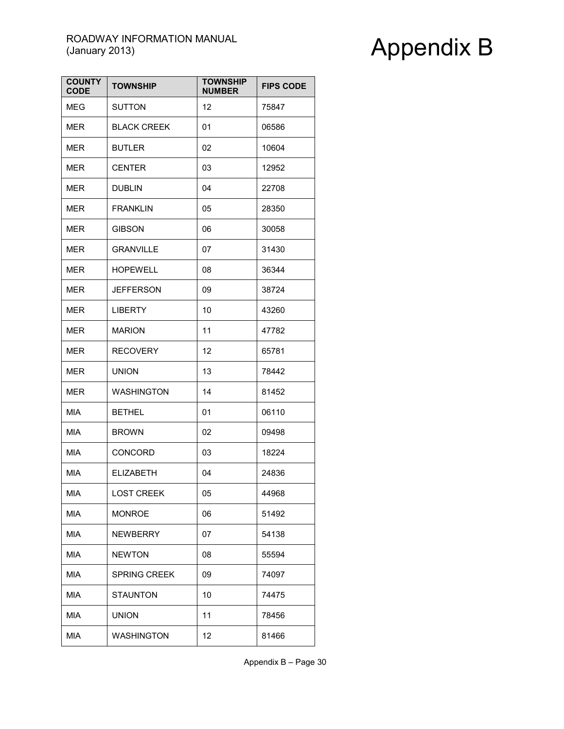| COUNTY CODE | TOWNSHIP | TOWNSHIP NUMBER | FIPS CODE |
|---|---|---|---|
| MEG | SUTTON | 12 | 75847 |
| MER | BLACK CREEK | 01 | 06586 |
| MER | BUTLER | 02 | 10604 |
| MER | CENTER | 03 | 12952 |
| MER | DUBLIN | 04 | 22708 |
| MER | FRANKLIN | 05 | 28350 |
| MER | GIBSON | 06 | 30058 |
| MER | GRANVILLE | 07 | 31430 |
| MER | HOPEWELL | 08 | 36344 |
| MER | JEFFERSON | 09 | 38724 |
| MER | LIBERTY | 10 | 43260 |
| MER | MARION | 11 | 47782 |
| MER | RECOVERY | 12 | 65781 |
| MER | UNION | 13 | 78442 |
| MER | WASHINGTON | 14 | 81452 |
| MIA | BETHEL | 01 | 06110 |
| MIA | BROWN | 02 | 09498 |
| MIA | CONCORD | 03 | 18224 |
| MIA | ELIZABETH | 04 | 24836 |
| MIA | LOST CREEK | 05 | 44968 |
| MIA | MONROE | 06 | 51492 |
| MIA | NEWBERRY | 07 | 54138 |
| MIA | NEWTON | 08 | 55594 |
| MIA | SPRING CREEK | 09 | 74097 |
| MIA | STAUNTON | 10 | 74475 |
| MIA | UNION | 11 | 78456 |
| MIA | WASHINGTON | 12 | 81466 |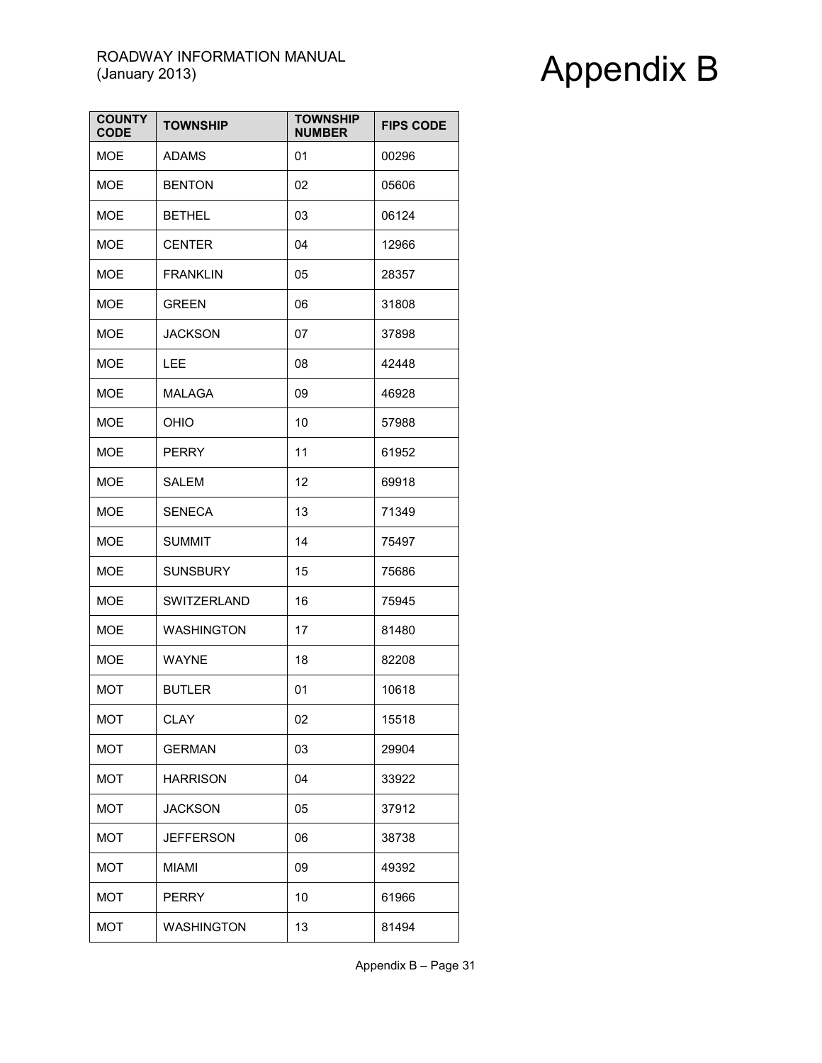| COUNTY CODE | TOWNSHIP | TOWNSHIP NUMBER | FIPS CODE |
|---|---|---|---|
| MOE | ADAMS | 01 | 00296 |
| MOE | BENTON | 02 | 05606 |
| MOE | BETHEL | 03 | 06124 |
| MOE | CENTER | 04 | 12966 |
| MOE | FRANKLIN | 05 | 28357 |
| MOE | GREEN | 06 | 31808 |
| MOE | JACKSON | 07 | 37898 |
| MOE | LEE | 08 | 42448 |
| MOE | MALAGA | 09 | 46928 |
| MOE | OHIO | 10 | 57988 |
| MOE | PERRY | 11 | 61952 |
| MOE | SALEM | 12 | 69918 |
| MOE | SENECA | 13 | 71349 |
| MOE | SUMMIT | 14 | 75497 |
| MOE | SUNSBURY | 15 | 75686 |
| MOE | SWITZERLAND | 16 | 75945 |
| MOE | WASHINGTON | 17 | 81480 |
| MOE | WAYNE | 18 | 82208 |
| MOT | BUTLER | 01 | 10618 |
| MOT | CLAY | 02 | 15518 |
| MOT | GERMAN | 03 | 29904 |
| MOT | HARRISON | 04 | 33922 |
| MOT | JACKSON | 05 | 37912 |
| MOT | JEFFERSON | 06 | 38738 |
| MOT | MIAMI | 09 | 49392 |
| MOT | PERRY | 10 | 61966 |
| MOT | WASHINGTON | 13 | 81494 |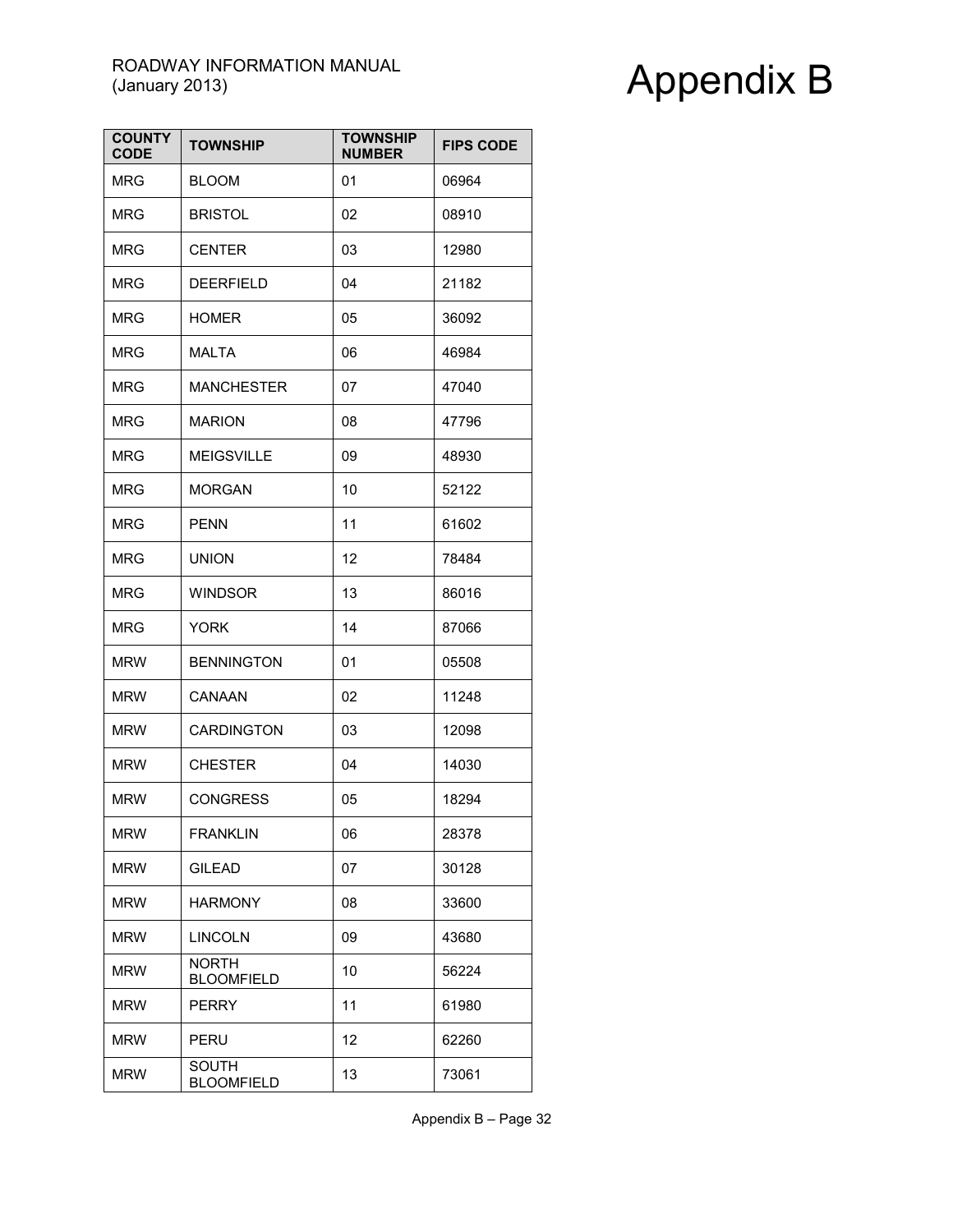| COUNTY CODE | TOWNSHIP | TOWNSHIP NUMBER | FIPS CODE |
|---|---|---|---|
| MRG | BLOOM | 01 | 06964 |
| MRG | BRISTOL | 02 | 08910 |
| MRG | CENTER | 03 | 12980 |
| MRG | DEERFIELD | 04 | 21182 |
| MRG | HOMER | 05 | 36092 |
| MRG | MALTA | 06 | 46984 |
| MRG | MANCHESTER | 07 | 47040 |
| MRG | MARION | 08 | 47796 |
| MRG | MEIGSVILLE | 09 | 48930 |
| MRG | MORGAN | 10 | 52122 |
| MRG | PENN | 11 | 61602 |
| MRG | UNION | 12 | 78484 |
| MRG | WINDSOR | 13 | 86016 |
| MRG | YORK | 14 | 87066 |
| MRW | BENNINGTON | 01 | 05508 |
| MRW | CANAAN | 02 | 11248 |
| MRW | CARDINGTON | 03 | 12098 |
| MRW | CHESTER | 04 | 14030 |
| MRW | CONGRESS | 05 | 18294 |
| MRW | FRANKLIN | 06 | 28378 |
| MRW | GILEAD | 07 | 30128 |
| MRW | HARMONY | 08 | 33600 |
| MRW | LINCOLN | 09 | 43680 |
| MRW | NORTH BLOOMFIELD | 10 | 56224 |
| MRW | PERRY | 11 | 61980 |
| MRW | PERU | 12 | 62260 |
| MRW | SOUTH BLOOMFIELD | 13 | 73061 |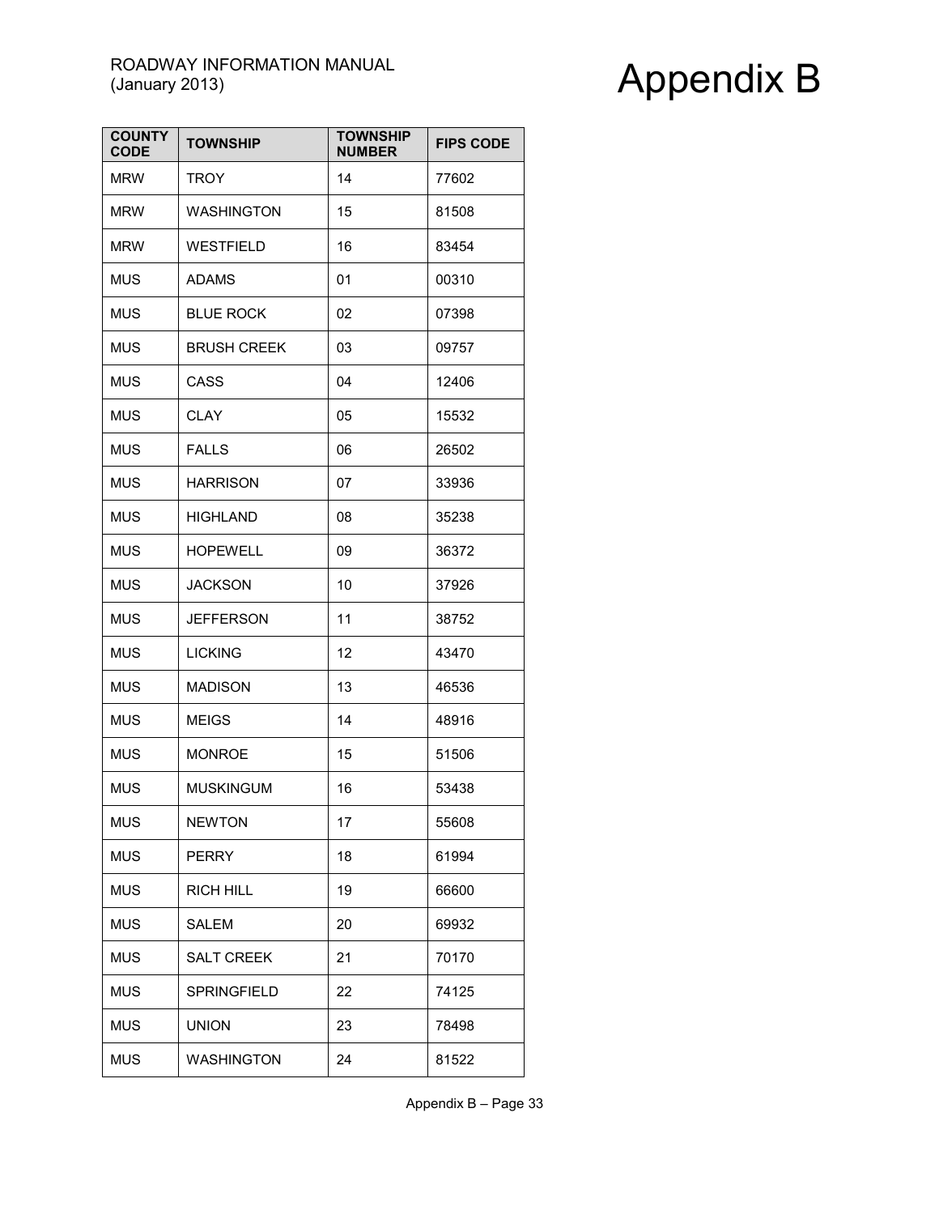| COUNTY CODE | TOWNSHIP | TOWNSHIP NUMBER | FIPS CODE |
|---|---|---|---|
| MRW | TROY | 14 | 77602 |
| MRW | WASHINGTON | 15 | 81508 |
| MRW | WESTFIELD | 16 | 83454 |
| MUS | ADAMS | 01 | 00310 |
| MUS | BLUE ROCK | 02 | 07398 |
| MUS | BRUSH CREEK | 03 | 09757 |
| MUS | CASS | 04 | 12406 |
| MUS | CLAY | 05 | 15532 |
| MUS | FALLS | 06 | 26502 |
| MUS | HARRISON | 07 | 33936 |
| MUS | HIGHLAND | 08 | 35238 |
| MUS | HOPEWELL | 09 | 36372 |
| MUS | JACKSON | 10 | 37926 |
| MUS | JEFFERSON | 11 | 38752 |
| MUS | LICKING | 12 | 43470 |
| MUS | MADISON | 13 | 46536 |
| MUS | MEIGS | 14 | 48916 |
| MUS | MONROE | 15 | 51506 |
| MUS | MUSKINGUM | 16 | 53438 |
| MUS | NEWTON | 17 | 55608 |
| MUS | PERRY | 18 | 61994 |
| MUS | RICH HILL | 19 | 66600 |
| MUS | SALEM | 20 | 69932 |
| MUS | SALT CREEK | 21 | 70170 |
| MUS | SPRINGFIELD | 22 | 74125 |
| MUS | UNION | 23 | 78498 |
| MUS | WASHINGTON | 24 | 81522 |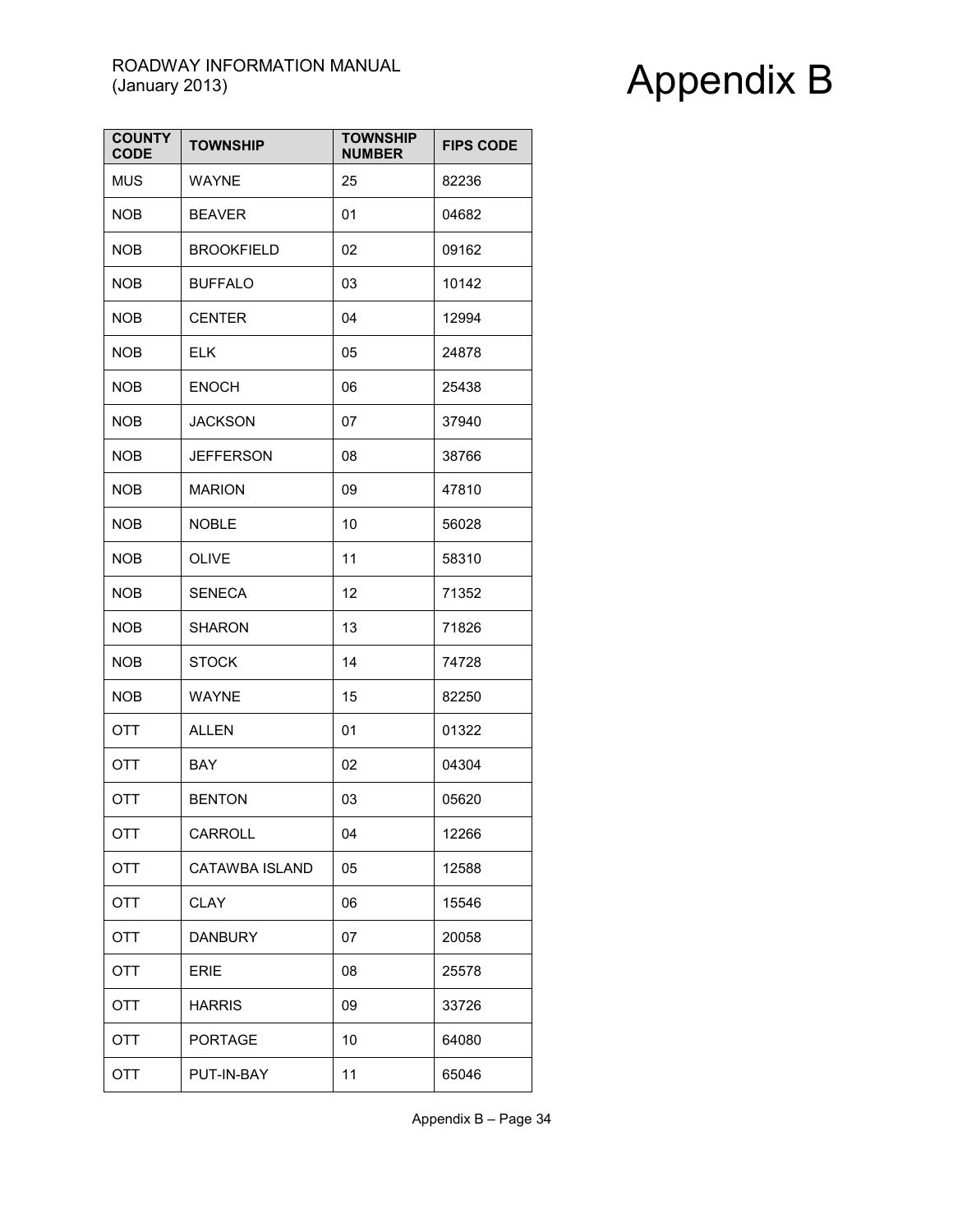| COUNTY CODE | TOWNSHIP | TOWNSHIP NUMBER | FIPS CODE |
|---|---|---|---|
| MUS | WAYNE | 25 | 82236 |
| NOB | BEAVER | 01 | 04682 |
| NOB | BROOKFIELD | 02 | 09162 |
| NOB | BUFFALO | 03 | 10142 |
| NOB | CENTER | 04 | 12994 |
| NOB | ELK | 05 | 24878 |
| NOB | ENOCH | 06 | 25438 |
| NOB | JACKSON | 07 | 37940 |
| NOB | JEFFERSON | 08 | 38766 |
| NOB | MARION | 09 | 47810 |
| NOB | NOBLE | 10 | 56028 |
| NOB | OLIVE | 11 | 58310 |
| NOB | SENECA | 12 | 71352 |
| NOB | SHARON | 13 | 71826 |
| NOB | STOCK | 14 | 74728 |
| NOB | WAYNE | 15 | 82250 |
| OTT | ALLEN | 01 | 01322 |
| OTT | BAY | 02 | 04304 |
| OTT | BENTON | 03 | 05620 |
| OTT | CARROLL | 04 | 12266 |
| OTT | CATAWBA ISLAND | 05 | 12588 |
| OTT | CLAY | 06 | 15546 |
| OTT | DANBURY | 07 | 20058 |
| OTT | ERIE | 08 | 25578 |
| OTT | HARRIS | 09 | 33726 |
| OTT | PORTAGE | 10 | 64080 |
| OTT | PUT-IN-BAY | 11 | 65046 |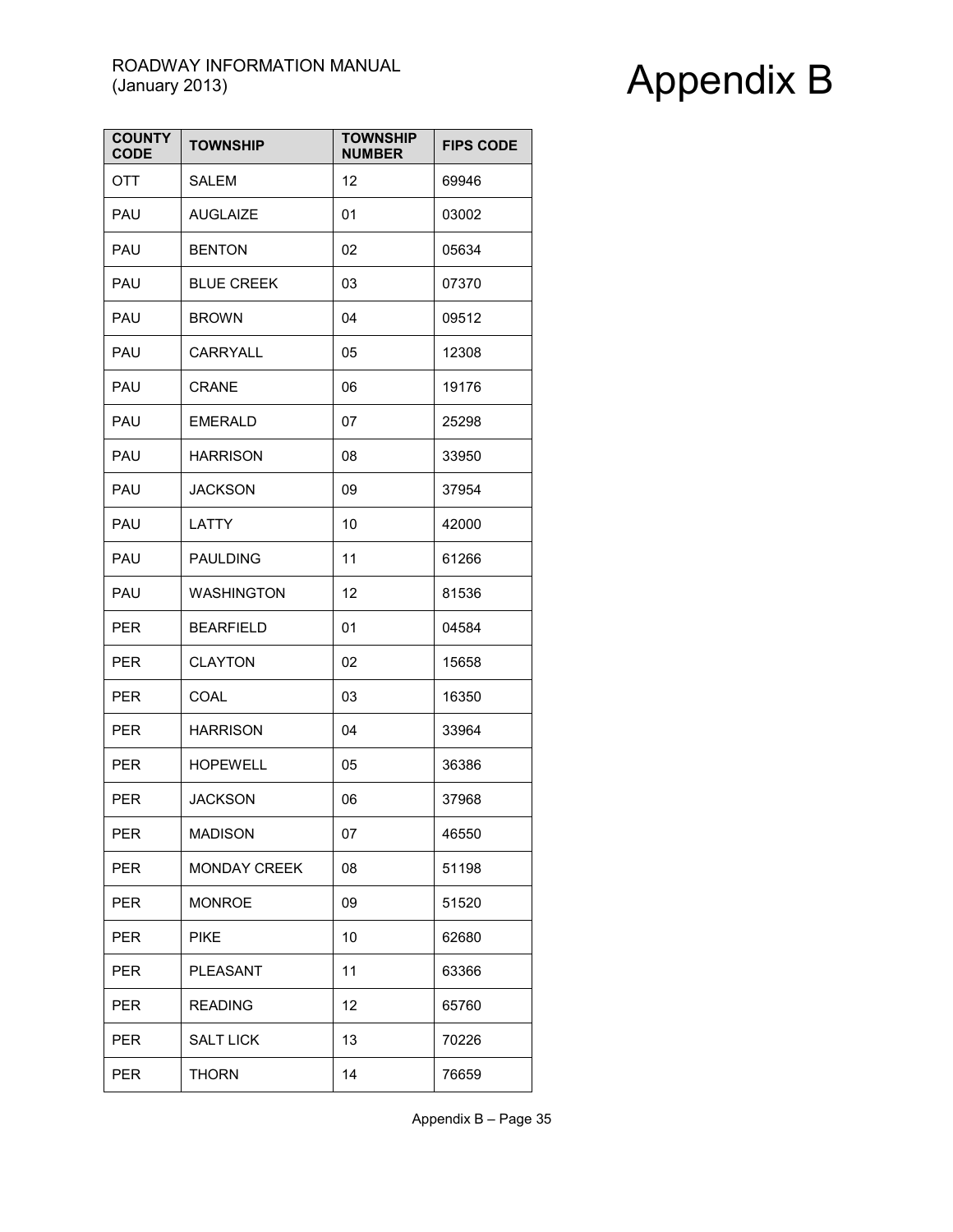| COUNTY CODE | TOWNSHIP | TOWNSHIP NUMBER | FIPS CODE |
|---|---|---|---|
| OTT | SALEM | 12 | 69946 |
| PAU | AUGLAIZE | 01 | 03002 |
| PAU | BENTON | 02 | 05634 |
| PAU | BLUE CREEK | 03 | 07370 |
| PAU | BROWN | 04 | 09512 |
| PAU | CARRYALL | 05 | 12308 |
| PAU | CRANE | 06 | 19176 |
| PAU | EMERALD | 07 | 25298 |
| PAU | HARRISON | 08 | 33950 |
| PAU | JACKSON | 09 | 37954 |
| PAU | LATTY | 10 | 42000 |
| PAU | PAULDING | 11 | 61266 |
| PAU | WASHINGTON | 12 | 81536 |
| PER | BEARFIELD | 01 | 04584 |
| PER | CLAYTON | 02 | 15658 |
| PER | COAL | 03 | 16350 |
| PER | HARRISON | 04 | 33964 |
| PER | HOPEWELL | 05 | 36386 |
| PER | JACKSON | 06 | 37968 |
| PER | MADISON | 07 | 46550 |
| PER | MONDAY CREEK | 08 | 51198 |
| PER | MONROE | 09 | 51520 |
| PER | PIKE | 10 | 62680 |
| PER | PLEASANT | 11 | 63366 |
| PER | READING | 12 | 65760 |
| PER | SALT LICK | 13 | 70226 |
| PER | THORN | 14 | 76659 |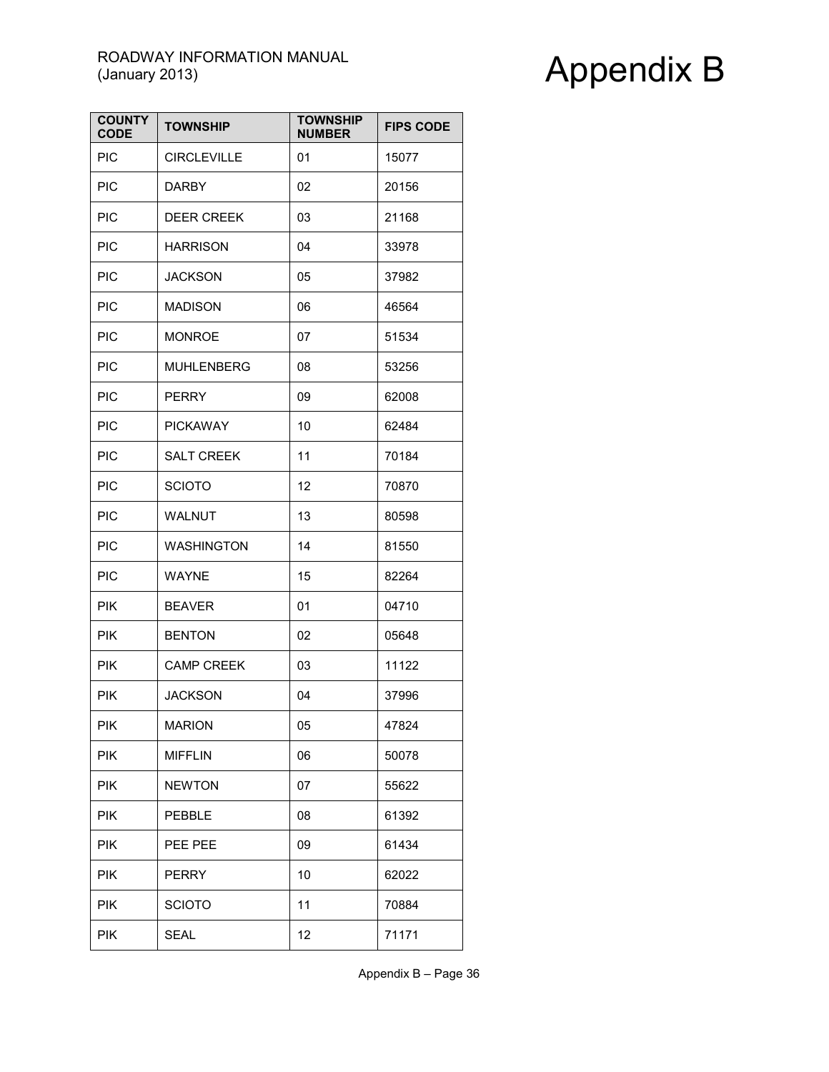| COUNTY CODE | TOWNSHIP | TOWNSHIP NUMBER | FIPS CODE |
|---|---|---|---|
| PIC | CIRCLEVILLE | 01 | 15077 |
| PIC | DARBY | 02 | 20156 |
| PIC | DEER CREEK | 03 | 21168 |
| PIC | HARRISON | 04 | 33978 |
| PIC | JACKSON | 05 | 37982 |
| PIC | MADISON | 06 | 46564 |
| PIC | MONROE | 07 | 51534 |
| PIC | MUHLENBERG | 08 | 53256 |
| PIC | PERRY | 09 | 62008 |
| PIC | PICKAWAY | 10 | 62484 |
| PIC | SALT CREEK | 11 | 70184 |
| PIC | SCIOTO | 12 | 70870 |
| PIC | WALNUT | 13 | 80598 |
| PIC | WASHINGTON | 14 | 81550 |
| PIC | WAYNE | 15 | 82264 |
| PIK | BEAVER | 01 | 04710 |
| PIK | BENTON | 02 | 05648 |
| PIK | CAMP CREEK | 03 | 11122 |
| PIK | JACKSON | 04 | 37996 |
| PIK | MARION | 05 | 47824 |
| PIK | MIFFLIN | 06 | 50078 |
| PIK | NEWTON | 07 | 55622 |
| PIK | PEBBLE | 08 | 61392 |
| PIK | PEE PEE | 09 | 61434 |
| PIK | PERRY | 10 | 62022 |
| PIK | SCIOTO | 11 | 70884 |
| PIK | SEAL | 12 | 71171 |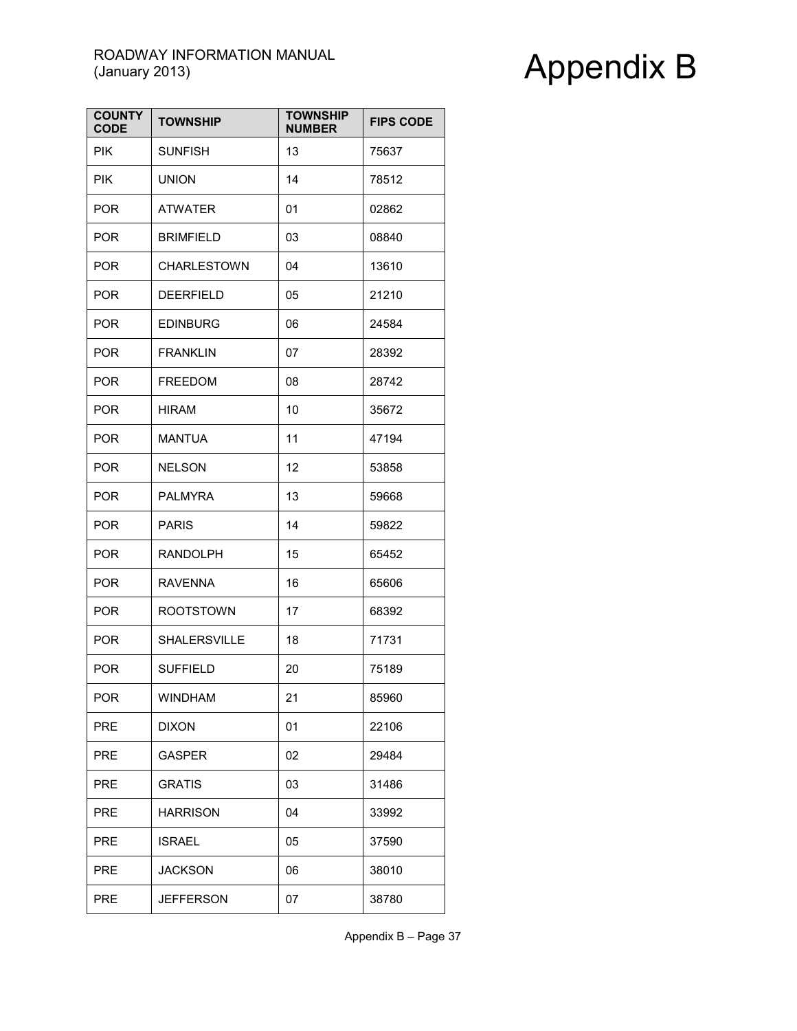| COUNTY CODE | TOWNSHIP | TOWNSHIP NUMBER | FIPS CODE |
|---|---|---|---|
| PIK | SUNFISH | 13 | 75637 |
| PIK | UNION | 14 | 78512 |
| POR | ATWATER | 01 | 02862 |
| POR | BRIMFIELD | 03 | 08840 |
| POR | CHARLESTOWN | 04 | 13610 |
| POR | DEERFIELD | 05 | 21210 |
| POR | EDINBURG | 06 | 24584 |
| POR | FRANKLIN | 07 | 28392 |
| POR | FREEDOM | 08 | 28742 |
| POR | HIRAM | 10 | 35672 |
| POR | MANTUA | 11 | 47194 |
| POR | NELSON | 12 | 53858 |
| POR | PALMYRA | 13 | 59668 |
| POR | PARIS | 14 | 59822 |
| POR | RANDOLPH | 15 | 65452 |
| POR | RAVENNA | 16 | 65606 |
| POR | ROOTSTOWN | 17 | 68392 |
| POR | SHALERSVILLE | 18 | 71731 |
| POR | SUFFIELD | 20 | 75189 |
| POR | WINDHAM | 21 | 85960 |
| PRE | DIXON | 01 | 22106 |
| PRE | GASPER | 02 | 29484 |
| PRE | GRATIS | 03 | 31486 |
| PRE | HARRISON | 04 | 33992 |
| PRE | ISRAEL | 05 | 37590 |
| PRE | JACKSON | 06 | 38010 |
| PRE | JEFFERSON | 07 | 38780 |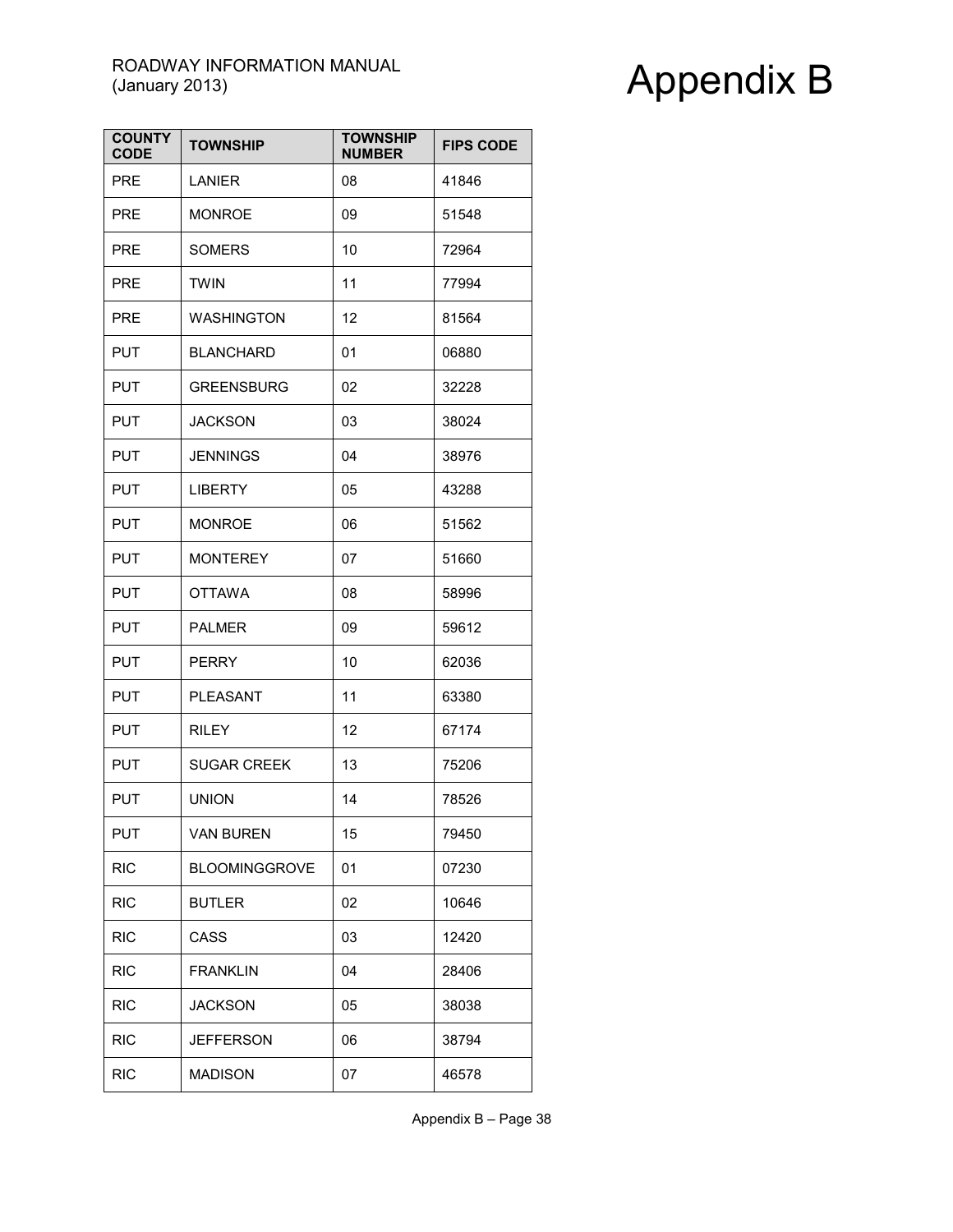| COUNTY CODE | TOWNSHIP | TOWNSHIP NUMBER | FIPS CODE |
|---|---|---|---|
| PRE | LANIER | 08 | 41846 |
| PRE | MONROE | 09 | 51548 |
| PRE | SOMERS | 10 | 72964 |
| PRE | TWIN | 11 | 77994 |
| PRE | WASHINGTON | 12 | 81564 |
| PUT | BLANCHARD | 01 | 06880 |
| PUT | GREENSBURG | 02 | 32228 |
| PUT | JACKSON | 03 | 38024 |
| PUT | JENNINGS | 04 | 38976 |
| PUT | LIBERTY | 05 | 43288 |
| PUT | MONROE | 06 | 51562 |
| PUT | MONTEREY | 07 | 51660 |
| PUT | OTTAWA | 08 | 58996 |
| PUT | PALMER | 09 | 59612 |
| PUT | PERRY | 10 | 62036 |
| PUT | PLEASANT | 11 | 63380 |
| PUT | RILEY | 12 | 67174 |
| PUT | SUGAR CREEK | 13 | 75206 |
| PUT | UNION | 14 | 78526 |
| PUT | VAN BUREN | 15 | 79450 |
| RIC | BLOOMINGGROVE | 01 | 07230 |
| RIC | BUTLER | 02 | 10646 |
| RIC | CASS | 03 | 12420 |
| RIC | FRANKLIN | 04 | 28406 |
| RIC | JACKSON | 05 | 38038 |
| RIC | JEFFERSON | 06 | 38794 |
| RIC | MADISON | 07 | 46578 |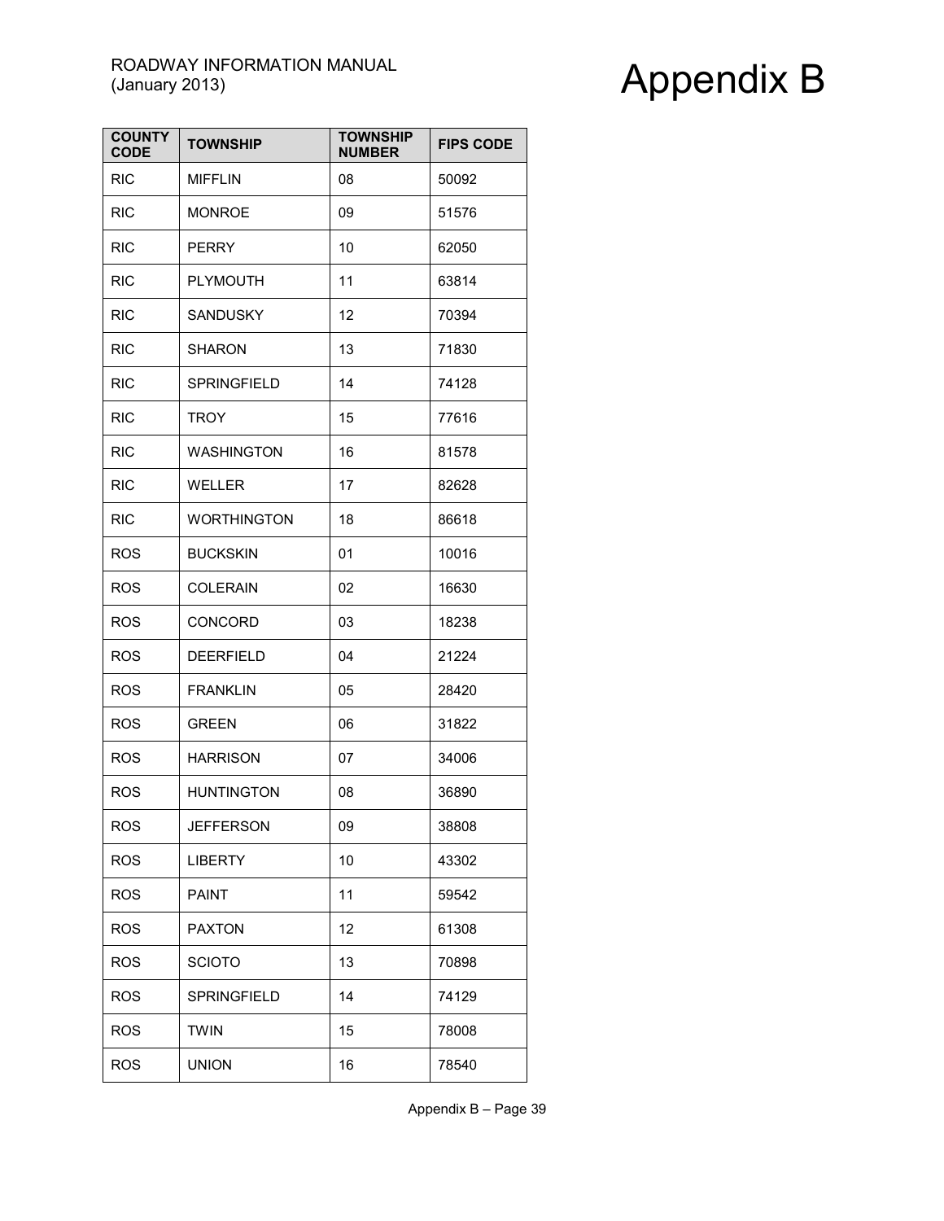| COUNTY CODE | TOWNSHIP | TOWNSHIP NUMBER | FIPS CODE |
|---|---|---|---|
| RIC | MIFFLIN | 08 | 50092 |
| RIC | MONROE | 09 | 51576 |
| RIC | PERRY | 10 | 62050 |
| RIC | PLYMOUTH | 11 | 63814 |
| RIC | SANDUSKY | 12 | 70394 |
| RIC | SHARON | 13 | 71830 |
| RIC | SPRINGFIELD | 14 | 74128 |
| RIC | TROY | 15 | 77616 |
| RIC | WASHINGTON | 16 | 81578 |
| RIC | WELLER | 17 | 82628 |
| RIC | WORTHINGTON | 18 | 86618 |
| ROS | BUCKSKIN | 01 | 10016 |
| ROS | COLERAIN | 02 | 16630 |
| ROS | CONCORD | 03 | 18238 |
| ROS | DEERFIELD | 04 | 21224 |
| ROS | FRANKLIN | 05 | 28420 |
| ROS | GREEN | 06 | 31822 |
| ROS | HARRISON | 07 | 34006 |
| ROS | HUNTINGTON | 08 | 36890 |
| ROS | JEFFERSON | 09 | 38808 |
| ROS | LIBERTY | 10 | 43302 |
| ROS | PAINT | 11 | 59542 |
| ROS | PAXTON | 12 | 61308 |
| ROS | SCIOTO | 13 | 70898 |
| ROS | SPRINGFIELD | 14 | 74129 |
| ROS | TWIN | 15 | 78008 |
| ROS | UNION | 16 | 78540 |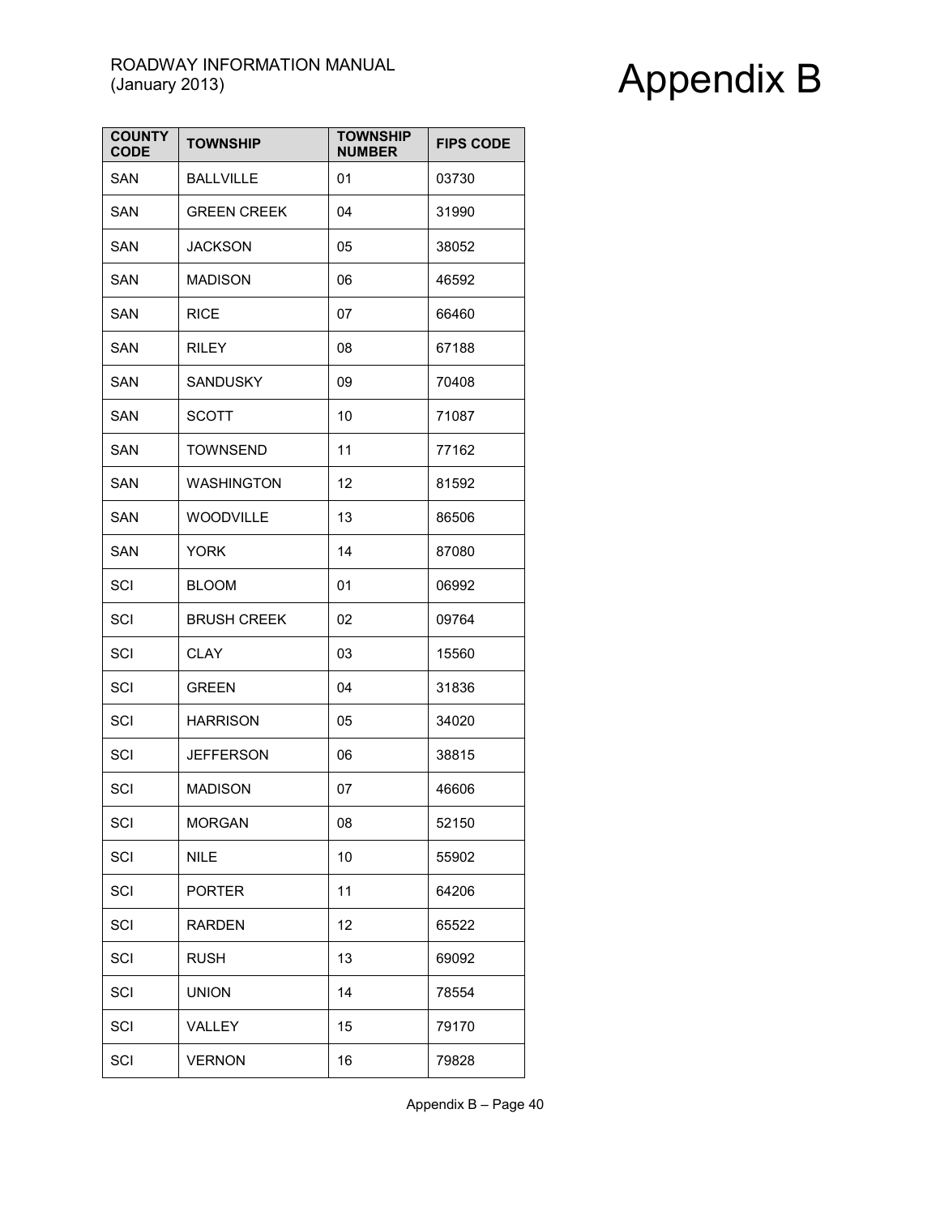| COUNTY CODE | TOWNSHIP | TOWNSHIP NUMBER | FIPS CODE |
|---|---|---|---|
| SAN | BALLVILLE | 01 | 03730 |
| SAN | GREEN CREEK | 04 | 31990 |
| SAN | JACKSON | 05 | 38052 |
| SAN | MADISON | 06 | 46592 |
| SAN | RICE | 07 | 66460 |
| SAN | RILEY | 08 | 67188 |
| SAN | SANDUSKY | 09 | 70408 |
| SAN | SCOTT | 10 | 71087 |
| SAN | TOWNSEND | 11 | 77162 |
| SAN | WASHINGTON | 12 | 81592 |
| SAN | WOODVILLE | 13 | 86506 |
| SAN | YORK | 14 | 87080 |
| SCI | BLOOM | 01 | 06992 |
| SCI | BRUSH CREEK | 02 | 09764 |
| SCI | CLAY | 03 | 15560 |
| SCI | GREEN | 04 | 31836 |
| SCI | HARRISON | 05 | 34020 |
| SCI | JEFFERSON | 06 | 38815 |
| SCI | MADISON | 07 | 46606 |
| SCI | MORGAN | 08 | 52150 |
| SCI | NILE | 10 | 55902 |
| SCI | PORTER | 11 | 64206 |
| SCI | RARDEN | 12 | 65522 |
| SCI | RUSH | 13 | 69092 |
| SCI | UNION | 14 | 78554 |
| SCI | VALLEY | 15 | 79170 |
| SCI | VERNON | 16 | 79828 |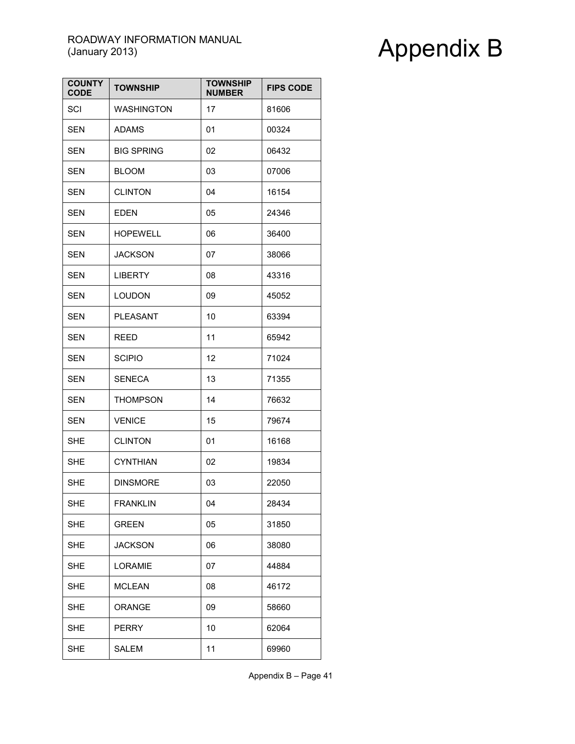| COUNTY CODE | TOWNSHIP | TOWNSHIP NUMBER | FIPS CODE |
|---|---|---|---|
| SCI | WASHINGTON | 17 | 81606 |
| SEN | ADAMS | 01 | 00324 |
| SEN | BIG SPRING | 02 | 06432 |
| SEN | BLOOM | 03 | 07006 |
| SEN | CLINTON | 04 | 16154 |
| SEN | EDEN | 05 | 24346 |
| SEN | HOPEWELL | 06 | 36400 |
| SEN | JACKSON | 07 | 38066 |
| SEN | LIBERTY | 08 | 43316 |
| SEN | LOUDON | 09 | 45052 |
| SEN | PLEASANT | 10 | 63394 |
| SEN | REED | 11 | 65942 |
| SEN | SCIPIO | 12 | 71024 |
| SEN | SENECA | 13 | 71355 |
| SEN | THOMPSON | 14 | 76632 |
| SEN | VENICE | 15 | 79674 |
| SHE | CLINTON | 01 | 16168 |
| SHE | CYNTHIAN | 02 | 19834 |
| SHE | DINSMORE | 03 | 22050 |
| SHE | FRANKLIN | 04 | 28434 |
| SHE | GREEN | 05 | 31850 |
| SHE | JACKSON | 06 | 38080 |
| SHE | LORAMIE | 07 | 44884 |
| SHE | MCLEAN | 08 | 46172 |
| SHE | ORANGE | 09 | 58660 |
| SHE | PERRY | 10 | 62064 |
| SHE | SALEM | 11 | 69960 |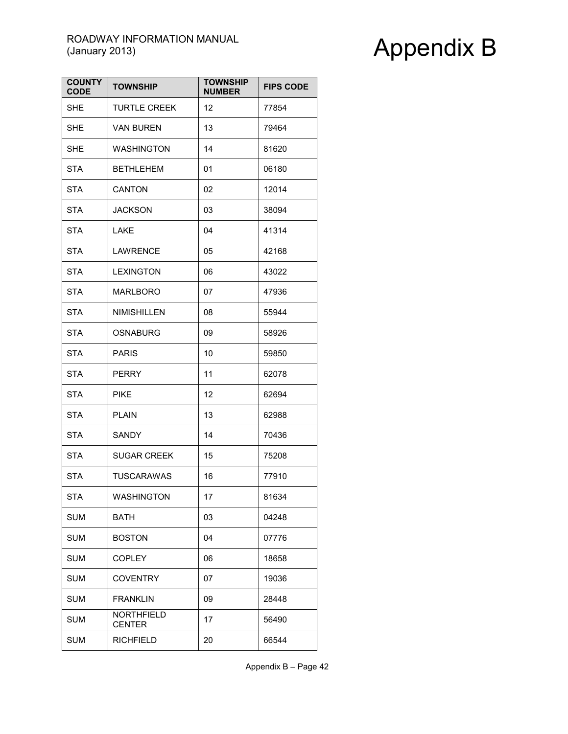| COUNTY CODE | TOWNSHIP | TOWNSHIP NUMBER | FIPS CODE |
| --- | --- | --- | --- |
| SHE | TURTLE CREEK | 12 | 77854 |
| SHE | VAN BUREN | 13 | 79464 |
| SHE | WASHINGTON | 14 | 81620 |
| STA | BETHLEHEM | 01 | 06180 |
| STA | CANTON | 02 | 12014 |
| STA | JACKSON | 03 | 38094 |
| STA | LAKE | 04 | 41314 |
| STA | LAWRENCE | 05 | 42168 |
| STA | LEXINGTON | 06 | 43022 |
| STA | MARLBORO | 07 | 47936 |
| STA | NIMISHILLEN | 08 | 55944 |
| STA | OSNABURG | 09 | 58926 |
| STA | PARIS | 10 | 59850 |
| STA | PERRY | 11 | 62078 |
| STA | PIKE | 12 | 62694 |
| STA | PLAIN | 13 | 62988 |
| STA | SANDY | 14 | 70436 |
| STA | SUGAR CREEK | 15 | 75208 |
| STA | TUSCARAWAS | 16 | 77910 |
| STA | WASHINGTON | 17 | 81634 |
| SUM | BATH | 03 | 04248 |
| SUM | BOSTON | 04 | 07776 |
| SUM | COPLEY | 06 | 18658 |
| SUM | COVENTRY | 07 | 19036 |
| SUM | FRANKLIN | 09 | 28448 |
| SUM | NORTHFIELD CENTER | 17 | 56490 |
| SUM | RICHFIELD | 20 | 66544 |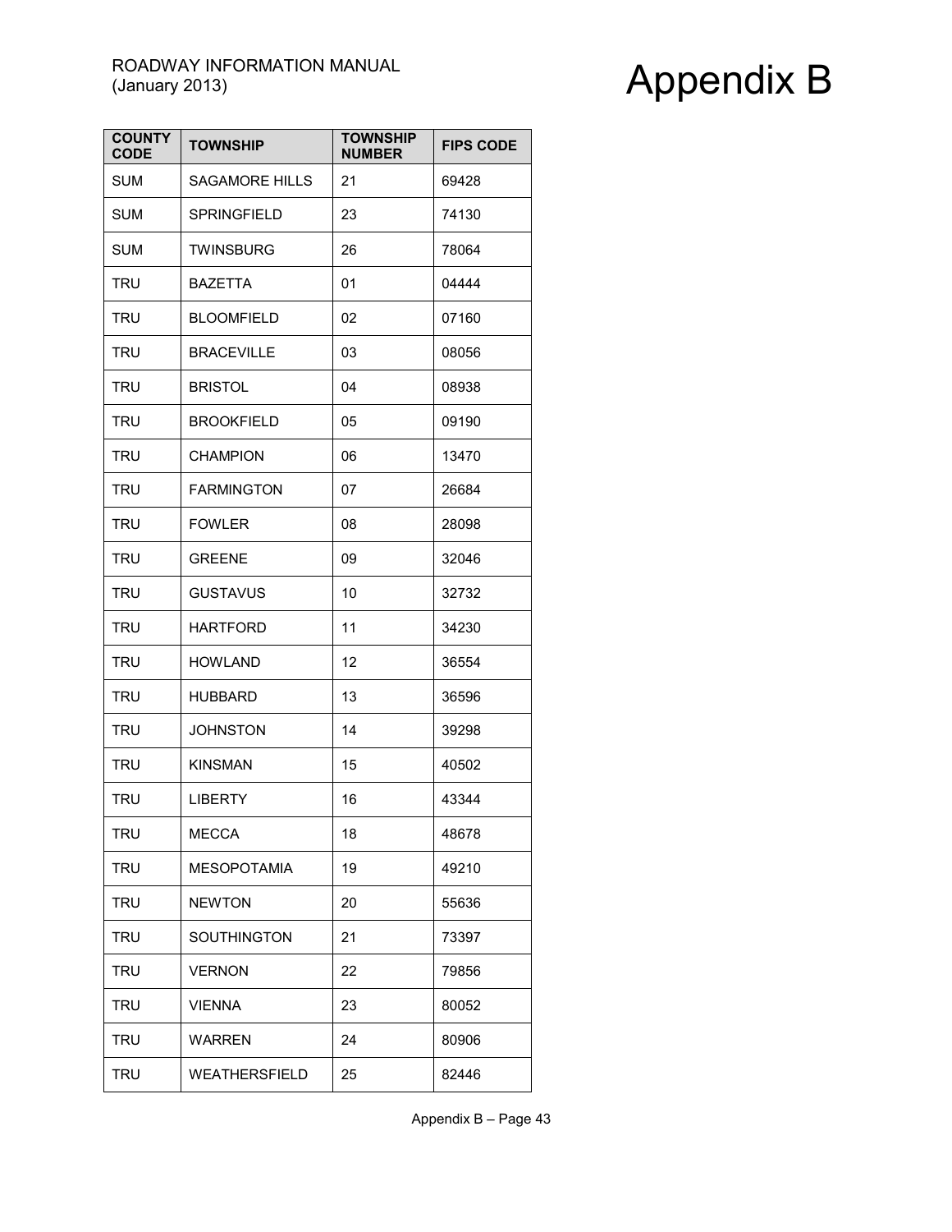| COUNTY CODE | TOWNSHIP | TOWNSHIP NUMBER | FIPS CODE |
|---|---|---|---|
| SUM | SAGAMORE HILLS | 21 | 69428 |
| SUM | SPRINGFIELD | 23 | 74130 |
| SUM | TWINSBURG | 26 | 78064 |
| TRU | BAZETTA | 01 | 04444 |
| TRU | BLOOMFIELD | 02 | 07160 |
| TRU | BRACEVILLE | 03 | 08056 |
| TRU | BRISTOL | 04 | 08938 |
| TRU | BROOKFIELD | 05 | 09190 |
| TRU | CHAMPION | 06 | 13470 |
| TRU | FARMINGTON | 07 | 26684 |
| TRU | FOWLER | 08 | 28098 |
| TRU | GREENE | 09 | 32046 |
| TRU | GUSTAVUS | 10 | 32732 |
| TRU | HARTFORD | 11 | 34230 |
| TRU | HOWLAND | 12 | 36554 |
| TRU | HUBBARD | 13 | 36596 |
| TRU | JOHNSTON | 14 | 39298 |
| TRU | KINSMAN | 15 | 40502 |
| TRU | LIBERTY | 16 | 43344 |
| TRU | MECCA | 18 | 48678 |
| TRU | MESOPOTAMIA | 19 | 49210 |
| TRU | NEWTON | 20 | 55636 |
| TRU | SOUTHINGTON | 21 | 73397 |
| TRU | VERNON | 22 | 79856 |
| TRU | VIENNA | 23 | 80052 |
| TRU | WARREN | 24 | 80906 |
| TRU | WEATHERSFIELD | 25 | 82446 |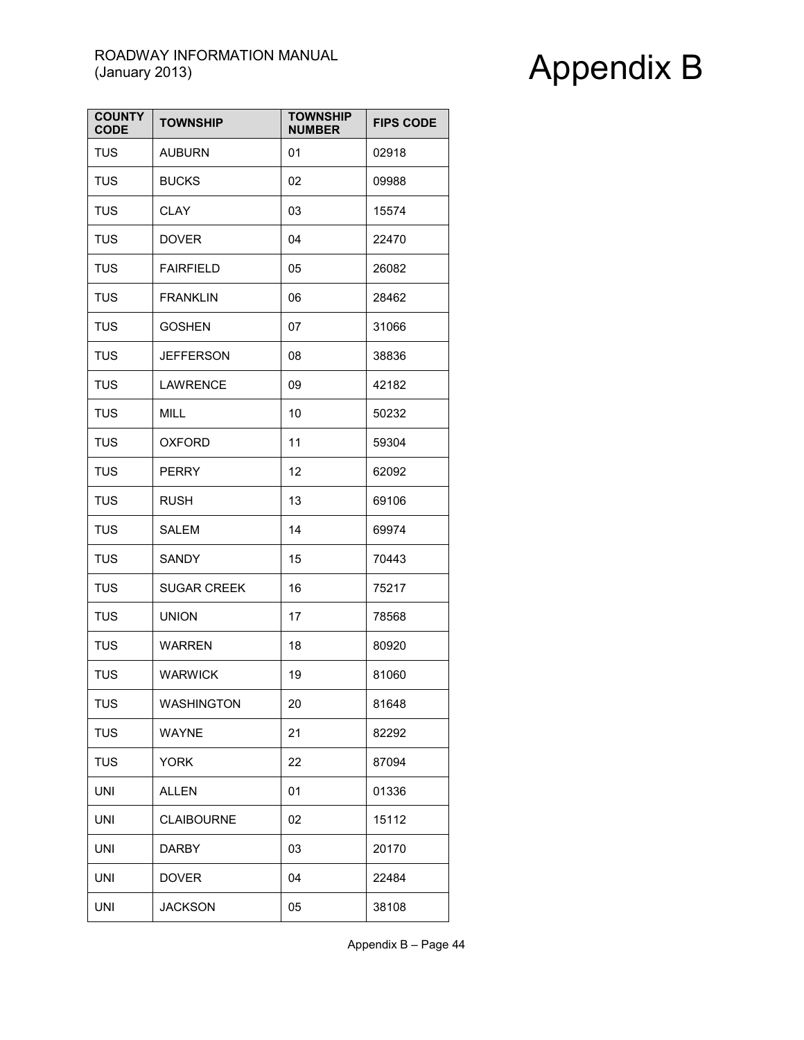| COUNTY CODE | TOWNSHIP | TOWNSHIP NUMBER | FIPS CODE |
| --- | --- | --- | --- |
| TUS | AUBURN | 01 | 02918 |
| TUS | BUCKS | 02 | 09988 |
| TUS | CLAY | 03 | 15574 |
| TUS | DOVER | 04 | 22470 |
| TUS | FAIRFIELD | 05 | 26082 |
| TUS | FRANKLIN | 06 | 28462 |
| TUS | GOSHEN | 07 | 31066 |
| TUS | JEFFERSON | 08 | 38836 |
| TUS | LAWRENCE | 09 | 42182 |
| TUS | MILL | 10 | 50232 |
| TUS | OXFORD | 11 | 59304 |
| TUS | PERRY | 12 | 62092 |
| TUS | RUSH | 13 | 69106 |
| TUS | SALEM | 14 | 69974 |
| TUS | SANDY | 15 | 70443 |
| TUS | SUGAR CREEK | 16 | 75217 |
| TUS | UNION | 17 | 78568 |
| TUS | WARREN | 18 | 80920 |
| TUS | WARWICK | 19 | 81060 |
| TUS | WASHINGTON | 20 | 81648 |
| TUS | WAYNE | 21 | 82292 |
| TUS | YORK | 22 | 87094 |
| UNI | ALLEN | 01 | 01336 |
| UNI | CLAIBOURNE | 02 | 15112 |
| UNI | DARBY | 03 | 20170 |
| UNI | DOVER | 04 | 22484 |
| UNI | JACKSON | 05 | 38108 |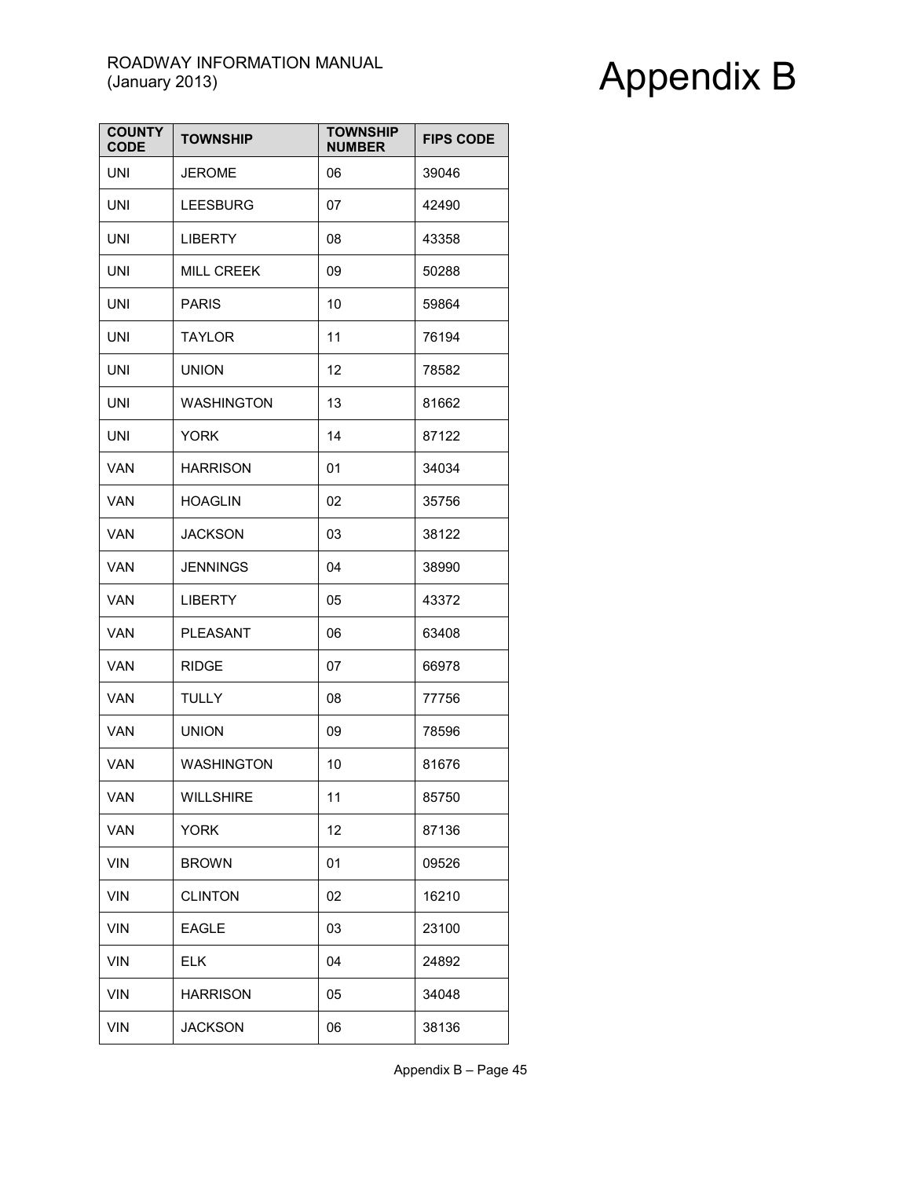| COUNTY CODE | TOWNSHIP | TOWNSHIP NUMBER | FIPS CODE |
|---|---|---|---|
| UNI | JEROME | 06 | 39046 |
| UNI | LEESBURG | 07 | 42490 |
| UNI | LIBERTY | 08 | 43358 |
| UNI | MILL CREEK | 09 | 50288 |
| UNI | PARIS | 10 | 59864 |
| UNI | TAYLOR | 11 | 76194 |
| UNI | UNION | 12 | 78582 |
| UNI | WASHINGTON | 13 | 81662 |
| UNI | YORK | 14 | 87122 |
| VAN | HARRISON | 01 | 34034 |
| VAN | HOAGLIN | 02 | 35756 |
| VAN | JACKSON | 03 | 38122 |
| VAN | JENNINGS | 04 | 38990 |
| VAN | LIBERTY | 05 | 43372 |
| VAN | PLEASANT | 06 | 63408 |
| VAN | RIDGE | 07 | 66978 |
| VAN | TULLY | 08 | 77756 |
| VAN | UNION | 09 | 78596 |
| VAN | WASHINGTON | 10 | 81676 |
| VAN | WILLSHIRE | 11 | 85750 |
| VAN | YORK | 12 | 87136 |
| VIN | BROWN | 01 | 09526 |
| VIN | CLINTON | 02 | 16210 |
| VIN | EAGLE | 03 | 23100 |
| VIN | ELK | 04 | 24892 |
| VIN | HARRISON | 05 | 34048 |
| VIN | JACKSON | 06 | 38136 |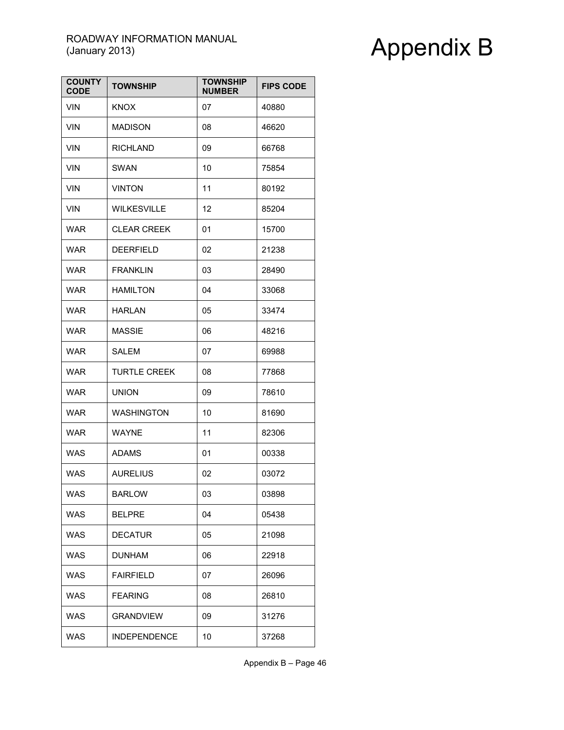| COUNTY CODE | TOWNSHIP | TOWNSHIP NUMBER | FIPS CODE |
|---|---|---|---|
| VIN | KNOX | 07 | 40880 |
| VIN | MADISON | 08 | 46620 |
| VIN | RICHLAND | 09 | 66768 |
| VIN | SWAN | 10 | 75854 |
| VIN | VINTON | 11 | 80192 |
| VIN | WILKESVILLE | 12 | 85204 |
| WAR | CLEAR CREEK | 01 | 15700 |
| WAR | DEERFIELD | 02 | 21238 |
| WAR | FRANKLIN | 03 | 28490 |
| WAR | HAMILTON | 04 | 33068 |
| WAR | HARLAN | 05 | 33474 |
| WAR | MASSIE | 06 | 48216 |
| WAR | SALEM | 07 | 69988 |
| WAR | TURTLE CREEK | 08 | 77868 |
| WAR | UNION | 09 | 78610 |
| WAR | WASHINGTON | 10 | 81690 |
| WAR | WAYNE | 11 | 82306 |
| WAS | ADAMS | 01 | 00338 |
| WAS | AURELIUS | 02 | 03072 |
| WAS | BARLOW | 03 | 03898 |
| WAS | BELPRE | 04 | 05438 |
| WAS | DECATUR | 05 | 21098 |
| WAS | DUNHAM | 06 | 22918 |
| WAS | FAIRFIELD | 07 | 26096 |
| WAS | FEARING | 08 | 26810 |
| WAS | GRANDVIEW | 09 | 31276 |
| WAS | INDEPENDENCE | 10 | 37268 |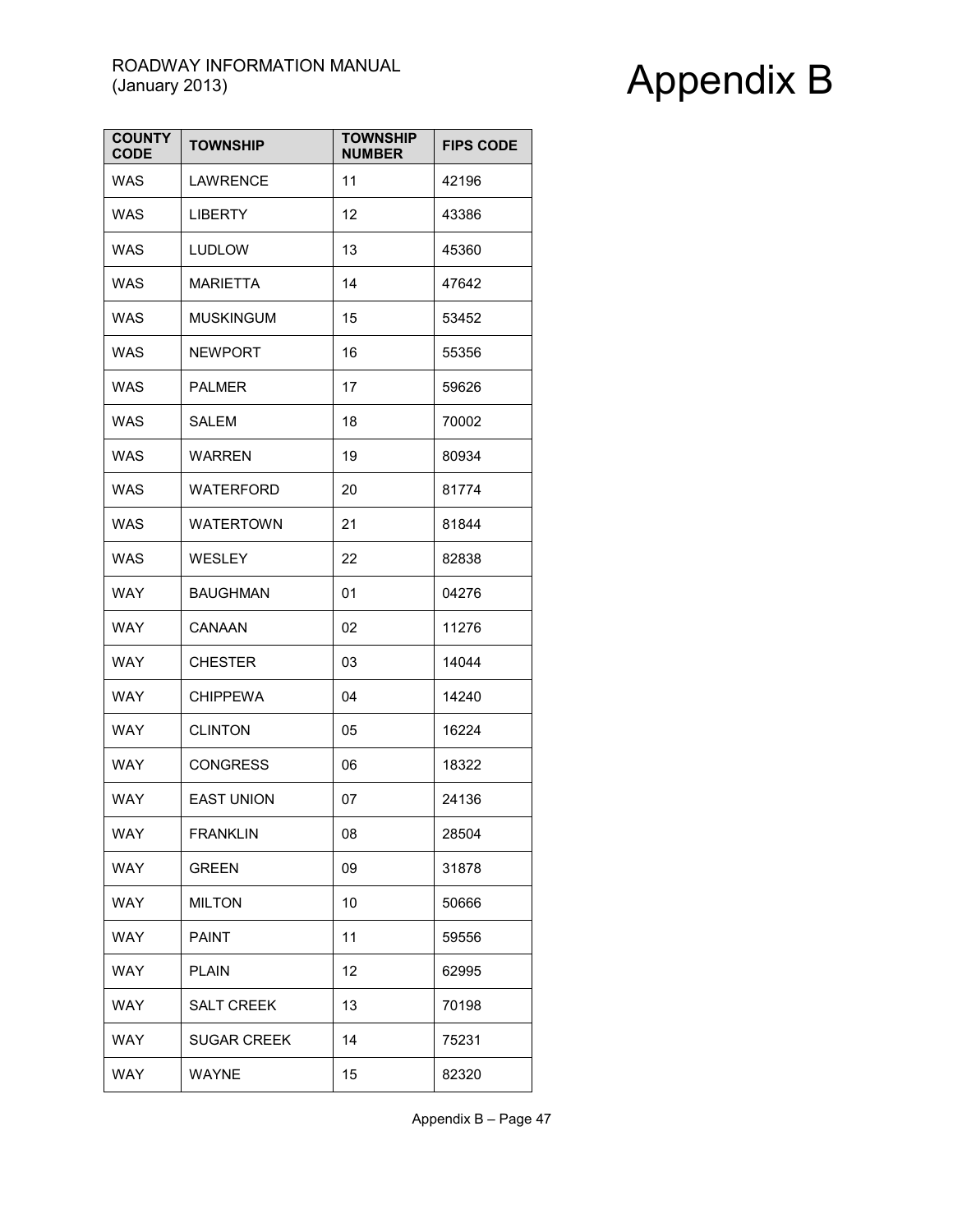| COUNTY CODE | TOWNSHIP | TOWNSHIP NUMBER | FIPS CODE |
|---|---|---|---|
| WAS | LAWRENCE | 11 | 42196 |
| WAS | LIBERTY | 12 | 43386 |
| WAS | LUDLOW | 13 | 45360 |
| WAS | MARIETTA | 14 | 47642 |
| WAS | MUSKINGUM | 15 | 53452 |
| WAS | NEWPORT | 16 | 55356 |
| WAS | PALMER | 17 | 59626 |
| WAS | SALEM | 18 | 70002 |
| WAS | WARREN | 19 | 80934 |
| WAS | WATERFORD | 20 | 81774 |
| WAS | WATERTOWN | 21 | 81844 |
| WAS | WESLEY | 22 | 82838 |
| WAY | BAUGHMAN | 01 | 04276 |
| WAY | CANAAN | 02 | 11276 |
| WAY | CHESTER | 03 | 14044 |
| WAY | CHIPPEWA | 04 | 14240 |
| WAY | CLINTON | 05 | 16224 |
| WAY | CONGRESS | 06 | 18322 |
| WAY | EAST UNION | 07 | 24136 |
| WAY | FRANKLIN | 08 | 28504 |
| WAY | GREEN | 09 | 31878 |
| WAY | MILTON | 10 | 50666 |
| WAY | PAINT | 11 | 59556 |
| WAY | PLAIN | 12 | 62995 |
| WAY | SALT CREEK | 13 | 70198 |
| WAY | SUGAR CREEK | 14 | 75231 |
| WAY | WAYNE | 15 | 82320 |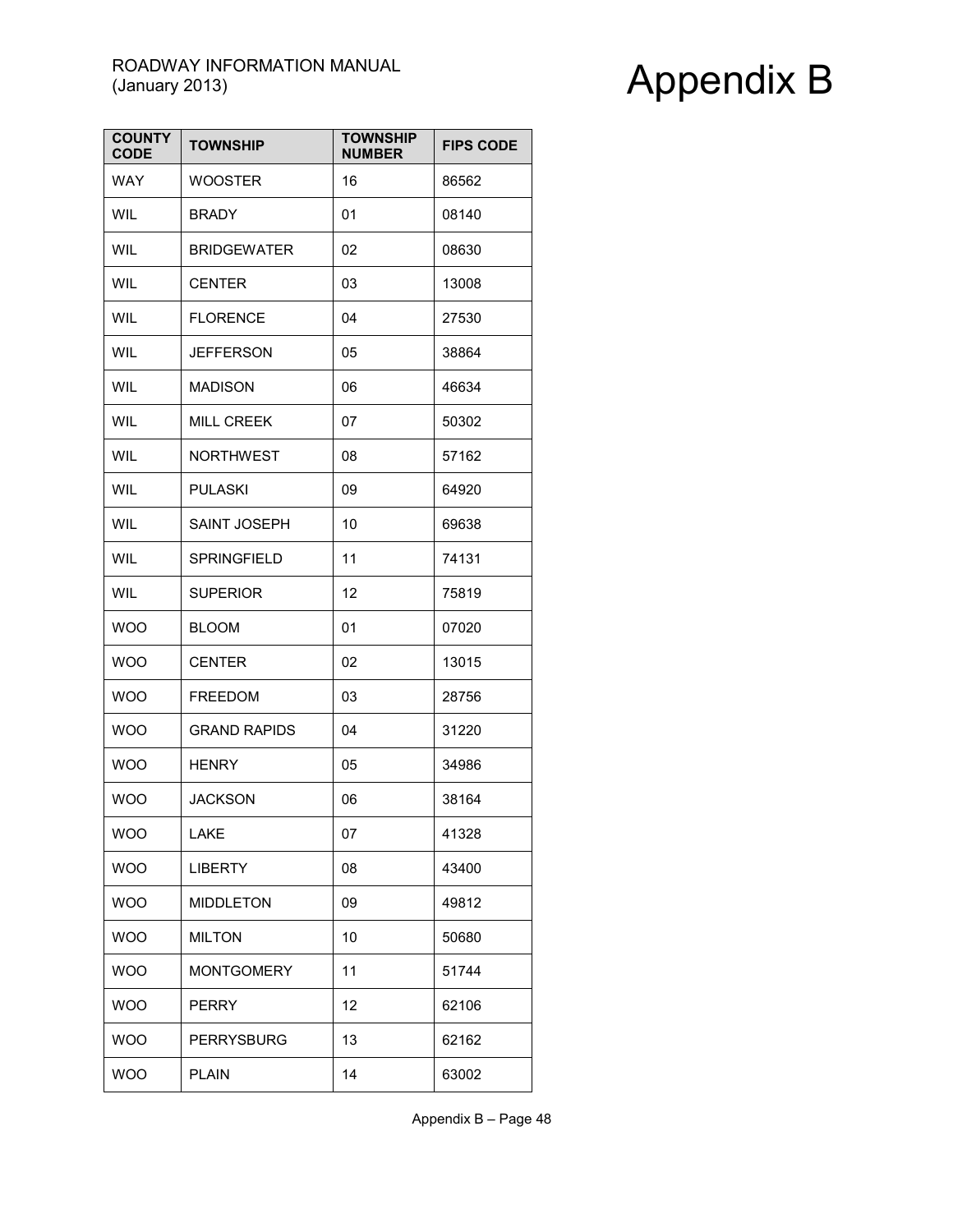| COUNTY CODE | TOWNSHIP | TOWNSHIP NUMBER | FIPS CODE |
|---|---|---|---|
| WAY | WOOSTER | 16 | 86562 |
| WIL | BRADY | 01 | 08140 |
| WIL | BRIDGEWATER | 02 | 08630 |
| WIL | CENTER | 03 | 13008 |
| WIL | FLORENCE | 04 | 27530 |
| WIL | JEFFERSON | 05 | 38864 |
| WIL | MADISON | 06 | 46634 |
| WIL | MILL CREEK | 07 | 50302 |
| WIL | NORTHWEST | 08 | 57162 |
| WIL | PULASKI | 09 | 64920 |
| WIL | SAINT JOSEPH | 10 | 69638 |
| WIL | SPRINGFIELD | 11 | 74131 |
| WIL | SUPERIOR | 12 | 75819 |
| WOO | BLOOM | 01 | 07020 |
| WOO | CENTER | 02 | 13015 |
| WOO | FREEDOM | 03 | 28756 |
| WOO | GRAND RAPIDS | 04 | 31220 |
| WOO | HENRY | 05 | 34986 |
| WOO | JACKSON | 06 | 38164 |
| WOO | LAKE | 07 | 41328 |
| WOO | LIBERTY | 08 | 43400 |
| WOO | MIDDLETON | 09 | 49812 |
| WOO | MILTON | 10 | 50680 |
| WOO | MONTGOMERY | 11 | 51744 |
| WOO | PERRY | 12 | 62106 |
| WOO | PERRYSBURG | 13 | 62162 |
| WOO | PLAIN | 14 | 63002 |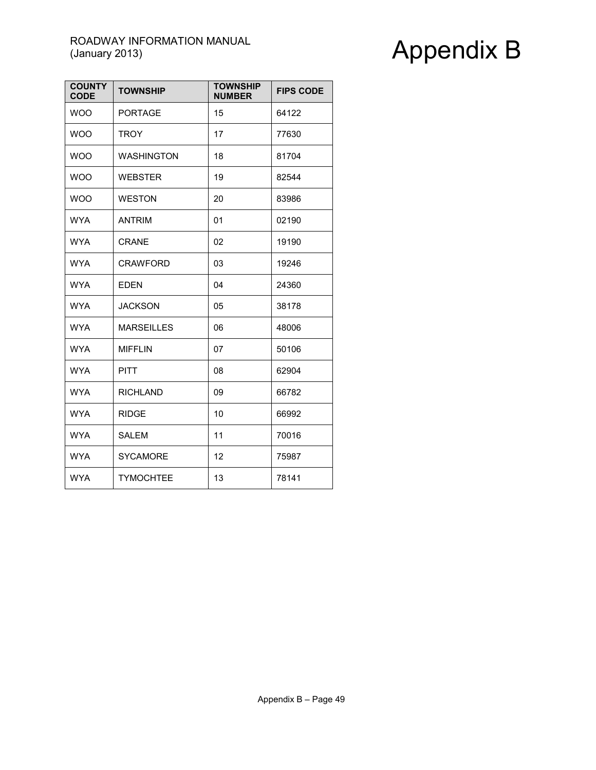| COUNTY CODE | TOWNSHIP | TOWNSHIP NUMBER | FIPS CODE |
|---|---|---|---|
| WOO | PORTAGE | 15 | 64122 |
| WOO | TROY | 17 | 77630 |
| WOO | WASHINGTON | 18 | 81704 |
| WOO | WEBSTER | 19 | 82544 |
| WOO | WESTON | 20 | 83986 |
| WYA | ANTRIM | 01 | 02190 |
| WYA | CRANE | 02 | 19190 |
| WYA | CRAWFORD | 03 | 19246 |
| WYA | EDEN | 04 | 24360 |
| WYA | JACKSON | 05 | 38178 |
| WYA | MARSEILLES | 06 | 48006 |
| WYA | MIFFLIN | 07 | 50106 |
| WYA | PITT | 08 | 62904 |
| WYA | RICHLAND | 09 | 66782 |
| WYA | RIDGE | 10 | 66992 |
| WYA | SALEM | 11 | 70016 |
| WYA | SYCAMORE | 12 | 75987 |
| WYA | TYMOCHTEE | 13 | 78141 |